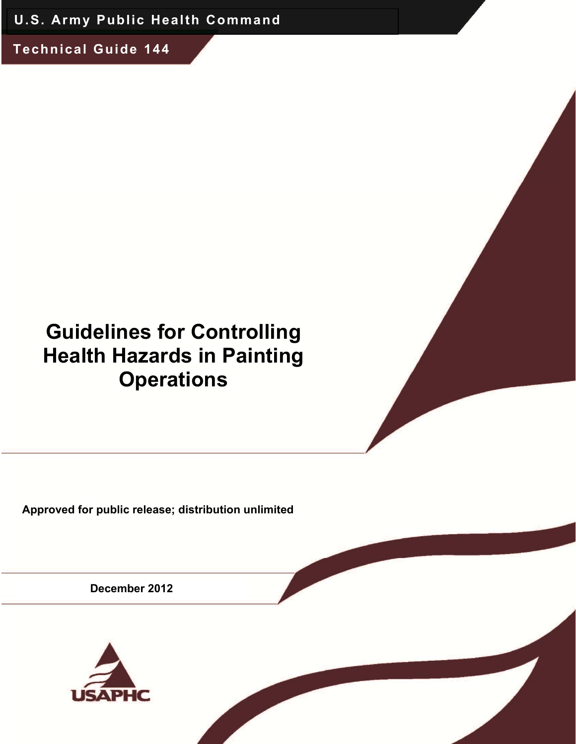U.S. Army Public Health Command

Technical Guide 144

# Guidelines for Controlling Health Hazards in Painting Operations

**Approved for public release; distribution unlimited**

**December 2012**

USAPHC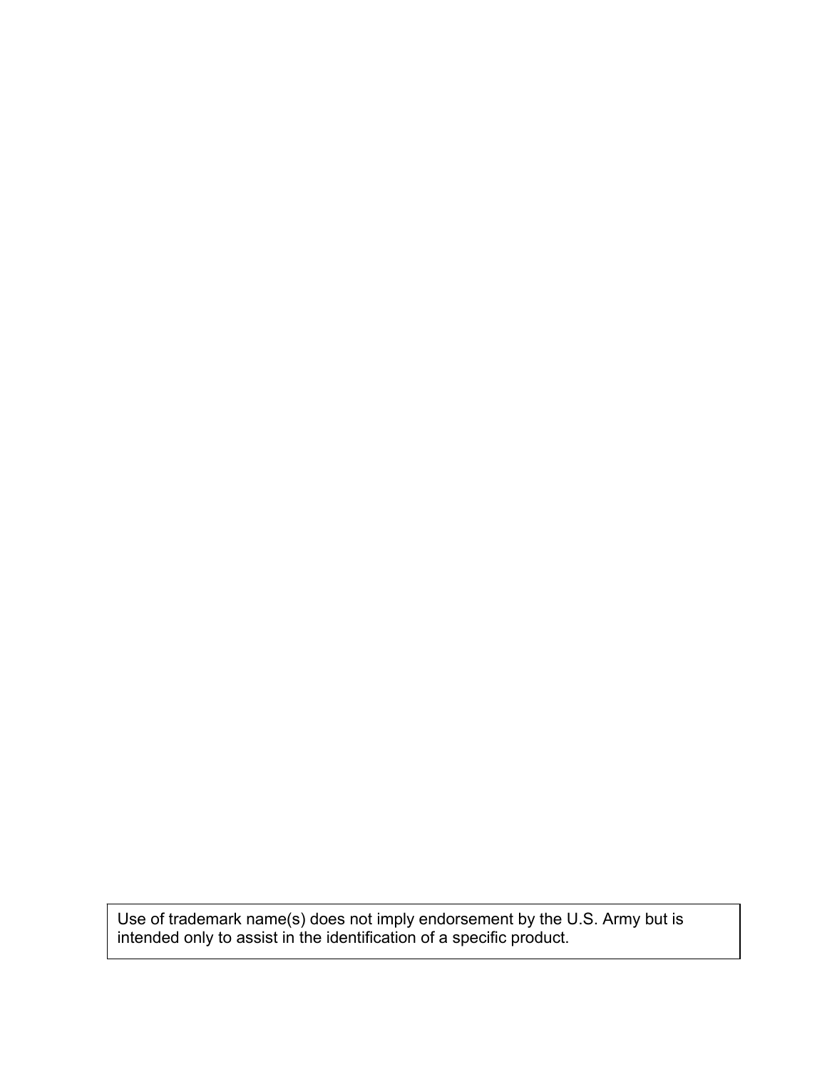Use of trademark name(s) does not imply endorsement by the U.S. Army but is intended only to assist in the identification of a specific product.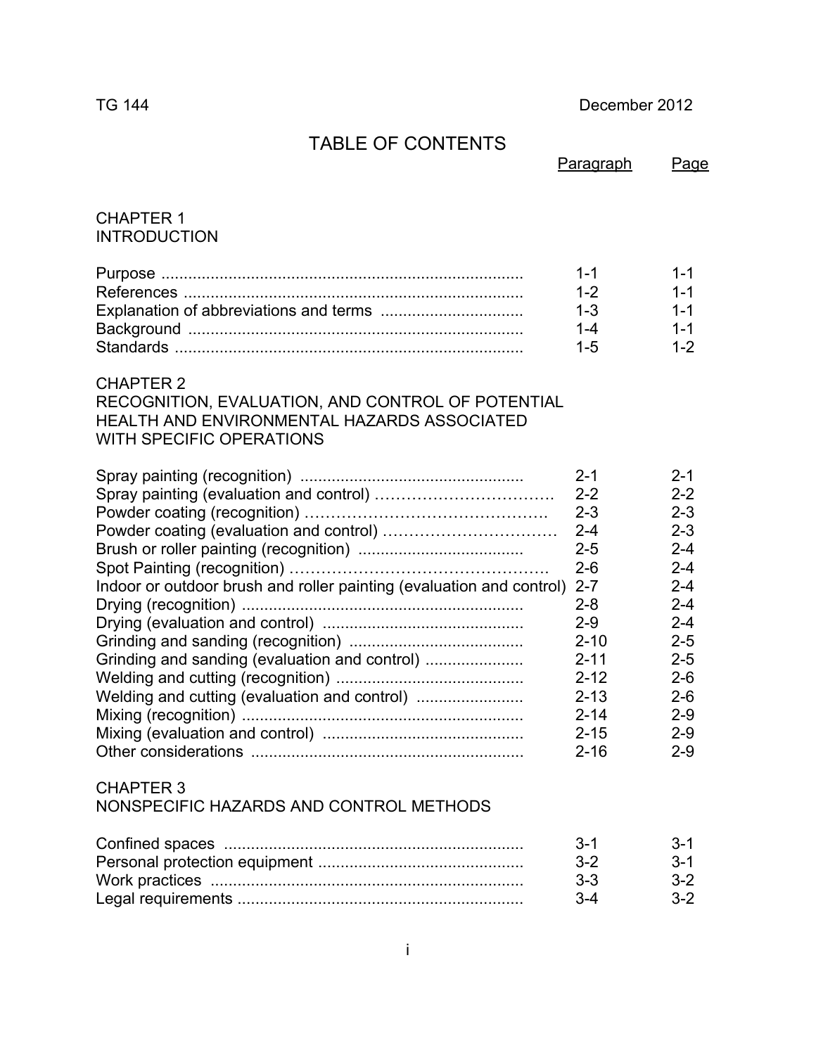# TABLE OF CONTENTS

| | Paragraph | Page |
|---|---|---|
| **CHAPTER 1**<br>**INTRODUCTION** | | |
| Purpose | 1-1 | 1-1 |
| References | 1-2 | 1-1 |
| Explanation of abbreviations and terms | 1-3 | 1-1 |
| Background | 1-4 | 1-1 |
| Standards | 1-5 | 1-2 |
| **CHAPTER 2**<br>**RECOGNITION, EVALUATION, AND CONTROL OF POTENTIAL HEALTH AND ENVIRONMENTAL HAZARDS ASSOCIATED WITH SPECIFIC OPERATIONS** | | |
| Spray painting (recognition) | 2-1 | 2-1 |
| Spray painting (evaluation and control) | 2-2 | 2-2 |
| Powder coating (recognition) | 2-3 | 2-3 |
| Powder coating (evaluation and control) | 2-4 | 2-3 |
| Brush or roller painting (recognition) | 2-5 | 2-4 |
| Spot Painting (recognition) | 2-6 | 2-4 |
| Indoor or outdoor brush and roller painting (evaluation and control) | 2-7 | 2-4 |
| Drying (recognition) | 2-8 | 2-4 |
| Drying (evaluation and control) | 2-9 | 2-4 |
| Grinding and sanding (recognition) | 2-10 | 2-5 |
| Grinding and sanding (evaluation and control) | 2-11 | 2-5 |
| Welding and cutting (recognition) | 2-12 | 2-6 |
| Welding and cutting (evaluation and control) | 2-13 | 2-6 |
| Mixing (recognition) | 2-14 | 2-9 |
| Mixing (evaluation and control) | 2-15 | 2-9 |
| Other considerations | 2-16 | 2-9 |
| **CHAPTER 3**<br>**NONSPECIFIC HAZARDS AND CONTROL METHODS** | | |
| Confined spaces | 3-1 | 3-1 |
| Personal protection equipment | 3-2 | 3-1 |
| Work practices | 3-3 | 3-2 |
| Legal requirements | 3-4 | 3-2 |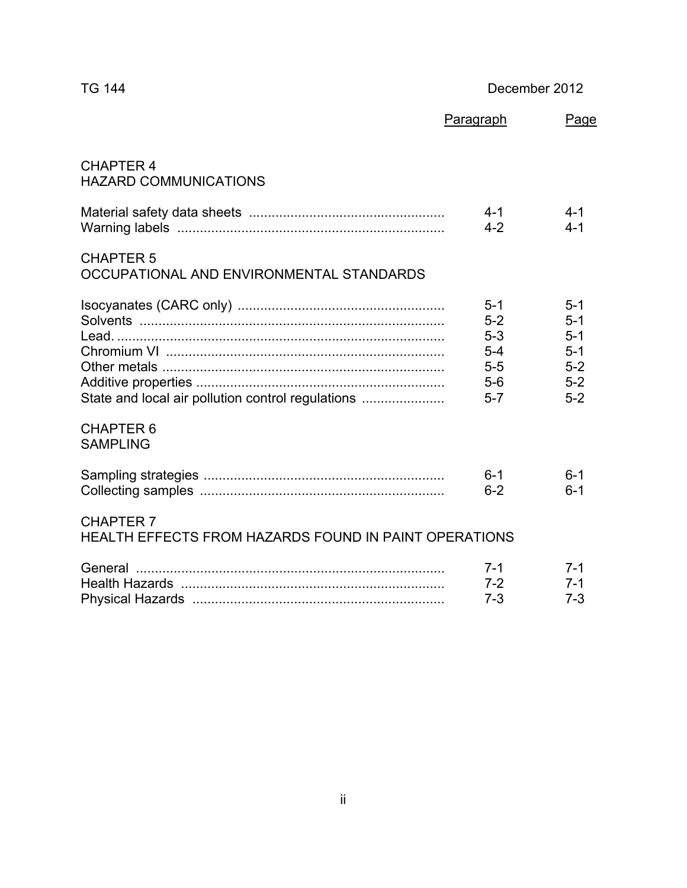| | Paragraph | Page |
|---|---|---|
| **CHAPTER 4**<br>**HAZARD COMMUNICATIONS** | | |
| Material safety data sheets | 4-1 | 4-1 |
| Warning labels | 4-2 | 4-1 |
| **CHAPTER 5**<br>**OCCUPATIONAL AND ENVIRONMENTAL STANDARDS** | | |
| Isocyanates (CARC only) | 5-1 | 5-1 |
| Solvents | 5-2 | 5-1 |
| Lead | 5-3 | 5-1 |
| Chromium VI | 5-4 | 5-1 |
| Other metals | 5-5 | 5-2 |
| Additive properties | 5-6 | 5-2 |
| State and local air pollution control regulations | 5-7 | 5-2 |
| **CHAPTER 6**<br>**SAMPLING** | | |
| Sampling strategies | 6-1 | 6-1 |
| Collecting samples | 6-2 | 6-1 |
| **CHAPTER 7**<br>**HEALTH EFFECTS FROM HAZARDS FOUND IN PAINT OPERATIONS** | | |
| General | 7-1 | 7-1 |
| Health Hazards | 7-2 | 7-1 |
| Physical Hazards | 7-3 | 7-3 |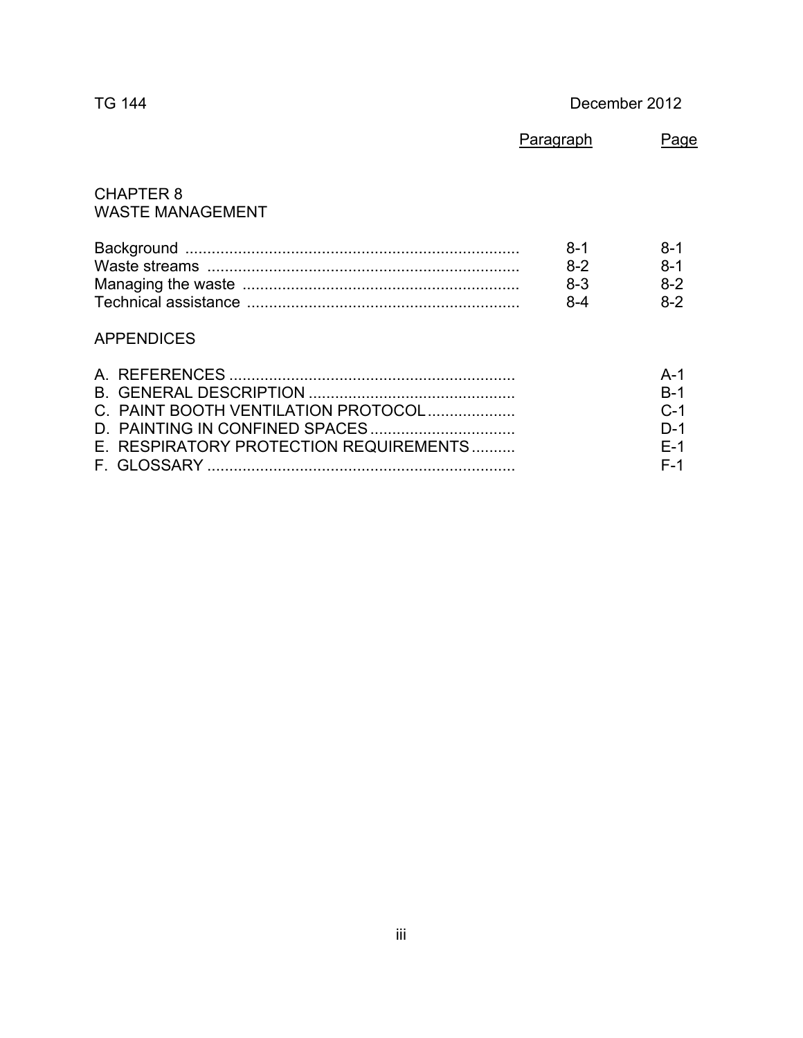| | Paragraph | Page |
|---|---|---|
| **CHAPTER 8**<br>**WASTE MANAGEMENT** | | |
| Background | 8-1 | 8-1 |
| Waste streams | 8-2 | 8-1 |
| Managing the waste | 8-3 | 8-2 |
| Technical assistance | 8-4 | 8-2 |
| **APPENDICES** | | |
| A. REFERENCES | | A-1 |
| B. GENERAL DESCRIPTION | | B-1 |
| C. PAINT BOOTH VENTILATION PROTOCOL | | C-1 |
| D. PAINTING IN CONFINED SPACES | | D-1 |
| E. RESPIRATORY PROTECTION REQUIREMENTS | | E-1 |
| F. GLOSSARY | | F-1 |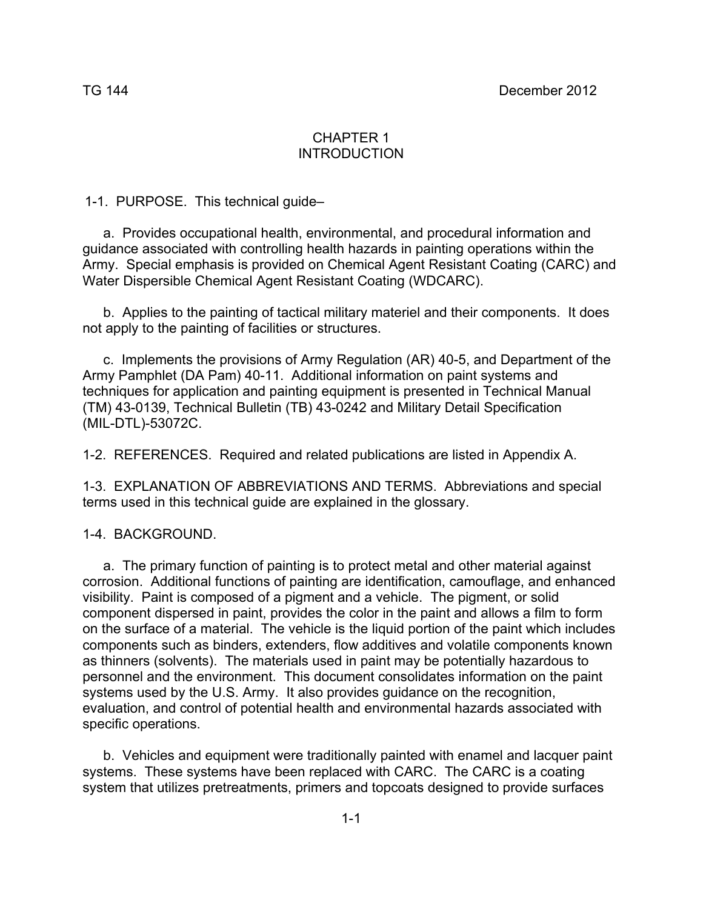# CHAPTER 1
# INTRODUCTION

1-1. PURPOSE. This technical guide–

a. Provides occupational health, environmental, and procedural information and guidance associated with controlling health hazards in painting operations within the Army. Special emphasis is provided on Chemical Agent Resistant Coating (CARC) and Water Dispersible Chemical Agent Resistant Coating (WDCARC).

b. Applies to the painting of tactical military materiel and their components. It does not apply to the painting of facilities or structures.

c. Implements the provisions of Army Regulation (AR) 40-5, and Department of the Army Pamphlet (DA Pam) 40-11. Additional information on paint systems and techniques for application and painting equipment is presented in Technical Manual (TM) 43-0139, Technical Bulletin (TB) 43-0242 and Military Detail Specification (MIL-DTL)-53072C.

1-2. REFERENCES. Required and related publications are listed in Appendix A.

1-3. EXPLANATION OF ABBREVIATIONS AND TERMS. Abbreviations and special terms used in this technical guide are explained in the glossary.

1-4. BACKGROUND.

a. The primary function of painting is to protect metal and other material against corrosion. Additional functions of painting are identification, camouflage, and enhanced visibility. Paint is composed of a pigment and a vehicle. The pigment, or solid component dispersed in paint, provides the color in the paint and allows a film to form on the surface of a material. The vehicle is the liquid portion of the paint which includes components such as binders, extenders, flow additives and volatile components known as thinners (solvents). The materials used in paint may be potentially hazardous to personnel and the environment. This document consolidates information on the paint systems used by the U.S. Army. It also provides guidance on the recognition, evaluation, and control of potential health and environmental hazards associated with specific operations.

b. Vehicles and equipment were traditionally painted with enamel and lacquer paint systems. These systems have been replaced with CARC. The CARC is a coating system that utilizes pretreatments, primers and topcoats designed to provide surfaces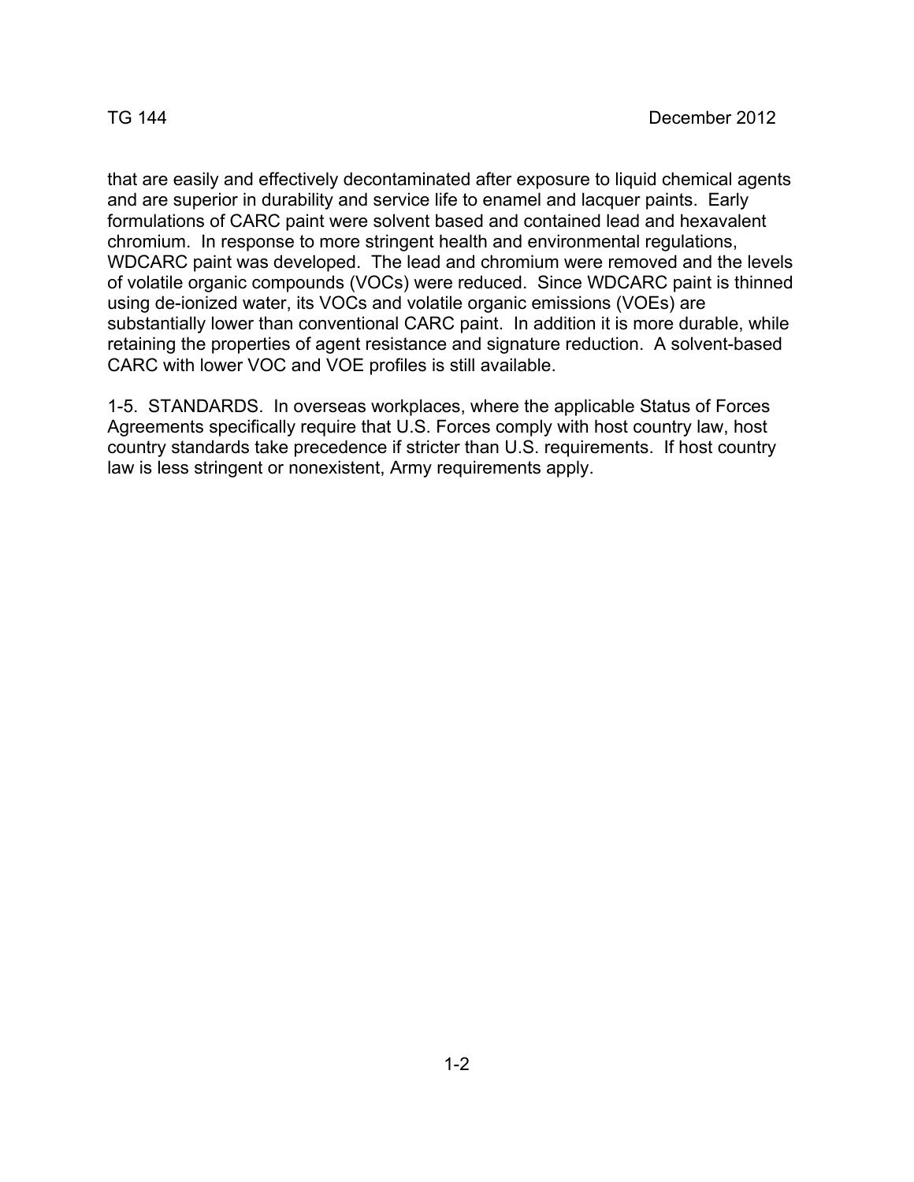that are easily and effectively decontaminated after exposure to liquid chemical agents and are superior in durability and service life to enamel and lacquer paints. Early formulations of CARC paint were solvent based and contained lead and hexavalent chromium. In response to more stringent health and environmental regulations, WDCARC paint was developed. The lead and chromium were removed and the levels of volatile organic compounds (VOCs) were reduced. Since WDCARC paint is thinned using de-ionized water, its VOCs and volatile organic emissions (VOEs) are substantially lower than conventional CARC paint. In addition it is more durable, while retaining the properties of agent resistance and signature reduction. A solvent-based CARC with lower VOC and VOE profiles is still available.

1-5. STANDARDS. In overseas workplaces, where the applicable Status of Forces Agreements specifically require that U.S. Forces comply with host country law, host country standards take precedence if stricter than U.S. requirements. If host country law is less stringent or nonexistent, Army requirements apply.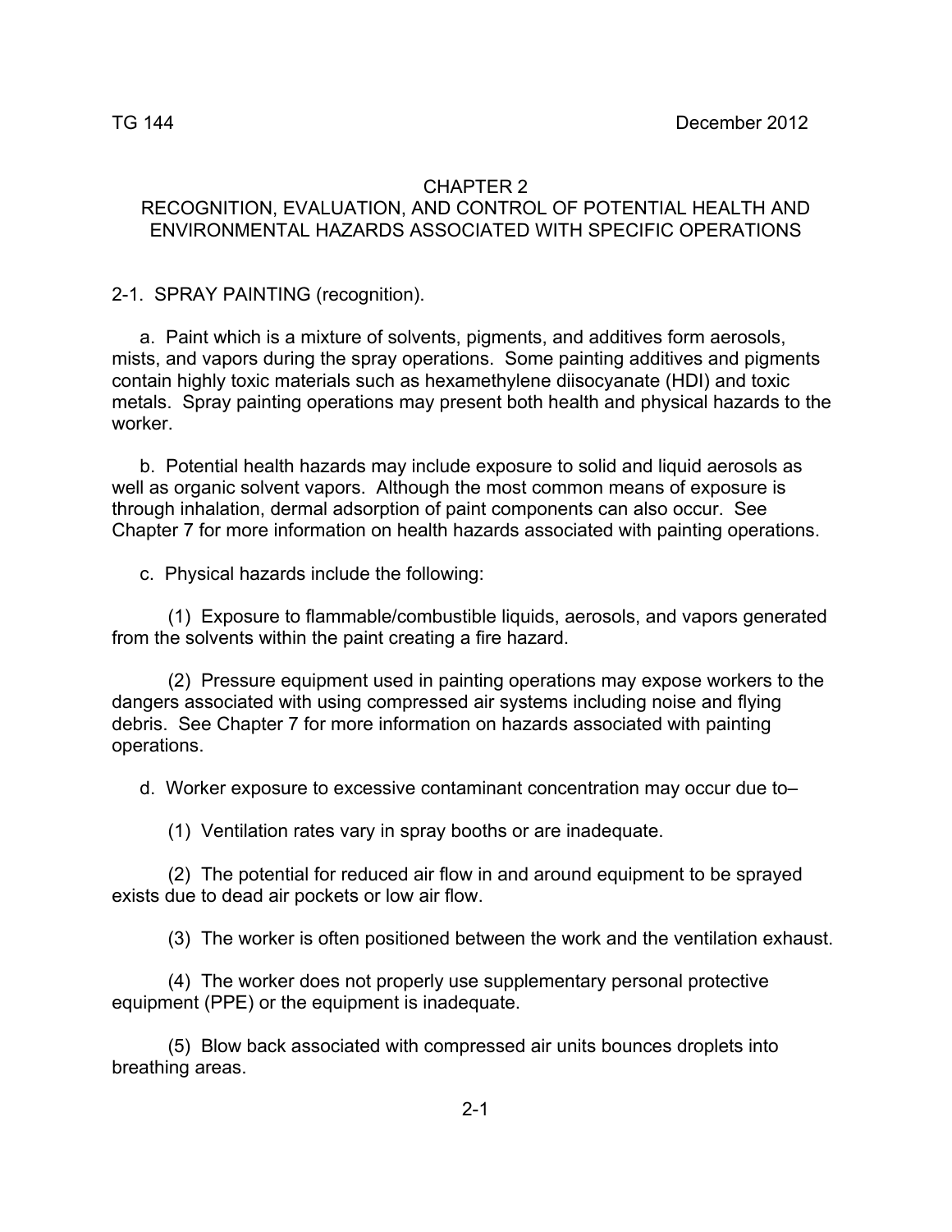# CHAPTER 2

## RECOGNITION, EVALUATION, AND CONTROL OF POTENTIAL HEALTH AND ENVIRONMENTAL HAZARDS ASSOCIATED WITH SPECIFIC OPERATIONS

### 2-1. SPRAY PAINTING (recognition).

a. Paint which is a mixture of solvents, pigments, and additives form aerosols, mists, and vapors during the spray operations. Some painting additives and pigments contain highly toxic materials such as hexamethylene diisocyanate (HDI) and toxic metals. Spray painting operations may present both health and physical hazards to the worker.

b. Potential health hazards may include exposure to solid and liquid aerosols as well as organic solvent vapors. Although the most common means of exposure is through inhalation, dermal adsorption of paint components can also occur. See Chapter 7 for more information on health hazards associated with painting operations.

c. Physical hazards include the following:

(1) Exposure to flammable/combustible liquids, aerosols, and vapors generated from the solvents within the paint creating a fire hazard.

(2) Pressure equipment used in painting operations may expose workers to the dangers associated with using compressed air systems including noise and flying debris. See Chapter 7 for more information on hazards associated with painting operations.

d. Worker exposure to excessive contaminant concentration may occur due to–

(1) Ventilation rates vary in spray booths or are inadequate.

(2) The potential for reduced air flow in and around equipment to be sprayed exists due to dead air pockets or low air flow.

(3) The worker is often positioned between the work and the ventilation exhaust.

(4) The worker does not properly use supplementary personal protective equipment (PPE) or the equipment is inadequate.

(5) Blow back associated with compressed air units bounces droplets into breathing areas.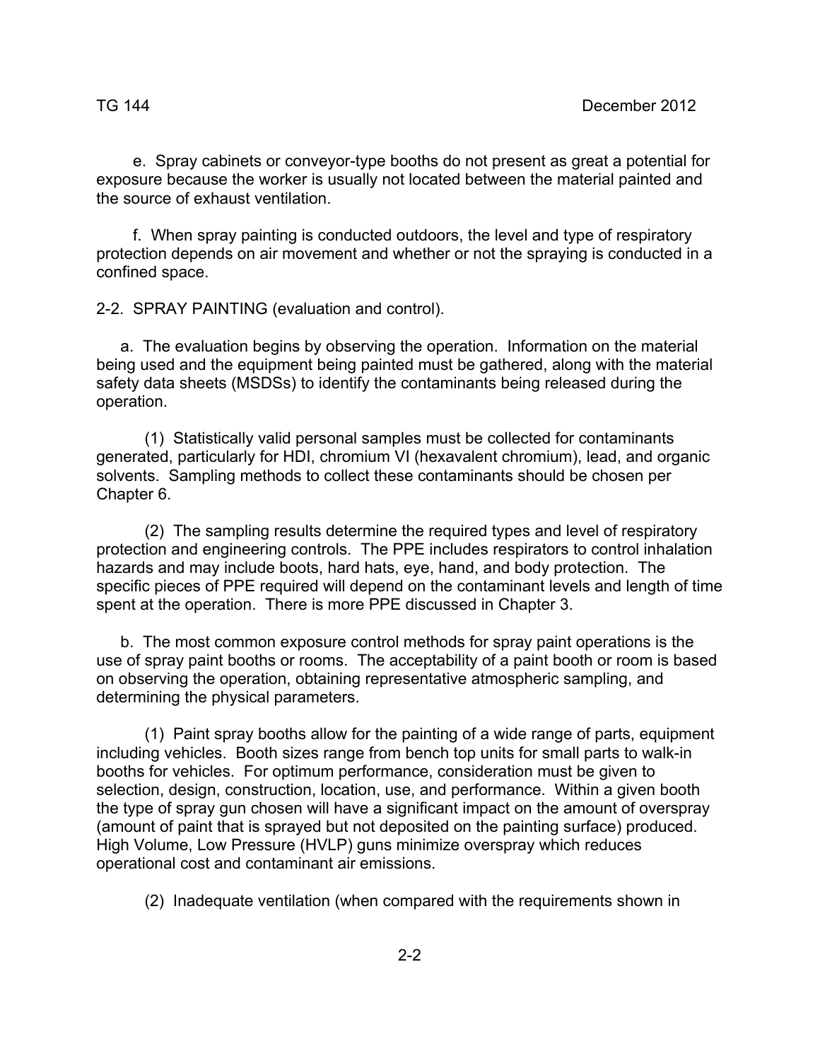e. Spray cabinets or conveyor-type booths do not present as great a potential for exposure because the worker is usually not located between the material painted and the source of exhaust ventilation.

f. When spray painting is conducted outdoors, the level and type of respiratory protection depends on air movement and whether or not the spraying is conducted in a confined space.

2-2. SPRAY PAINTING (evaluation and control).

a. The evaluation begins by observing the operation. Information on the material being used and the equipment being painted must be gathered, along with the material safety data sheets (MSDSs) to identify the contaminants being released during the operation.

(1) Statistically valid personal samples must be collected for contaminants generated, particularly for HDI, chromium VI (hexavalent chromium), lead, and organic solvents. Sampling methods to collect these contaminants should be chosen per Chapter 6.

(2) The sampling results determine the required types and level of respiratory protection and engineering controls. The PPE includes respirators to control inhalation hazards and may include boots, hard hats, eye, hand, and body protection. The specific pieces of PPE required will depend on the contaminant levels and length of time spent at the operation. There is more PPE discussed in Chapter 3.

b. The most common exposure control methods for spray paint operations is the use of spray paint booths or rooms. The acceptability of a paint booth or room is based on observing the operation, obtaining representative atmospheric sampling, and determining the physical parameters.

(1) Paint spray booths allow for the painting of a wide range of parts, equipment including vehicles. Booth sizes range from bench top units for small parts to walk-in booths for vehicles. For optimum performance, consideration must be given to selection, design, construction, location, use, and performance. Within a given booth the type of spray gun chosen will have a significant impact on the amount of overspray (amount of paint that is sprayed but not deposited on the painting surface) produced. High Volume, Low Pressure (HVLP) guns minimize overspray which reduces operational cost and contaminant air emissions.

(2) Inadequate ventilation (when compared with the requirements shown in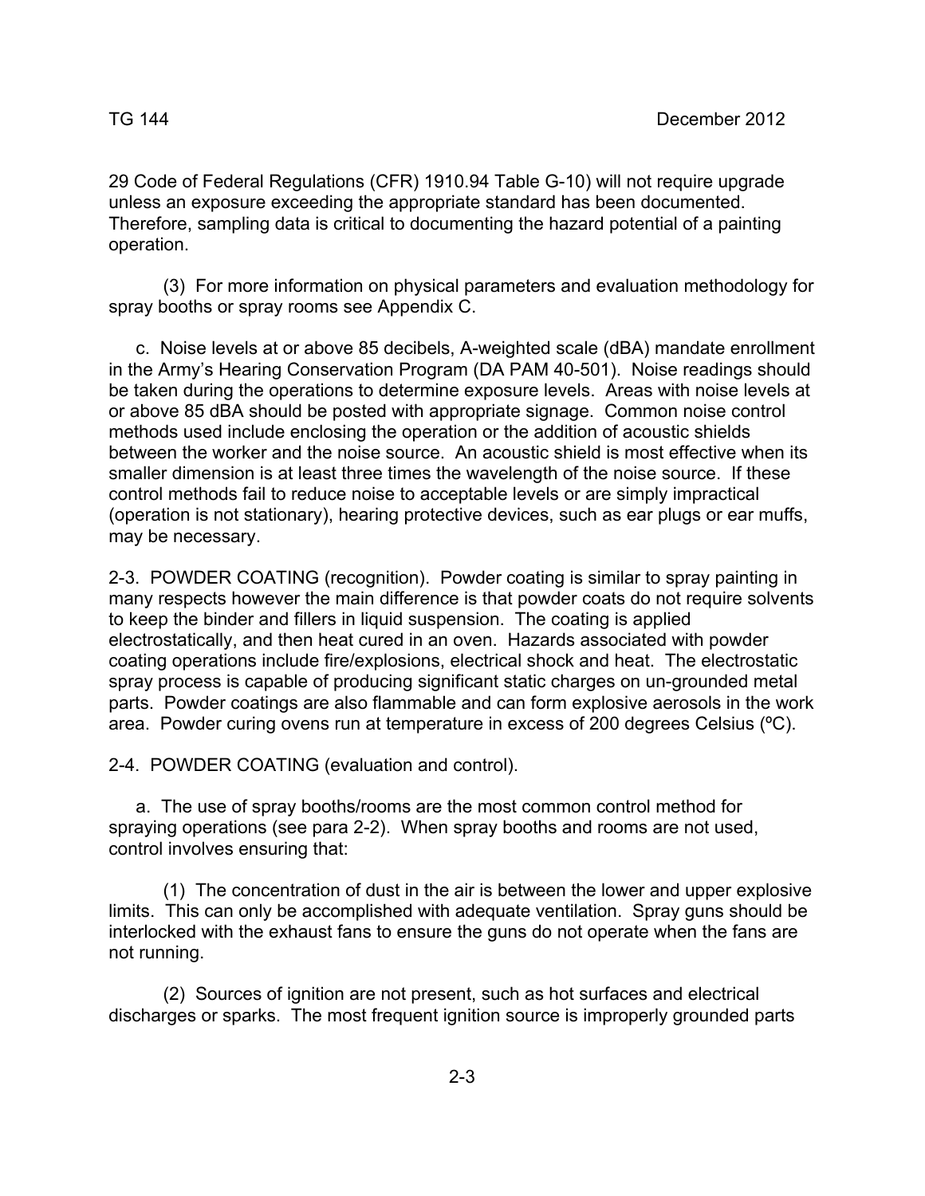29 Code of Federal Regulations (CFR) 1910.94 Table G-10) will not require upgrade unless an exposure exceeding the appropriate standard has been documented. Therefore, sampling data is critical to documenting the hazard potential of a painting operation.

(3) For more information on physical parameters and evaluation methodology for spray booths or spray rooms see Appendix C.

c. Noise levels at or above 85 decibels, A-weighted scale (dBA) mandate enrollment in the Army's Hearing Conservation Program (DA PAM 40-501). Noise readings should be taken during the operations to determine exposure levels. Areas with noise levels at or above 85 dBA should be posted with appropriate signage. Common noise control methods used include enclosing the operation or the addition of acoustic shields between the worker and the noise source. An acoustic shield is most effective when its smaller dimension is at least three times the wavelength of the noise source. If these control methods fail to reduce noise to acceptable levels or are simply impractical (operation is not stationary), hearing protective devices, such as ear plugs or ear muffs, may be necessary.

2-3. POWDER COATING (recognition). Powder coating is similar to spray painting in many respects however the main difference is that powder coats do not require solvents to keep the binder and fillers in liquid suspension. The coating is applied electrostatically, and then heat cured in an oven. Hazards associated with powder coating operations include fire/explosions, electrical shock and heat. The electrostatic spray process is capable of producing significant static charges on un-grounded metal parts. Powder coatings are also flammable and can form explosive aerosols in the work area. Powder curing ovens run at temperature in excess of 200 degrees Celsius (ºC).

2-4. POWDER COATING (evaluation and control).

a. The use of spray booths/rooms are the most common control method for spraying operations (see para 2-2). When spray booths and rooms are not used, control involves ensuring that:

(1) The concentration of dust in the air is between the lower and upper explosive limits. This can only be accomplished with adequate ventilation. Spray guns should be interlocked with the exhaust fans to ensure the guns do not operate when the fans are not running.

(2) Sources of ignition are not present, such as hot surfaces and electrical discharges or sparks. The most frequent ignition source is improperly grounded parts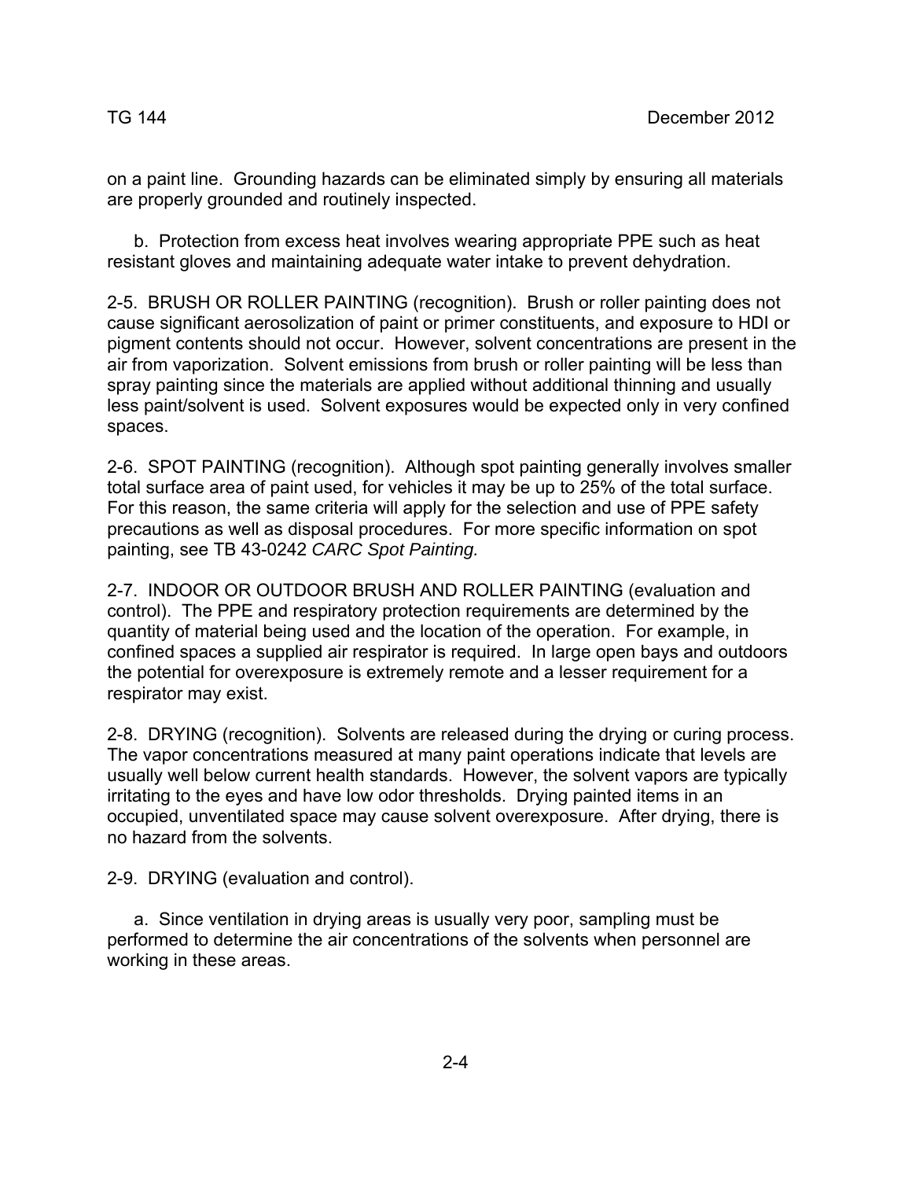on a paint line. Grounding hazards can be eliminated simply by ensuring all materials are properly grounded and routinely inspected.

b. Protection from excess heat involves wearing appropriate PPE such as heat resistant gloves and maintaining adequate water intake to prevent dehydration.

2-5. BRUSH OR ROLLER PAINTING (recognition). Brush or roller painting does not cause significant aerosolization of paint or primer constituents, and exposure to HDI or pigment contents should not occur. However, solvent concentrations are present in the air from vaporization. Solvent emissions from brush or roller painting will be less than spray painting since the materials are applied without additional thinning and usually less paint/solvent is used. Solvent exposures would be expected only in very confined spaces.

2-6. SPOT PAINTING (recognition). Although spot painting generally involves smaller total surface area of paint used, for vehicles it may be up to 25% of the total surface. For this reason, the same criteria will apply for the selection and use of PPE safety precautions as well as disposal procedures. For more specific information on spot painting, see TB 43-0242 *CARC Spot Painting.*

2-7. INDOOR OR OUTDOOR BRUSH AND ROLLER PAINTING (evaluation and control). The PPE and respiratory protection requirements are determined by the quantity of material being used and the location of the operation. For example, in confined spaces a supplied air respirator is required. In large open bays and outdoors the potential for overexposure is extremely remote and a lesser requirement for a respirator may exist.

2-8. DRYING (recognition). Solvents are released during the drying or curing process. The vapor concentrations measured at many paint operations indicate that levels are usually well below current health standards. However, the solvent vapors are typically irritating to the eyes and have low odor thresholds. Drying painted items in an occupied, unventilated space may cause solvent overexposure. After drying, there is no hazard from the solvents.

2-9. DRYING (evaluation and control).

a. Since ventilation in drying areas is usually very poor, sampling must be performed to determine the air concentrations of the solvents when personnel are working in these areas.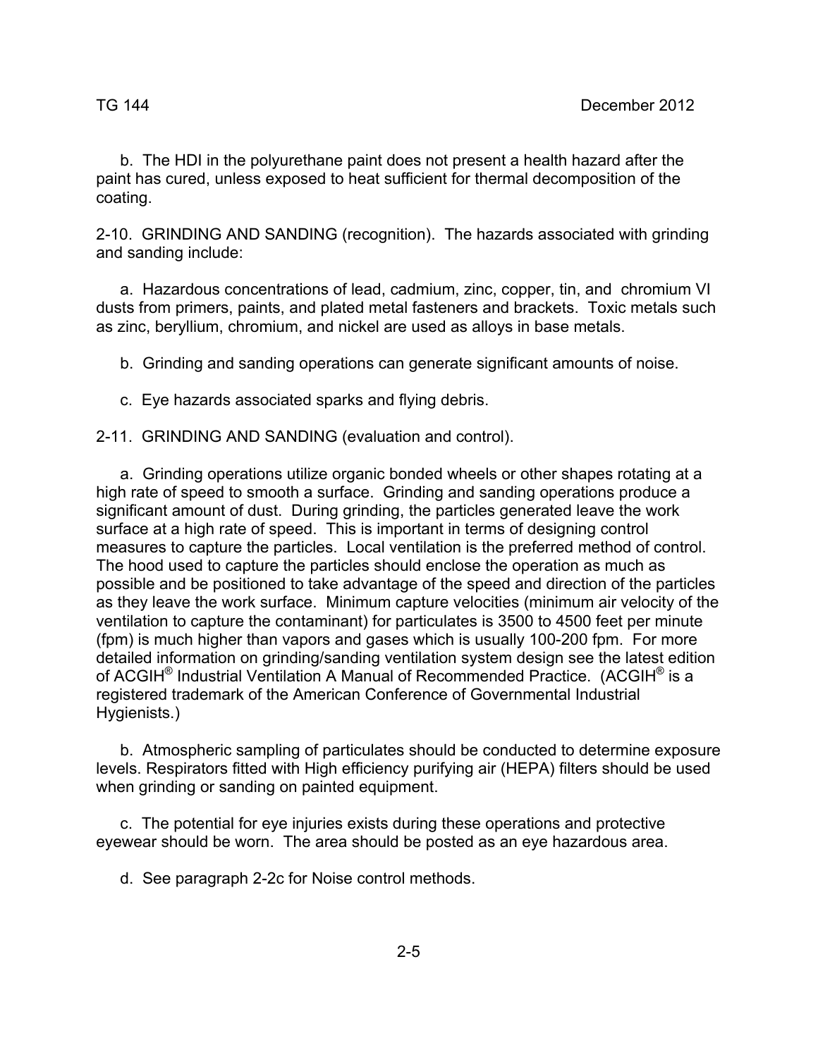b. The HDI in the polyurethane paint does not present a health hazard after the paint has cured, unless exposed to heat sufficient for thermal decomposition of the coating.

2-10. GRINDING AND SANDING (recognition). The hazards associated with grinding and sanding include:

a. Hazardous concentrations of lead, cadmium, zinc, copper, tin, and chromium VI dusts from primers, paints, and plated metal fasteners and brackets. Toxic metals such as zinc, beryllium, chromium, and nickel are used as alloys in base metals.

b. Grinding and sanding operations can generate significant amounts of noise.

c. Eye hazards associated sparks and flying debris.

2-11. GRINDING AND SANDING (evaluation and control).

a. Grinding operations utilize organic bonded wheels or other shapes rotating at a high rate of speed to smooth a surface. Grinding and sanding operations produce a significant amount of dust. During grinding, the particles generated leave the work surface at a high rate of speed. This is important in terms of designing control measures to capture the particles. Local ventilation is the preferred method of control. The hood used to capture the particles should enclose the operation as much as possible and be positioned to take advantage of the speed and direction of the particles as they leave the work surface. Minimum capture velocities (minimum air velocity of the ventilation to capture the contaminant) for particulates is 3500 to 4500 feet per minute (fpm) is much higher than vapors and gases which is usually 100-200 fpm. For more detailed information on grinding/sanding ventilation system design see the latest edition of ACGIH® Industrial Ventilation A Manual of Recommended Practice. (ACGIH® is a registered trademark of the American Conference of Governmental Industrial Hygienists.)

b. Atmospheric sampling of particulates should be conducted to determine exposure levels. Respirators fitted with High efficiency purifying air (HEPA) filters should be used when grinding or sanding on painted equipment.

c. The potential for eye injuries exists during these operations and protective eyewear should be worn. The area should be posted as an eye hazardous area.

d. See paragraph 2-2c for Noise control methods.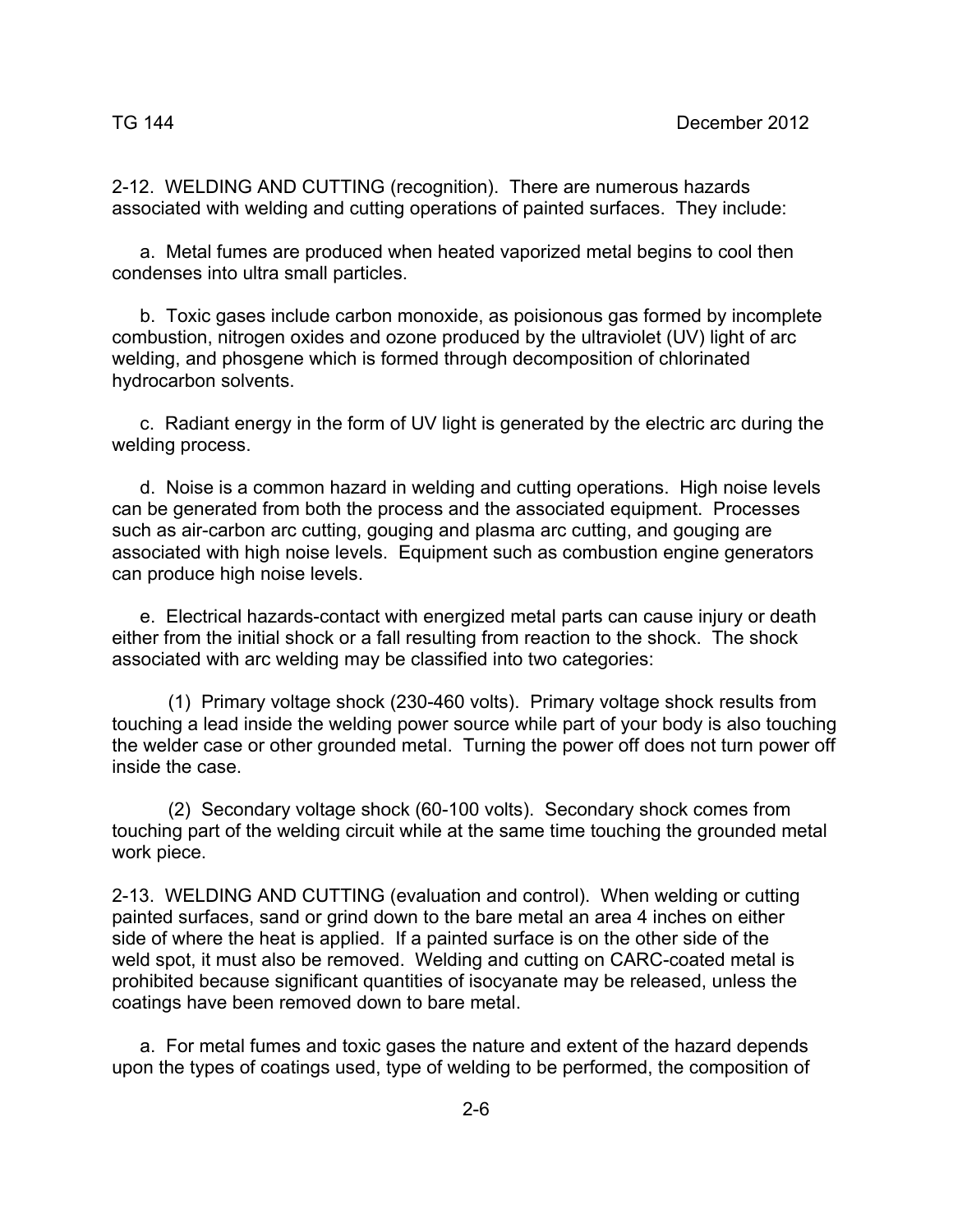2-12. WELDING AND CUTTING (recognition). There are numerous hazards associated with welding and cutting operations of painted surfaces. They include:

a. Metal fumes are produced when heated vaporized metal begins to cool then condenses into ultra small particles.

b. Toxic gases include carbon monoxide, as poisionous gas formed by incomplete combustion, nitrogen oxides and ozone produced by the ultraviolet (UV) light of arc welding, and phosgene which is formed through decomposition of chlorinated hydrocarbon solvents.

c. Radiant energy in the form of UV light is generated by the electric arc during the welding process.

d. Noise is a common hazard in welding and cutting operations. High noise levels can be generated from both the process and the associated equipment. Processes such as air-carbon arc cutting, gouging and plasma arc cutting, and gouging are associated with high noise levels. Equipment such as combustion engine generators can produce high noise levels.

e. Electrical hazards-contact with energized metal parts can cause injury or death either from the initial shock or a fall resulting from reaction to the shock. The shock associated with arc welding may be classified into two categories:

(1) Primary voltage shock (230-460 volts). Primary voltage shock results from touching a lead inside the welding power source while part of your body is also touching the welder case or other grounded metal. Turning the power off does not turn power off inside the case.

(2) Secondary voltage shock (60-100 volts). Secondary shock comes from touching part of the welding circuit while at the same time touching the grounded metal work piece.

2-13. WELDING AND CUTTING (evaluation and control). When welding or cutting painted surfaces, sand or grind down to the bare metal an area 4 inches on either side of where the heat is applied. If a painted surface is on the other side of the weld spot, it must also be removed. Welding and cutting on CARC-coated metal is prohibited because significant quantities of isocyanate may be released, unless the coatings have been removed down to bare metal.

a. For metal fumes and toxic gases the nature and extent of the hazard depends upon the types of coatings used, type of welding to be performed, the composition of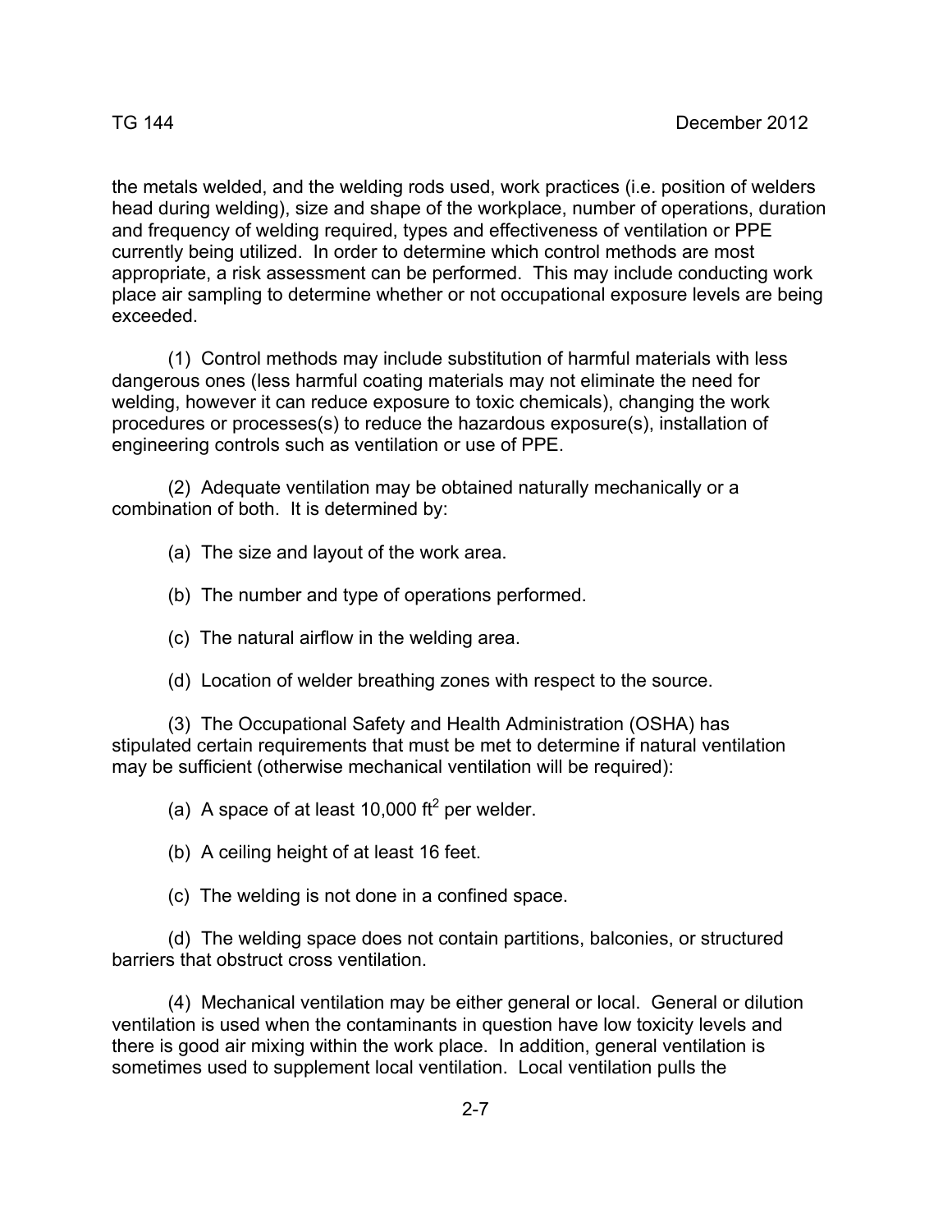the metals welded, and the welding rods used, work practices (i.e. position of welders head during welding), size and shape of the workplace, number of operations, duration and frequency of welding required, types and effectiveness of ventilation or PPE currently being utilized. In order to determine which control methods are most appropriate, a risk assessment can be performed. This may include conducting work place air sampling to determine whether or not occupational exposure levels are being exceeded.

(1) Control methods may include substitution of harmful materials with less dangerous ones (less harmful coating materials may not eliminate the need for welding, however it can reduce exposure to toxic chemicals), changing the work procedures or processes(s) to reduce the hazardous exposure(s), installation of engineering controls such as ventilation or use of PPE.

(2) Adequate ventilation may be obtained naturally mechanically or a combination of both. It is determined by:

(a) The size and layout of the work area.

(b) The number and type of operations performed.

(c) The natural airflow in the welding area.

(d) Location of welder breathing zones with respect to the source.

(3) The Occupational Safety and Health Administration (OSHA) has stipulated certain requirements that must be met to determine if natural ventilation may be sufficient (otherwise mechanical ventilation will be required):

(a) A space of at least 10,000 $ft^2$ per welder.

(b) A ceiling height of at least 16 feet.

(c) The welding is not done in a confined space.

(d) The welding space does not contain partitions, balconies, or structured barriers that obstruct cross ventilation.

(4) Mechanical ventilation may be either general or local. General or dilution ventilation is used when the contaminants in question have low toxicity levels and there is good air mixing within the work place. In addition, general ventilation is sometimes used to supplement local ventilation. Local ventilation pulls the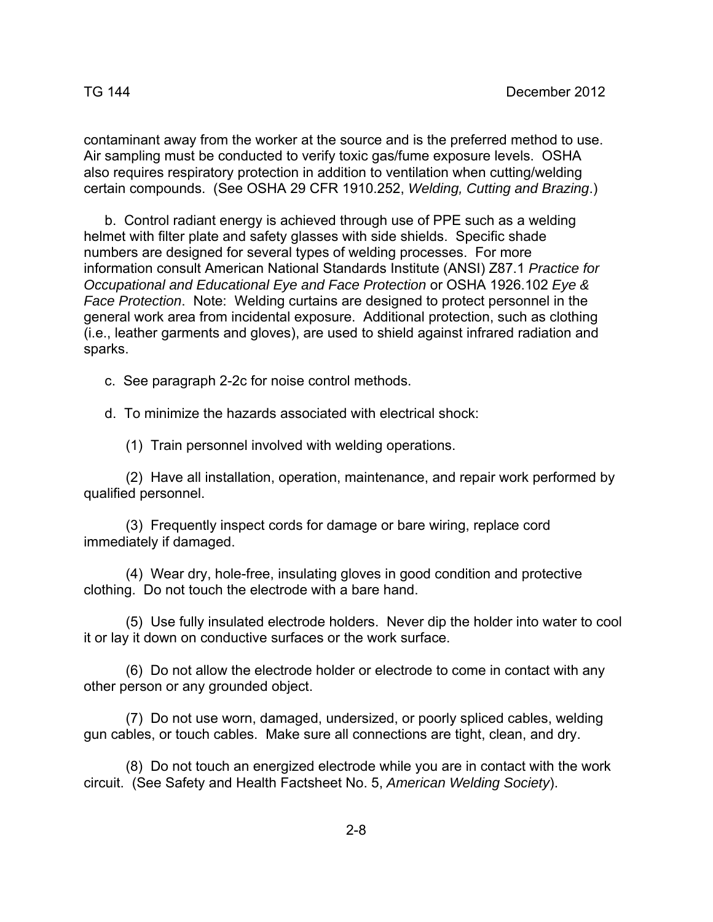contaminant away from the worker at the source and is the preferred method to use. Air sampling must be conducted to verify toxic gas/fume exposure levels. OSHA also requires respiratory protection in addition to ventilation when cutting/welding certain compounds. (See OSHA 29 CFR 1910.252, *Welding, Cutting and Brazing*.)

b. Control radiant energy is achieved through use of PPE such as a welding helmet with filter plate and safety glasses with side shields. Specific shade numbers are designed for several types of welding processes. For more information consult American National Standards Institute (ANSI) Z87.1 *Practice for Occupational and Educational Eye and Face Protection* or OSHA 1926.102 *Eye & Face Protection*. Note: Welding curtains are designed to protect personnel in the general work area from incidental exposure. Additional protection, such as clothing (i.e., leather garments and gloves), are used to shield against infrared radiation and sparks.

c. See paragraph 2-2c for noise control methods.

d. To minimize the hazards associated with electrical shock:

(1) Train personnel involved with welding operations.

(2) Have all installation, operation, maintenance, and repair work performed by qualified personnel.

(3) Frequently inspect cords for damage or bare wiring, replace cord immediately if damaged.

(4) Wear dry, hole-free, insulating gloves in good condition and protective clothing. Do not touch the electrode with a bare hand.

(5) Use fully insulated electrode holders. Never dip the holder into water to cool it or lay it down on conductive surfaces or the work surface.

(6) Do not allow the electrode holder or electrode to come in contact with any other person or any grounded object.

(7) Do not use worn, damaged, undersized, or poorly spliced cables, welding gun cables, or touch cables. Make sure all connections are tight, clean, and dry.

(8) Do not touch an energized electrode while you are in contact with the work circuit. (See Safety and Health Factsheet No. 5, *American Welding Society*).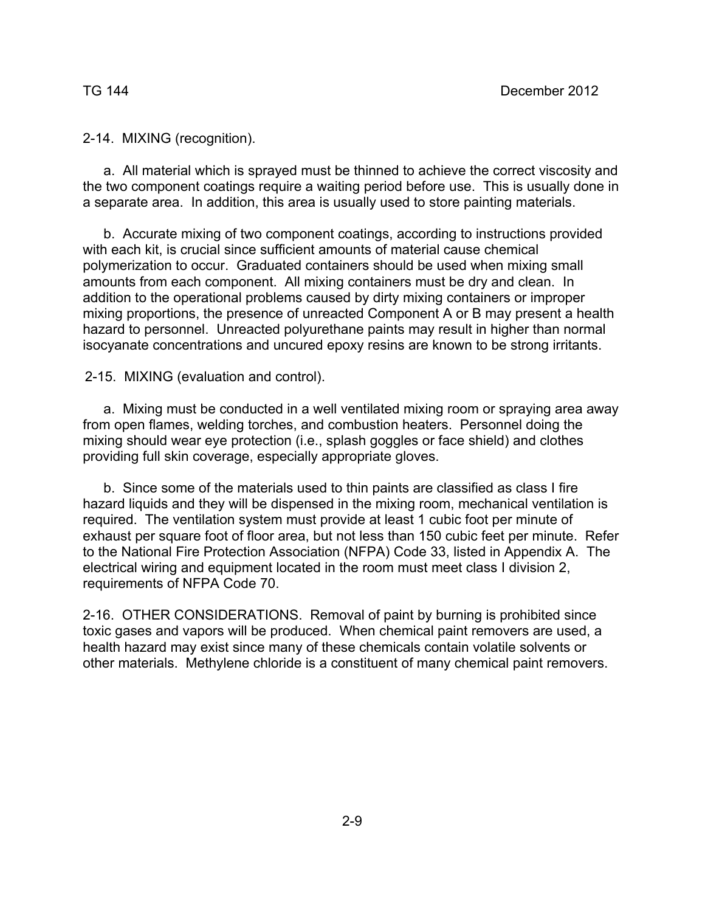2-14. MIXING (recognition).

a. All material which is sprayed must be thinned to achieve the correct viscosity and the two component coatings require a waiting period before use. This is usually done in a separate area. In addition, this area is usually used to store painting materials.

b. Accurate mixing of two component coatings, according to instructions provided with each kit, is crucial since sufficient amounts of material cause chemical polymerization to occur. Graduated containers should be used when mixing small amounts from each component. All mixing containers must be dry and clean. In addition to the operational problems caused by dirty mixing containers or improper mixing proportions, the presence of unreacted Component A or B may present a health hazard to personnel. Unreacted polyurethane paints may result in higher than normal isocyanate concentrations and uncured epoxy resins are known to be strong irritants.

2-15. MIXING (evaluation and control).

a. Mixing must be conducted in a well ventilated mixing room or spraying area away from open flames, welding torches, and combustion heaters. Personnel doing the mixing should wear eye protection (i.e., splash goggles or face shield) and clothes providing full skin coverage, especially appropriate gloves.

b. Since some of the materials used to thin paints are classified as class I fire hazard liquids and they will be dispensed in the mixing room, mechanical ventilation is required. The ventilation system must provide at least 1 cubic foot per minute of exhaust per square foot of floor area, but not less than 150 cubic feet per minute. Refer to the National Fire Protection Association (NFPA) Code 33, listed in Appendix A. The electrical wiring and equipment located in the room must meet class I division 2, requirements of NFPA Code 70.

2-16. OTHER CONSIDERATIONS. Removal of paint by burning is prohibited since toxic gases and vapors will be produced. When chemical paint removers are used, a health hazard may exist since many of these chemicals contain volatile solvents or other materials. Methylene chloride is a constituent of many chemical paint removers.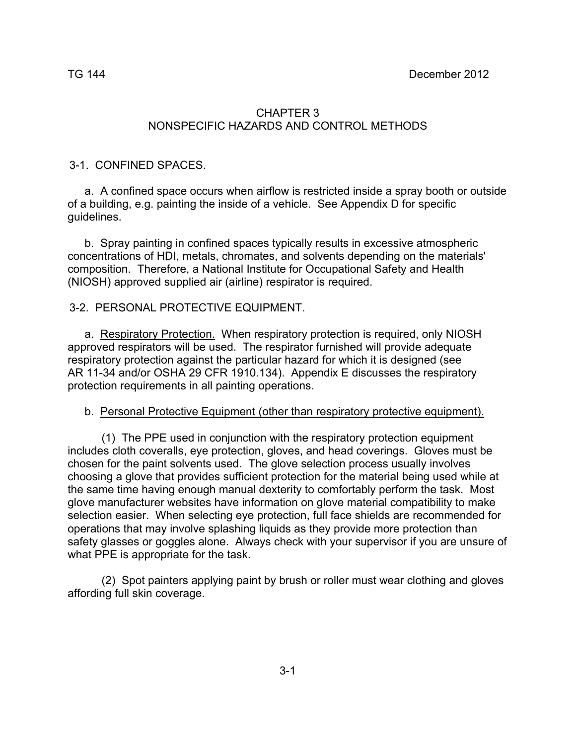# CHAPTER 3
# NONSPECIFIC HAZARDS AND CONTROL METHODS

## 3-1. CONFINED SPACES.

a. A confined space occurs when airflow is restricted inside a spray booth or outside of a building, e.g. painting the inside of a vehicle. See Appendix D for specific guidelines.

b. Spray painting in confined spaces typically results in excessive atmospheric concentrations of HDI, metals, chromates, and solvents depending on the materials' composition. Therefore, a National Institute for Occupational Safety and Health (NIOSH) approved supplied air (airline) respirator is required.

## 3-2. PERSONAL PROTECTIVE EQUIPMENT.

a. Respiratory Protection. When respiratory protection is required, only NIOSH approved respirators will be used. The respirator furnished will provide adequate respiratory protection against the particular hazard for which it is designed (see AR 11-34 and/or OSHA 29 CFR 1910.134). Appendix E discusses the respiratory protection requirements in all painting operations.

b. Personal Protective Equipment (other than respiratory protective equipment).

(1) The PPE used in conjunction with the respiratory protection equipment includes cloth coveralls, eye protection, gloves, and head coverings. Gloves must be chosen for the paint solvents used. The glove selection process usually involves choosing a glove that provides sufficient protection for the material being used while at the same time having enough manual dexterity to comfortably perform the task. Most glove manufacturer websites have information on glove material compatibility to make selection easier. When selecting eye protection, full face shields are recommended for operations that may involve splashing liquids as they provide more protection than safety glasses or goggles alone. Always check with your supervisor if you are unsure of what PPE is appropriate for the task.

(2) Spot painters applying paint by brush or roller must wear clothing and gloves affording full skin coverage.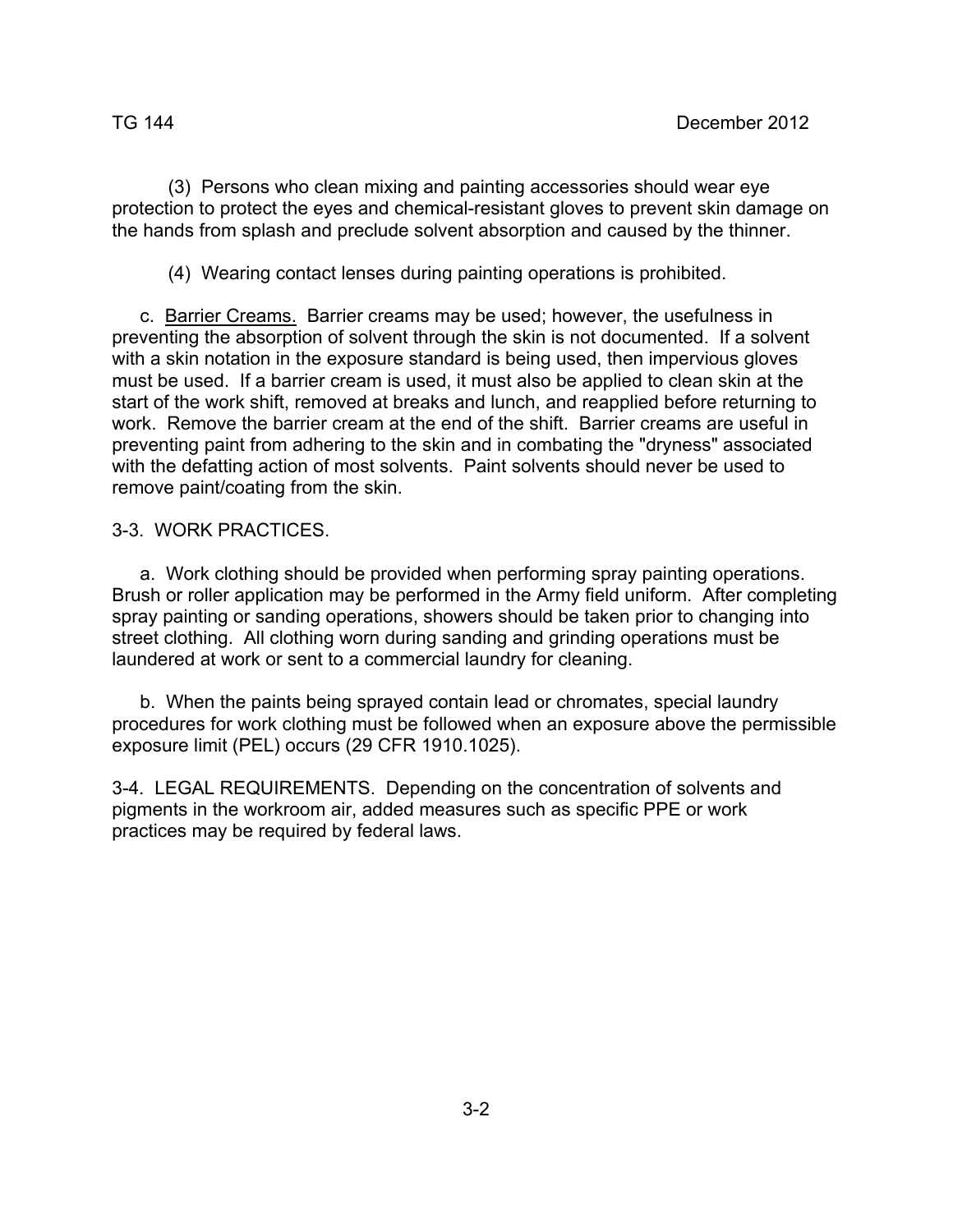(3) Persons who clean mixing and painting accessories should wear eye protection to protect the eyes and chemical-resistant gloves to prevent skin damage on the hands from splash and preclude solvent absorption and caused by the thinner.

(4) Wearing contact lenses during painting operations is prohibited.

c. Barrier Creams. Barrier creams may be used; however, the usefulness in preventing the absorption of solvent through the skin is not documented. If a solvent with a skin notation in the exposure standard is being used, then impervious gloves must be used. If a barrier cream is used, it must also be applied to clean skin at the start of the work shift, removed at breaks and lunch, and reapplied before returning to work. Remove the barrier cream at the end of the shift. Barrier creams are useful in preventing paint from adhering to the skin and in combating the "dryness" associated with the defatting action of most solvents. Paint solvents should never be used to remove paint/coating from the skin.

## 3-3. WORK PRACTICES.

a. Work clothing should be provided when performing spray painting operations. Brush or roller application may be performed in the Army field uniform. After completing spray painting or sanding operations, showers should be taken prior to changing into street clothing. All clothing worn during sanding and grinding operations must be laundered at work or sent to a commercial laundry for cleaning.

b. When the paints being sprayed contain lead or chromates, special laundry procedures for work clothing must be followed when an exposure above the permissible exposure limit (PEL) occurs (29 CFR 1910.1025).

## 3-4. LEGAL REQUIREMENTS.

Depending on the concentration of solvents and pigments in the workroom air, added measures such as specific PPE or work practices may be required by federal laws.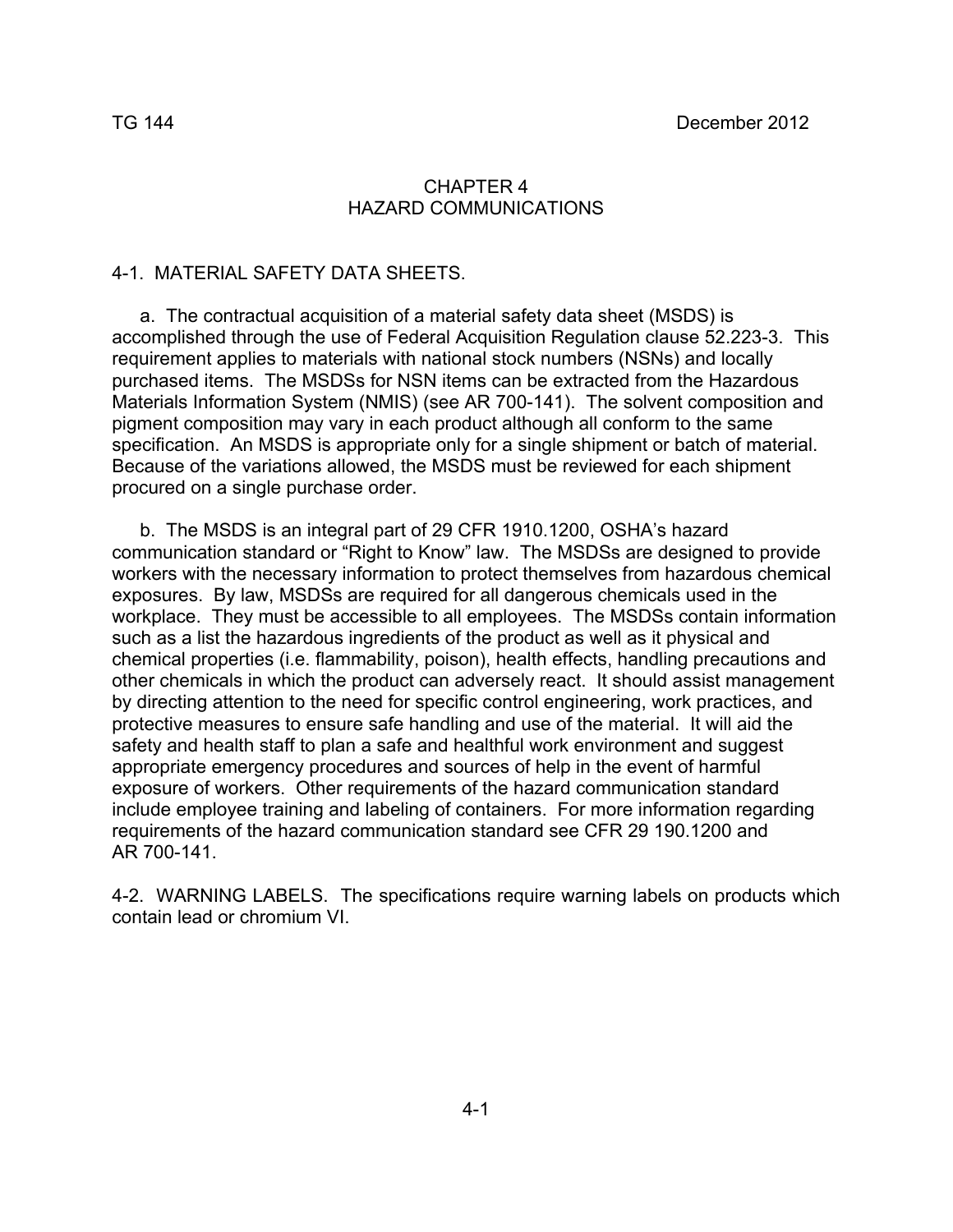# CHAPTER 4
# HAZARD COMMUNICATIONS

## 4-1. MATERIAL SAFETY DATA SHEETS.

a. The contractual acquisition of a material safety data sheet (MSDS) is accomplished through the use of Federal Acquisition Regulation clause 52.223-3. This requirement applies to materials with national stock numbers (NSNs) and locally purchased items. The MSDSs for NSN items can be extracted from the Hazardous Materials Information System (NMIS) (see AR 700-141). The solvent composition and pigment composition may vary in each product although all conform to the same specification. An MSDS is appropriate only for a single shipment or batch of material. Because of the variations allowed, the MSDS must be reviewed for each shipment procured on a single purchase order.

b. The MSDS is an integral part of 29 CFR 1910.1200, OSHA's hazard communication standard or "Right to Know" law. The MSDSs are designed to provide workers with the necessary information to protect themselves from hazardous chemical exposures. By law, MSDSs are required for all dangerous chemicals used in the workplace. They must be accessible to all employees. The MSDSs contain information such as a list the hazardous ingredients of the product as well as it physical and chemical properties (i.e. flammability, poison), health effects, handling precautions and other chemicals in which the product can adversely react. It should assist management by directing attention to the need for specific control engineering, work practices, and protective measures to ensure safe handling and use of the material. It will aid the safety and health staff to plan a safe and healthful work environment and suggest appropriate emergency procedures and sources of help in the event of harmful exposure of workers. Other requirements of the hazard communication standard include employee training and labeling of containers. For more information regarding requirements of the hazard communication standard see CFR 29 190.1200 and AR 700-141.

## 4-2. WARNING LABELS.

The specifications require warning labels on products which contain lead or chromium VI.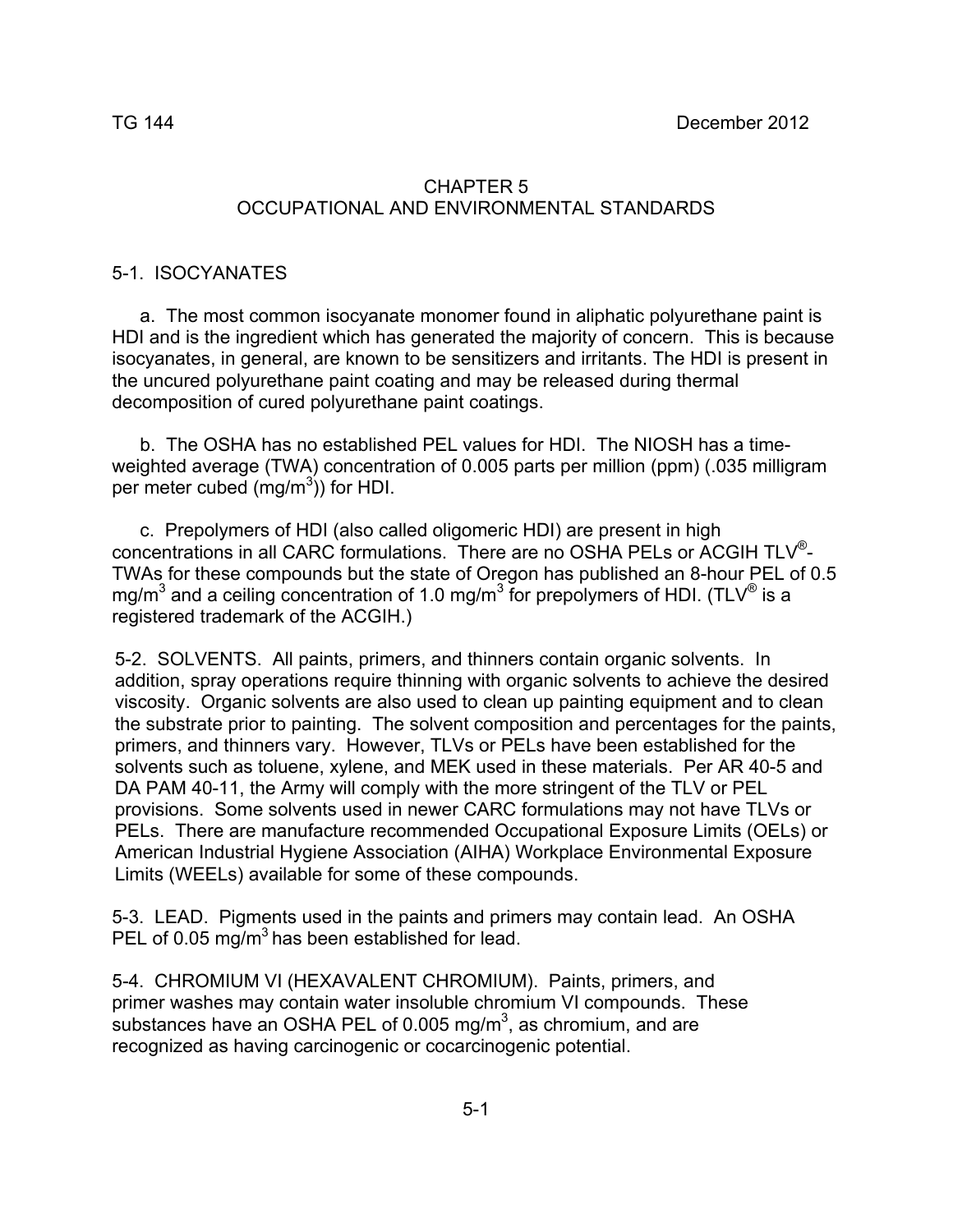# CHAPTER 5
# OCCUPATIONAL AND ENVIRONMENTAL STANDARDS

## 5-1. ISOCYANATES

a. The most common isocyanate monomer found in aliphatic polyurethane paint is HDI and is the ingredient which has generated the majority of concern. This is because isocyanates, in general, are known to be sensitizers and irritants. The HDI is present in the uncured polyurethane paint coating and may be released during thermal decomposition of cured polyurethane paint coatings.

b. The OSHA has no established PEL values for HDI. The NIOSH has a time-weighted average (TWA) concentration of 0.005 parts per million (ppm) (.035 milligram per meter cubed ($mg/m^3$)) for HDI.

c. Prepolymers of HDI (also called oligomeric HDI) are present in high concentrations in all CARC formulations. There are no OSHA PELs or ACGIH TLV®-TWAs for these compounds but the state of Oregon has published an 8-hour PEL of 0.5 $mg/m^3$ and a ceiling concentration of 1.0 $mg/m^3$ for prepolymers of HDI. (TLV® is a registered trademark of the ACGIH.)

**5-2. SOLVENTS.** All paints, primers, and thinners contain organic solvents. In addition, spray operations require thinning with organic solvents to achieve the desired viscosity. Organic solvents are also used to clean up painting equipment and to clean the substrate prior to painting. The solvent composition and percentages for the paints, primers, and thinners vary. However, TLVs or PELs have been established for the solvents such as toluene, xylene, and MEK used in these materials. Per AR 40-5 and DA PAM 40-11, the Army will comply with the more stringent of the TLV or PEL provisions. Some solvents used in newer CARC formulations may not have TLVs or PELs. There are manufacture recommended Occupational Exposure Limits (OELs) or American Industrial Hygiene Association (AIHA) Workplace Environmental Exposure Limits (WEELs) available for some of these compounds.

**5-3. LEAD.** Pigments used in the paints and primers may contain lead. An OSHA PEL of 0.05 $mg/m^3$ has been established for lead.

**5-4. CHROMIUM VI (HEXAVALENT CHROMIUM).** Paints, primers, and primer washes may contain water insoluble chromium VI compounds. These substances have an OSHA PEL of 0.005 $mg/m^3$, as chromium, and are recognized as having carcinogenic or cocarcinogenic potential.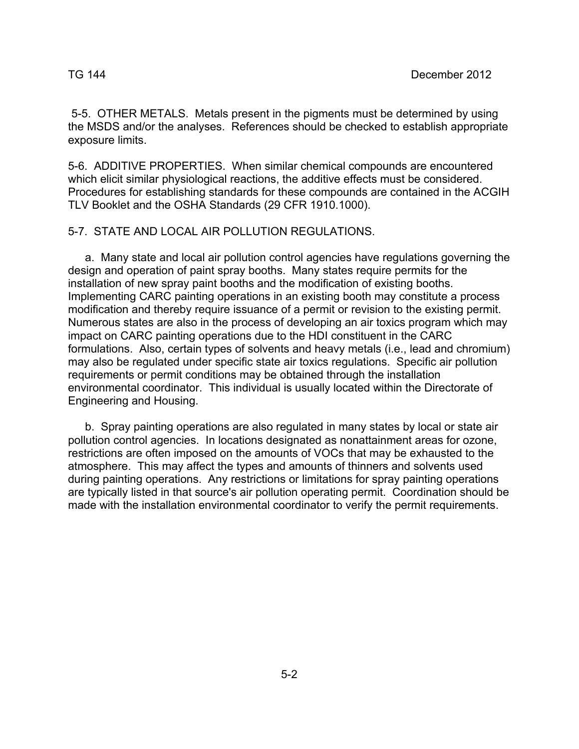5-5. OTHER METALS. Metals present in the pigments must be determined by using the MSDS and/or the analyses. References should be checked to establish appropriate exposure limits.

5-6. ADDITIVE PROPERTIES. When similar chemical compounds are encountered which elicit similar physiological reactions, the additive effects must be considered. Procedures for establishing standards for these compounds are contained in the ACGIH TLV Booklet and the OSHA Standards (29 CFR 1910.1000).

5-7. STATE AND LOCAL AIR POLLUTION REGULATIONS.

a. Many state and local air pollution control agencies have regulations governing the design and operation of paint spray booths. Many states require permits for the installation of new spray paint booths and the modification of existing booths. Implementing CARC painting operations in an existing booth may constitute a process modification and thereby require issuance of a permit or revision to the existing permit. Numerous states are also in the process of developing an air toxics program which may impact on CARC painting operations due to the HDI constituent in the CARC formulations. Also, certain types of solvents and heavy metals (i.e., lead and chromium) may also be regulated under specific state air toxics regulations. Specific air pollution requirements or permit conditions may be obtained through the installation environmental coordinator. This individual is usually located within the Directorate of Engineering and Housing.

b. Spray painting operations are also regulated in many states by local or state air pollution control agencies. In locations designated as nonattainment areas for ozone, restrictions are often imposed on the amounts of VOCs that may be exhausted to the atmosphere. This may affect the types and amounts of thinners and solvents used during painting operations. Any restrictions or limitations for spray painting operations are typically listed in that source's air pollution operating permit. Coordination should be made with the installation environmental coordinator to verify the permit requirements.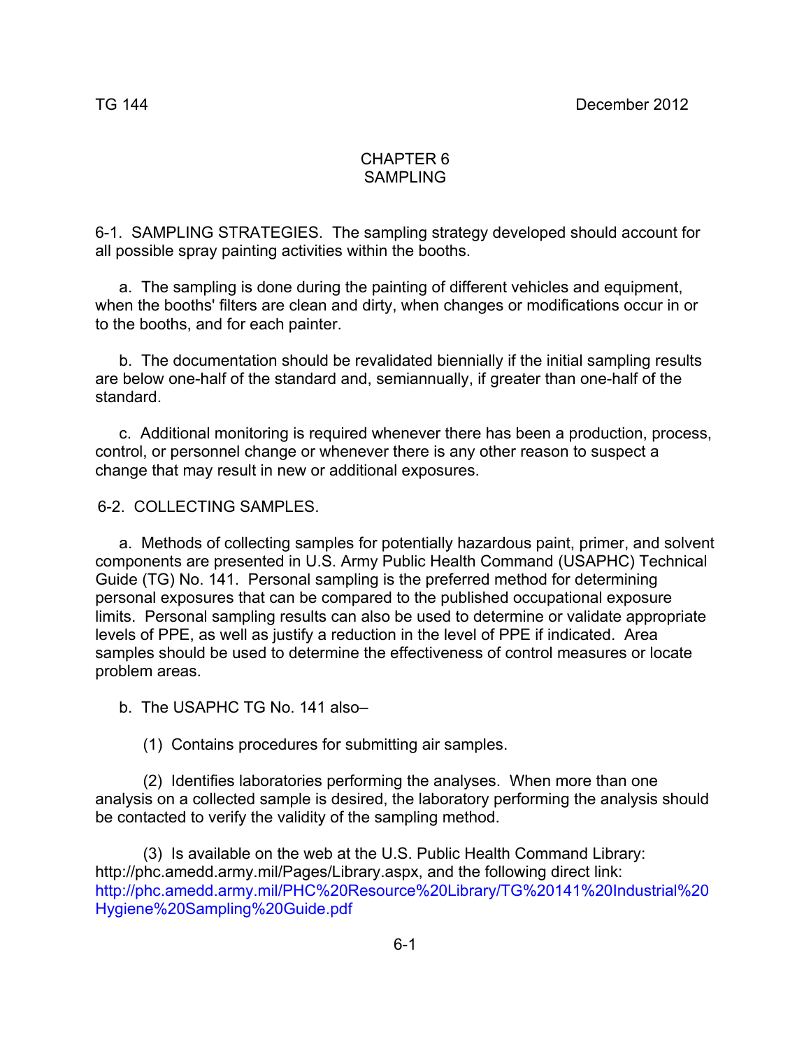# CHAPTER 6
# SAMPLING

6-1. SAMPLING STRATEGIES. The sampling strategy developed should account for all possible spray painting activities within the booths.

a. The sampling is done during the painting of different vehicles and equipment, when the booths' filters are clean and dirty, when changes or modifications occur in or to the booths, and for each painter.

b. The documentation should be revalidated biennially if the initial sampling results are below one-half of the standard and, semiannually, if greater than one-half of the standard.

c. Additional monitoring is required whenever there has been a production, process, control, or personnel change or whenever there is any other reason to suspect a change that may result in new or additional exposures.

6-2. COLLECTING SAMPLES.

a. Methods of collecting samples for potentially hazardous paint, primer, and solvent components are presented in U.S. Army Public Health Command (USAPHC) Technical Guide (TG) No. 141. Personal sampling is the preferred method for determining personal exposures that can be compared to the published occupational exposure limits. Personal sampling results can also be used to determine or validate appropriate levels of PPE, as well as justify a reduction in the level of PPE if indicated. Area samples should be used to determine the effectiveness of control measures or locate problem areas.

b. The USAPHC TG No. 141 also–

(1) Contains procedures for submitting air samples.

(2) Identifies laboratories performing the analyses. When more than one analysis on a collected sample is desired, the laboratory performing the analysis should be contacted to verify the validity of the sampling method.

(3) Is available on the web at the U.S. Public Health Command Library: http://phc.amedd.army.mil/Pages/Library.aspx, and the following direct link: http://phc.amedd.army.mil/PHC%20Resource%20Library/TG%20141%20Industrial%20Hygiene%20Sampling%20Guide.pdf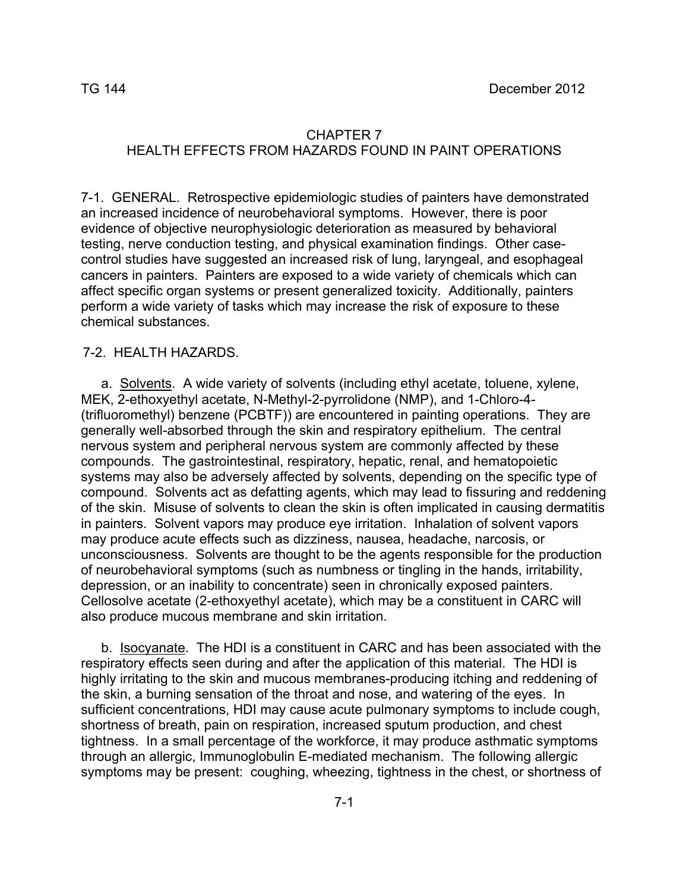# CHAPTER 7
# HEALTH EFFECTS FROM HAZARDS FOUND IN PAINT OPERATIONS

7-1. GENERAL. Retrospective epidemiologic studies of painters have demonstrated an increased incidence of neurobehavioral symptoms. However, there is poor evidence of objective neurophysiologic deterioration as measured by behavioral testing, nerve conduction testing, and physical examination findings. Other case-control studies have suggested an increased risk of lung, laryngeal, and esophageal cancers in painters. Painters are exposed to a wide variety of chemicals which can affect specific organ systems or present generalized toxicity. Additionally, painters perform a wide variety of tasks which may increase the risk of exposure to these chemical substances.

7-2. HEALTH HAZARDS.

a. Solvents. A wide variety of solvents (including ethyl acetate, toluene, xylene, MEK, 2-ethoxyethyl acetate, N-Methyl-2-pyrrolidone (NMP), and 1-Chloro-4-(trifluoromethyl) benzene (PCBTF)) are encountered in painting operations. They are generally well-absorbed through the skin and respiratory epithelium. The central nervous system and peripheral nervous system are commonly affected by these compounds. The gastrointestinal, respiratory, hepatic, renal, and hematopoietic systems may also be adversely affected by solvents, depending on the specific type of compound. Solvents act as defatting agents, which may lead to fissuring and reddening of the skin. Misuse of solvents to clean the skin is often implicated in causing dermatitis in painters. Solvent vapors may produce eye irritation. Inhalation of solvent vapors may produce acute effects such as dizziness, nausea, headache, narcosis, or unconsciousness. Solvents are thought to be the agents responsible for the production of neurobehavioral symptoms (such as numbness or tingling in the hands, irritability, depression, or an inability to concentrate) seen in chronically exposed painters. Cellosolve acetate (2-ethoxyethyl acetate), which may be a constituent in CARC will also produce mucous membrane and skin irritation.

b. Isocyanate. The HDI is a constituent in CARC and has been associated with the respiratory effects seen during and after the application of this material. The HDI is highly irritating to the skin and mucous membranes-producing itching and reddening of the skin, a burning sensation of the throat and nose, and watering of the eyes. In sufficient concentrations, HDI may cause acute pulmonary symptoms to include cough, shortness of breath, pain on respiration, increased sputum production, and chest tightness. In a small percentage of the workforce, it may produce asthmatic symptoms through an allergic, Immunoglobulin E-mediated mechanism. The following allergic symptoms may be present: coughing, wheezing, tightness in the chest, or shortness of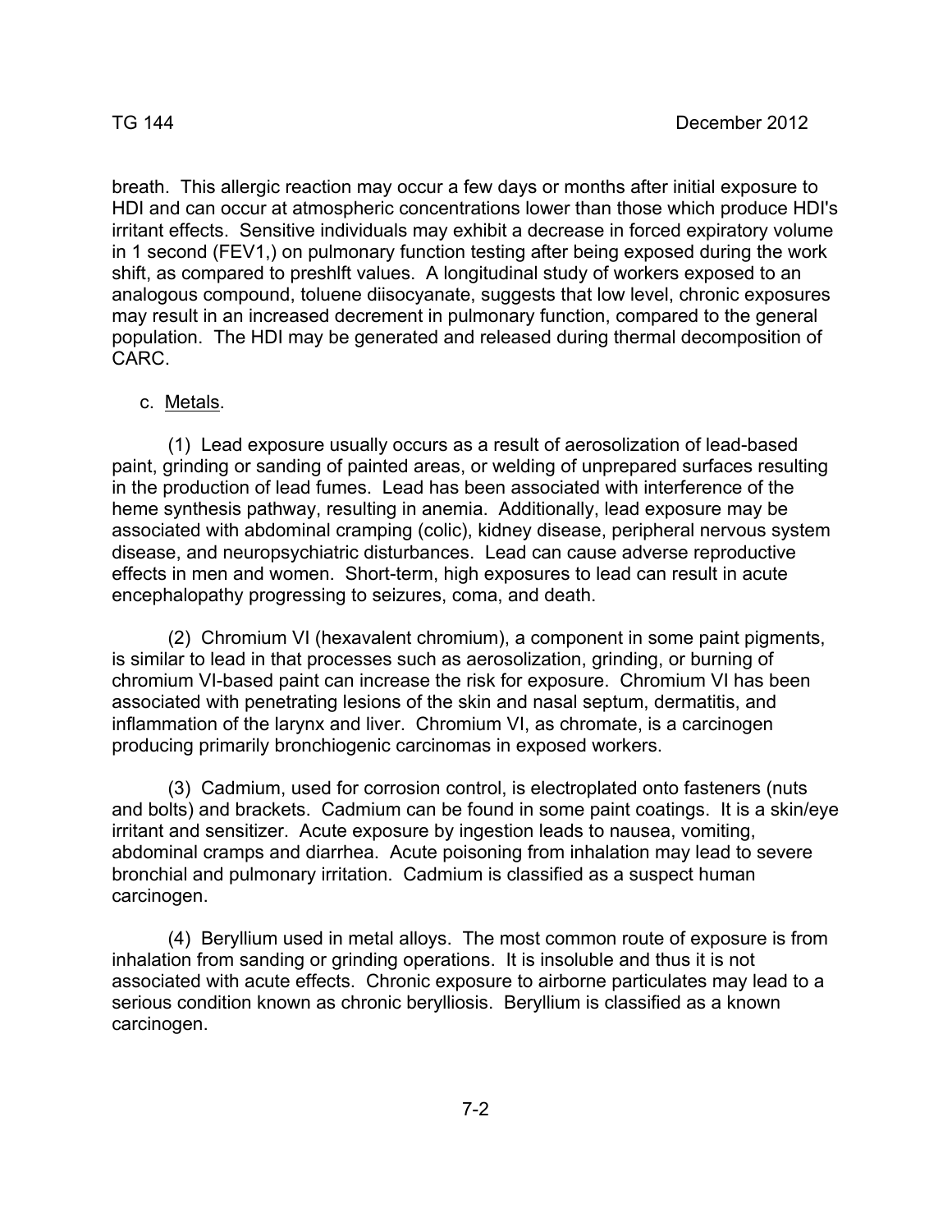breath. This allergic reaction may occur a few days or months after initial exposure to HDI and can occur at atmospheric concentrations lower than those which produce HDI's irritant effects. Sensitive individuals may exhibit a decrease in forced expiratory volume in 1 second (FEV1,) on pulmonary function testing after being exposed during the work shift, as compared to preshlft values. A longitudinal study of workers exposed to an analogous compound, toluene diisocyanate, suggests that low level, chronic exposures may result in an increased decrement in pulmonary function, compared to the general population. The HDI may be generated and released during thermal decomposition of CARC.

c. <u>Metals</u>.

(1) Lead exposure usually occurs as a result of aerosolization of lead-based paint, grinding or sanding of painted areas, or welding of unprepared surfaces resulting in the production of lead fumes. Lead has been associated with interference of the heme synthesis pathway, resulting in anemia. Additionally, lead exposure may be associated with abdominal cramping (colic), kidney disease, peripheral nervous system disease, and neuropsychiatric disturbances. Lead can cause adverse reproductive effects in men and women. Short-term, high exposures to lead can result in acute encephalopathy progressing to seizures, coma, and death.

(2) Chromium VI (hexavalent chromium), a component in some paint pigments, is similar to lead in that processes such as aerosolization, grinding, or burning of chromium VI-based paint can increase the risk for exposure. Chromium VI has been associated with penetrating lesions of the skin and nasal septum, dermatitis, and inflammation of the larynx and liver. Chromium VI, as chromate, is a carcinogen producing primarily bronchiogenic carcinomas in exposed workers.

(3) Cadmium, used for corrosion control, is electroplated onto fasteners (nuts and bolts) and brackets. Cadmium can be found in some paint coatings. It is a skin/eye irritant and sensitizer. Acute exposure by ingestion leads to nausea, vomiting, abdominal cramps and diarrhea. Acute poisoning from inhalation may lead to severe bronchial and pulmonary irritation. Cadmium is classified as a suspect human carcinogen.

(4) Beryllium used in metal alloys. The most common route of exposure is from inhalation from sanding or grinding operations. It is insoluble and thus it is not associated with acute effects. Chronic exposure to airborne particulates may lead to a serious condition known as chronic berylliosis. Beryllium is classified as a known carcinogen.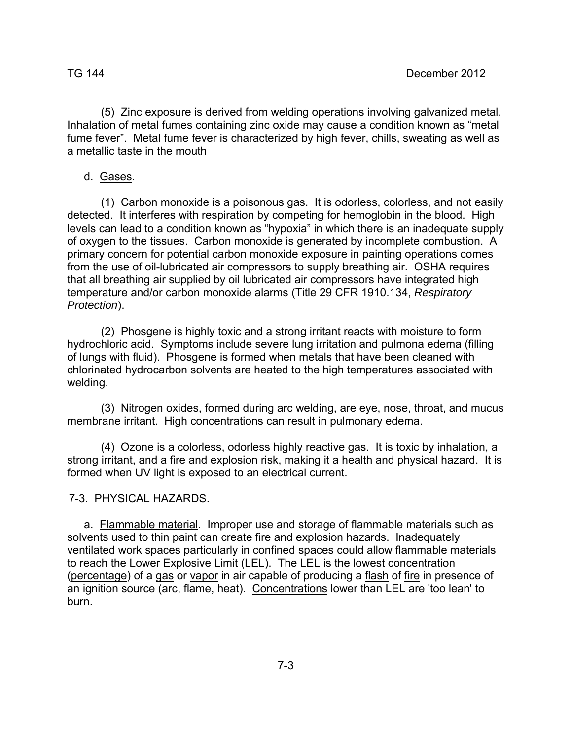(5) Zinc exposure is derived from welding operations involving galvanized metal. Inhalation of metal fumes containing zinc oxide may cause a condition known as “metal fume fever”. Metal fume fever is characterized by high fever, chills, sweating as well as a metallic taste in the mouth

d. Gases.

(1) Carbon monoxide is a poisonous gas. It is odorless, colorless, and not easily detected. It interferes with respiration by competing for hemoglobin in the blood. High levels can lead to a condition known as “hypoxia” in which there is an inadequate supply of oxygen to the tissues. Carbon monoxide is generated by incomplete combustion. A primary concern for potential carbon monoxide exposure in painting operations comes from the use of oil-lubricated air compressors to supply breathing air. OSHA requires that all breathing air supplied by oil lubricated air compressors have integrated high temperature and/or carbon monoxide alarms (Title 29 CFR 1910.134, *Respiratory Protection*).

(2) Phosgene is highly toxic and a strong irritant reacts with moisture to form hydrochloric acid. Symptoms include severe lung irritation and pulmona edema (filling of lungs with fluid). Phosgene is formed when metals that have been cleaned with chlorinated hydrocarbon solvents are heated to the high temperatures associated with welding.

(3) Nitrogen oxides, formed during arc welding, are eye, nose, throat, and mucus membrane irritant. High concentrations can result in pulmonary edema.

(4) Ozone is a colorless, odorless highly reactive gas. It is toxic by inhalation, a strong irritant, and a fire and explosion risk, making it a health and physical hazard. It is formed when UV light is exposed to an electrical current.

## 7-3. PHYSICAL HAZARDS.

a. Flammable material. Improper use and storage of flammable materials such as solvents used to thin paint can create fire and explosion hazards. Inadequately ventilated work spaces particularly in confined spaces could allow flammable materials to reach the Lower Explosive Limit (LEL). The LEL is the lowest concentration (percentage) of a gas or vapor in air capable of producing a flash of fire in presence of an ignition source (arc, flame, heat). Concentrations lower than LEL are 'too lean' to burn.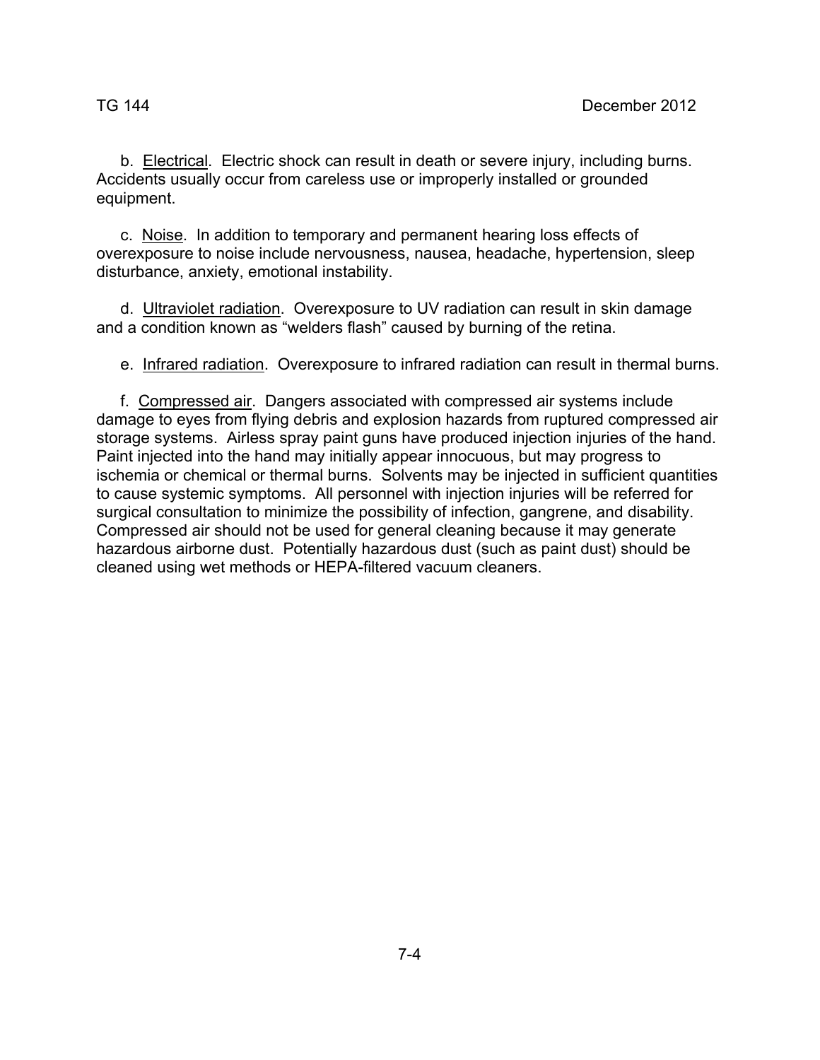b. Electrical. Electric shock can result in death or severe injury, including burns. Accidents usually occur from careless use or improperly installed or grounded equipment.

c. Noise. In addition to temporary and permanent hearing loss effects of overexposure to noise include nervousness, nausea, headache, hypertension, sleep disturbance, anxiety, emotional instability.

d. Ultraviolet radiation. Overexposure to UV radiation can result in skin damage and a condition known as "welders flash" caused by burning of the retina.

e. Infrared radiation. Overexposure to infrared radiation can result in thermal burns.

f. Compressed air. Dangers associated with compressed air systems include damage to eyes from flying debris and explosion hazards from ruptured compressed air storage systems. Airless spray paint guns have produced injection injuries of the hand. Paint injected into the hand may initially appear innocuous, but may progress to ischemia or chemical or thermal burns. Solvents may be injected in sufficient quantities to cause systemic symptoms. All personnel with injection injuries will be referred for surgical consultation to minimize the possibility of infection, gangrene, and disability. Compressed air should not be used for general cleaning because it may generate hazardous airborne dust. Potentially hazardous dust (such as paint dust) should be cleaned using wet methods or HEPA-filtered vacuum cleaners.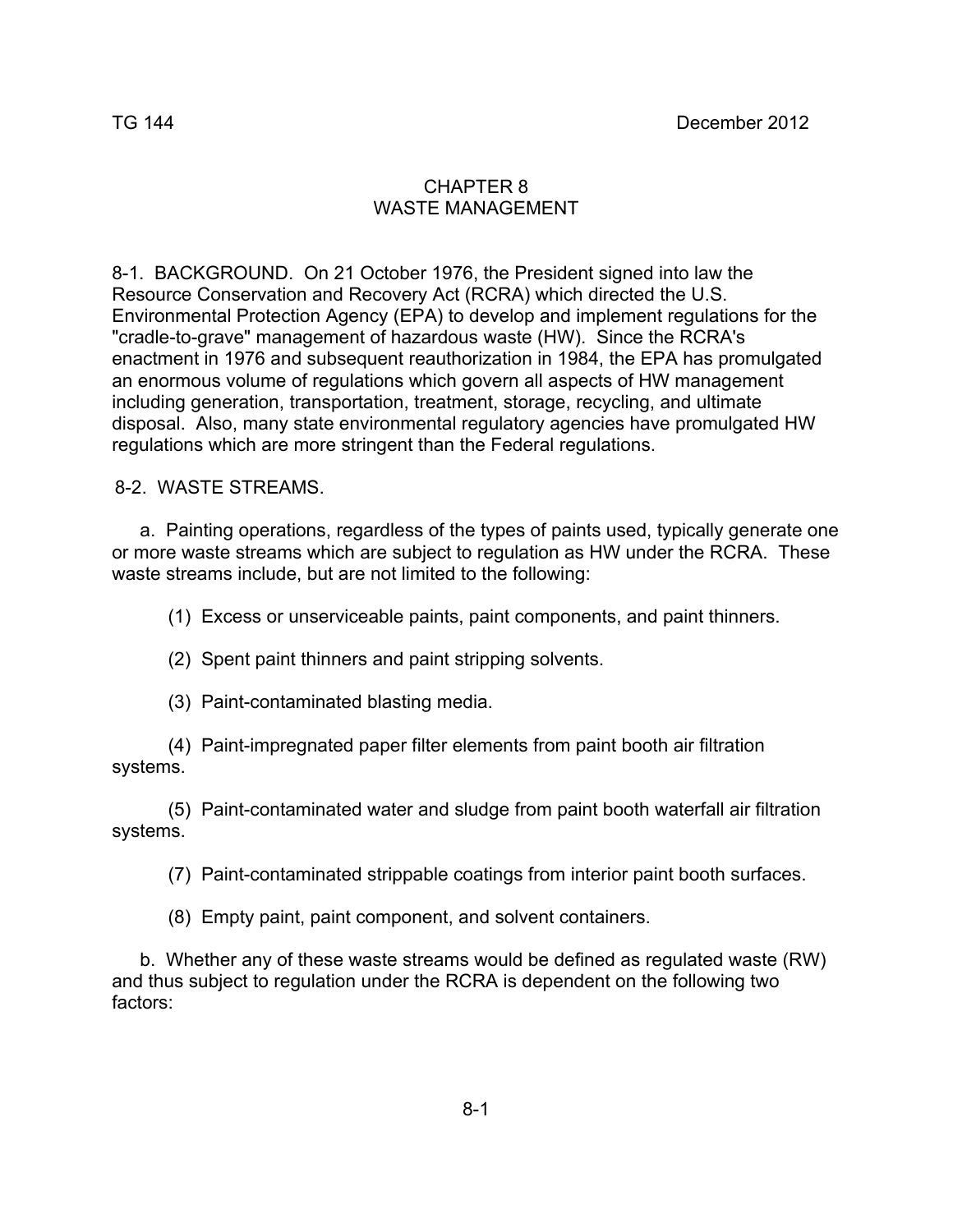# CHAPTER 8
# WASTE MANAGEMENT

8-1. BACKGROUND. On 21 October 1976, the President signed into law the Resource Conservation and Recovery Act (RCRA) which directed the U.S. Environmental Protection Agency (EPA) to develop and implement regulations for the "cradle-to-grave" management of hazardous waste (HW). Since the RCRA's enactment in 1976 and subsequent reauthorization in 1984, the EPA has promulgated an enormous volume of regulations which govern all aspects of HW management including generation, transportation, treatment, storage, recycling, and ultimate disposal. Also, many state environmental regulatory agencies have promulgated HW regulations which are more stringent than the Federal regulations.

8-2. WASTE STREAMS.

a. Painting operations, regardless of the types of paints used, typically generate one or more waste streams which are subject to regulation as HW under the RCRA. These waste streams include, but are not limited to the following:

(1) Excess or unserviceable paints, paint components, and paint thinners.

(2) Spent paint thinners and paint stripping solvents.

(3) Paint-contaminated blasting media.

(4) Paint-impregnated paper filter elements from paint booth air filtration systems.

(5) Paint-contaminated water and sludge from paint booth waterfall air filtration systems.

(7) Paint-contaminated strippable coatings from interior paint booth surfaces.

(8) Empty paint, paint component, and solvent containers.

b. Whether any of these waste streams would be defined as regulated waste (RW) and thus subject to regulation under the RCRA is dependent on the following two factors: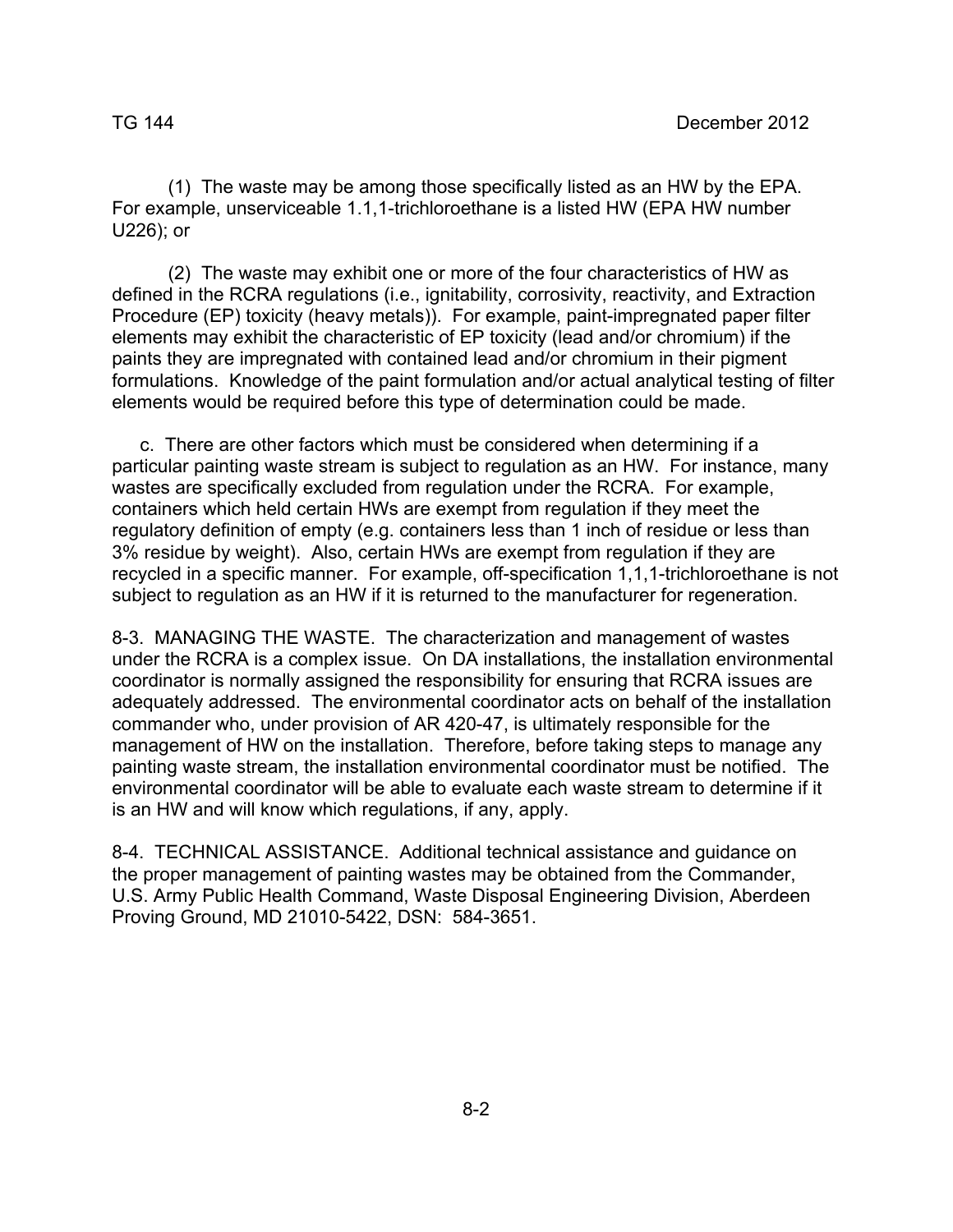(1) The waste may be among those specifically listed as an HW by the EPA. For example, unserviceable 1.1,1-trichloroethane is a listed HW (EPA HW number U226); or

(2) The waste may exhibit one or more of the four characteristics of HW as defined in the RCRA regulations (i.e., ignitability, corrosivity, reactivity, and Extraction Procedure (EP) toxicity (heavy metals)). For example, paint-impregnated paper filter elements may exhibit the characteristic of EP toxicity (lead and/or chromium) if the paints they are impregnated with contained lead and/or chromium in their pigment formulations. Knowledge of the paint formulation and/or actual analytical testing of filter elements would be required before this type of determination could be made.

c. There are other factors which must be considered when determining if a particular painting waste stream is subject to regulation as an HW. For instance, many wastes are specifically excluded from regulation under the RCRA. For example, containers which held certain HWs are exempt from regulation if they meet the regulatory definition of empty (e.g. containers less than 1 inch of residue or less than 3% residue by weight). Also, certain HWs are exempt from regulation if they are recycled in a specific manner. For example, off-specification 1,1,1-trichloroethane is not subject to regulation as an HW if it is returned to the manufacturer for regeneration.

8-3. MANAGING THE WASTE. The characterization and management of wastes under the RCRA is a complex issue. On DA installations, the installation environmental coordinator is normally assigned the responsibility for ensuring that RCRA issues are adequately addressed. The environmental coordinator acts on behalf of the installation commander who, under provision of AR 420-47, is ultimately responsible for the management of HW on the installation. Therefore, before taking steps to manage any painting waste stream, the installation environmental coordinator must be notified. The environmental coordinator will be able to evaluate each waste stream to determine if it is an HW and will know which regulations, if any, apply.

8-4. TECHNICAL ASSISTANCE. Additional technical assistance and guidance on the proper management of painting wastes may be obtained from the Commander, U.S. Army Public Health Command, Waste Disposal Engineering Division, Aberdeen Proving Ground, MD 21010-5422, DSN: 584-3651.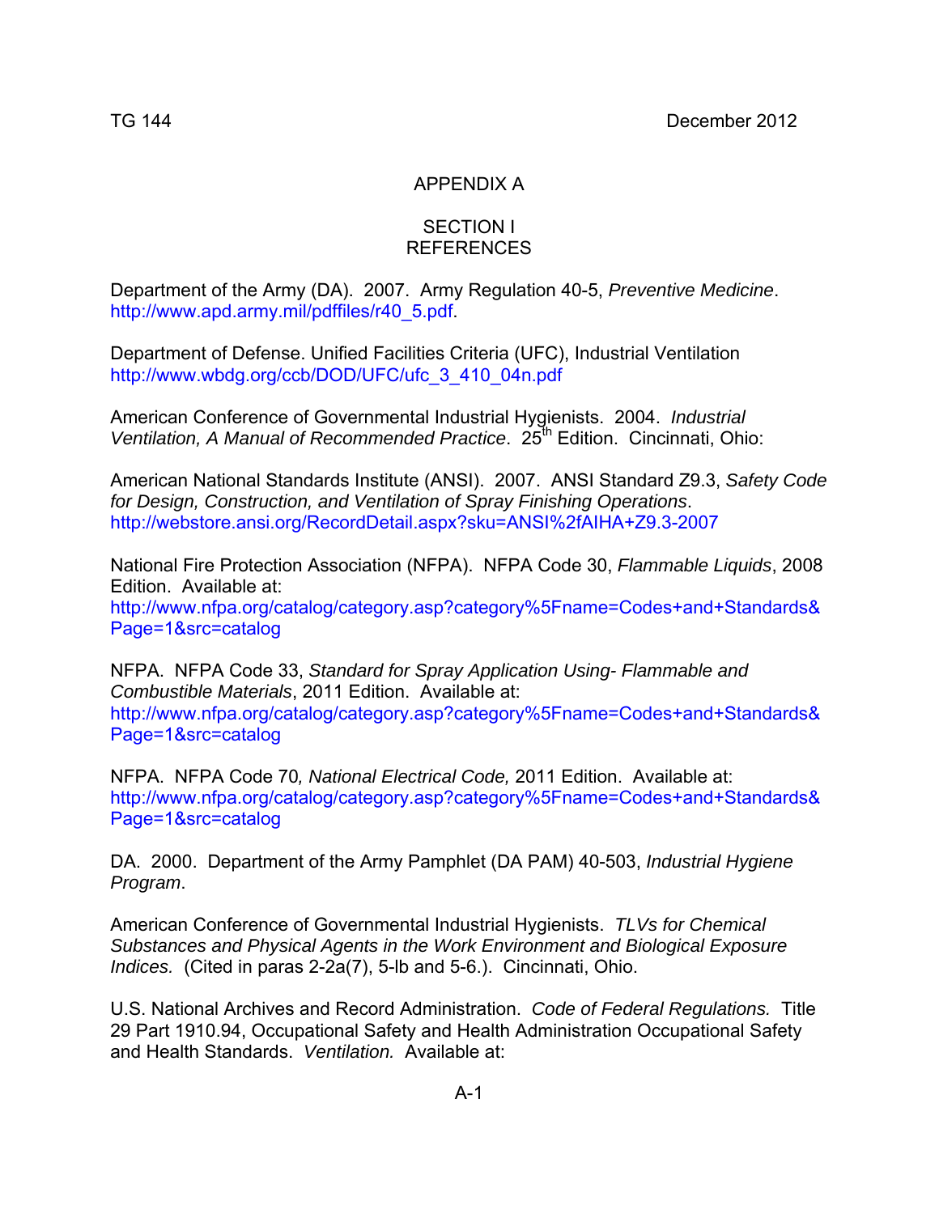# APPENDIX A

## SECTION I
## REFERENCES

Department of the Army (DA). 2007. Army Regulation 40-5, *Preventive Medicine*. http://www.apd.army.mil/pdffiles/r40_5.pdf.

Department of Defense. Unified Facilities Criteria (UFC), Industrial Ventilation http://www.wbdg.org/ccb/DOD/UFC/ufc_3_410_04n.pdf

American Conference of Governmental Industrial Hygienists. 2004. *Industrial Ventilation, A Manual of Recommended Practice*. 25th Edition. Cincinnati, Ohio:

American National Standards Institute (ANSI). 2007. ANSI Standard Z9.3, *Safety Code for Design, Construction, and Ventilation of Spray Finishing Operations*. http://webstore.ansi.org/RecordDetail.aspx?sku=ANSI%2fAIHA+Z9.3-2007

National Fire Protection Association (NFPA). NFPA Code 30, *Flammable Liquids*, 2008 Edition. Available at: http://www.nfpa.org/catalog/category.asp?category%5Fname=Codes+and+Standards&Page=1&src=catalog

NFPA. NFPA Code 33, *Standard for Spray Application Using- Flammable and Combustible Materials*, 2011 Edition. Available at: http://www.nfpa.org/catalog/category.asp?category%5Fname=Codes+and+Standards&Page=1&src=catalog

NFPA. NFPA Code 70*, National Electrical Code,* 2011 Edition. Available at: http://www.nfpa.org/catalog/category.asp?category%5Fname=Codes+and+Standards&Page=1&src=catalog

DA. 2000. Department of the Army Pamphlet (DA PAM) 40-503, *Industrial Hygiene Program*.

American Conference of Governmental Industrial Hygienists. *TLVs for Chemical Substances and Physical Agents in the Work Environment and Biological Exposure Indices.* (Cited in paras 2-2a(7), 5-lb and 5-6.). Cincinnati, Ohio.

U.S. National Archives and Record Administration. *Code of Federal Regulations.* Title 29 Part 1910.94, Occupational Safety and Health Administration Occupational Safety and Health Standards. *Ventilation.* Available at: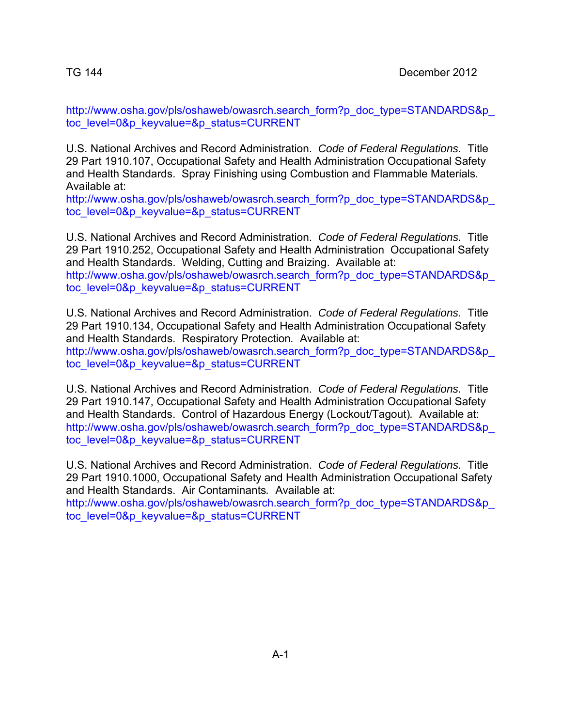http://www.osha.gov/pls/oshaweb/owasrch.search_form?p_doc_type=STANDARDS&p_toc_level=0&p_keyvalue=&p_status=CURRENT

U.S. National Archives and Record Administration. *Code of Federal Regulations.* Title 29 Part 1910.107, Occupational Safety and Health Administration Occupational Safety and Health Standards. Spray Finishing using Combustion and Flammable Materials. Available at:
http://www.osha.gov/pls/oshaweb/owasrch.search_form?p_doc_type=STANDARDS&p_toc_level=0&p_keyvalue=&p_status=CURRENT

U.S. National Archives and Record Administration. *Code of Federal Regulations.* Title 29 Part 1910.252, Occupational Safety and Health Administration Occupational Safety and Health Standards. Welding, Cutting and Brazing. Available at:
http://www.osha.gov/pls/oshaweb/owasrch.search_form?p_doc_type=STANDARDS&p_toc_level=0&p_keyvalue=&p_status=CURRENT

U.S. National Archives and Record Administration. *Code of Federal Regulations.* Title 29 Part 1910.134, Occupational Safety and Health Administration Occupational Safety and Health Standards. Respiratory Protection. Available at:
http://www.osha.gov/pls/oshaweb/owasrch.search_form?p_doc_type=STANDARDS&p_toc_level=0&p_keyvalue=&p_status=CURRENT

U.S. National Archives and Record Administration. *Code of Federal Regulations.* Title 29 Part 1910.147, Occupational Safety and Health Administration Occupational Safety and Health Standards. Control of Hazardous Energy (Lockout/Tagout). Available at:
http://www.osha.gov/pls/oshaweb/owasrch.search_form?p_doc_type=STANDARDS&p_toc_level=0&p_keyvalue=&p_status=CURRENT

U.S. National Archives and Record Administration. *Code of Federal Regulations.* Title 29 Part 1910.1000, Occupational Safety and Health Administration Occupational Safety and Health Standards. Air Contaminants. Available at:
http://www.osha.gov/pls/oshaweb/owasrch.search_form?p_doc_type=STANDARDS&p_toc_level=0&p_keyvalue=&p_status=CURRENT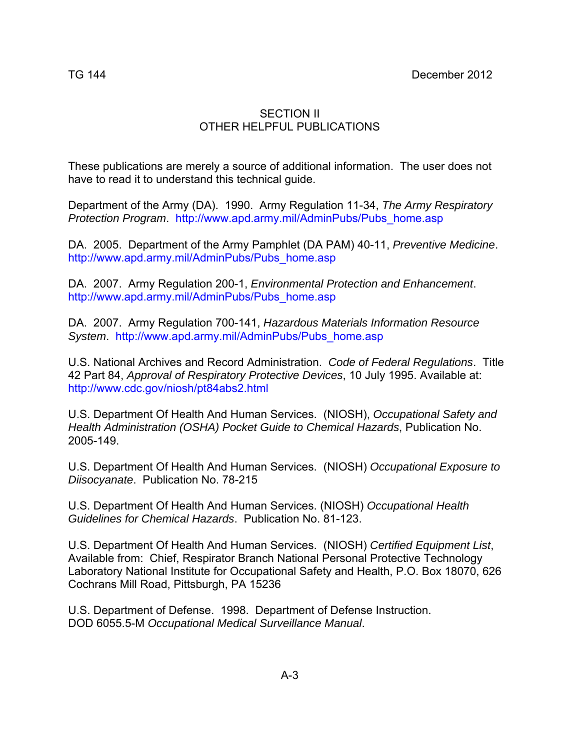## SECTION II
## OTHER HELPFUL PUBLICATIONS

These publications are merely a source of additional information. The user does not have to read it to understand this technical guide.

Department of the Army (DA). 1990. Army Regulation 11-34, *The Army Respiratory Protection Program*. http://www.apd.army.mil/AdminPubs/Pubs_home.asp

DA. 2005. Department of the Army Pamphlet (DA PAM) 40-11, *Preventive Medicine*. http://www.apd.army.mil/AdminPubs/Pubs_home.asp

DA. 2007. Army Regulation 200-1, *Environmental Protection and Enhancement*. http://www.apd.army.mil/AdminPubs/Pubs_home.asp

DA. 2007. Army Regulation 700-141, *Hazardous Materials Information Resource System*. http://www.apd.army.mil/AdminPubs/Pubs_home.asp

U.S. National Archives and Record Administration. *Code of Federal Regulations*. Title 42 Part 84, *Approval of Respiratory Protective Devices*, 10 July 1995. Available at: http://www.cdc.gov/niosh/pt84abs2.html

U.S. Department Of Health And Human Services. (NIOSH), *Occupational Safety and Health Administration (OSHA) Pocket Guide to Chemical Hazards*, Publication No. 2005-149.

U.S. Department Of Health And Human Services. (NIOSH) *Occupational Exposure to Diisocyanate*. Publication No. 78-215

U.S. Department Of Health And Human Services. (NIOSH) *Occupational Health Guidelines for Chemical Hazards*. Publication No. 81-123.

U.S. Department Of Health And Human Services. (NIOSH) *Certified Equipment List*, Available from: Chief, Respirator Branch National Personal Protective Technology Laboratory National Institute for Occupational Safety and Health, P.O. Box 18070, 626 Cochrans Mill Road, Pittsburgh, PA 15236

U.S. Department of Defense. 1998. Department of Defense Instruction. DOD 6055.5-M *Occupational Medical Surveillance Manual*.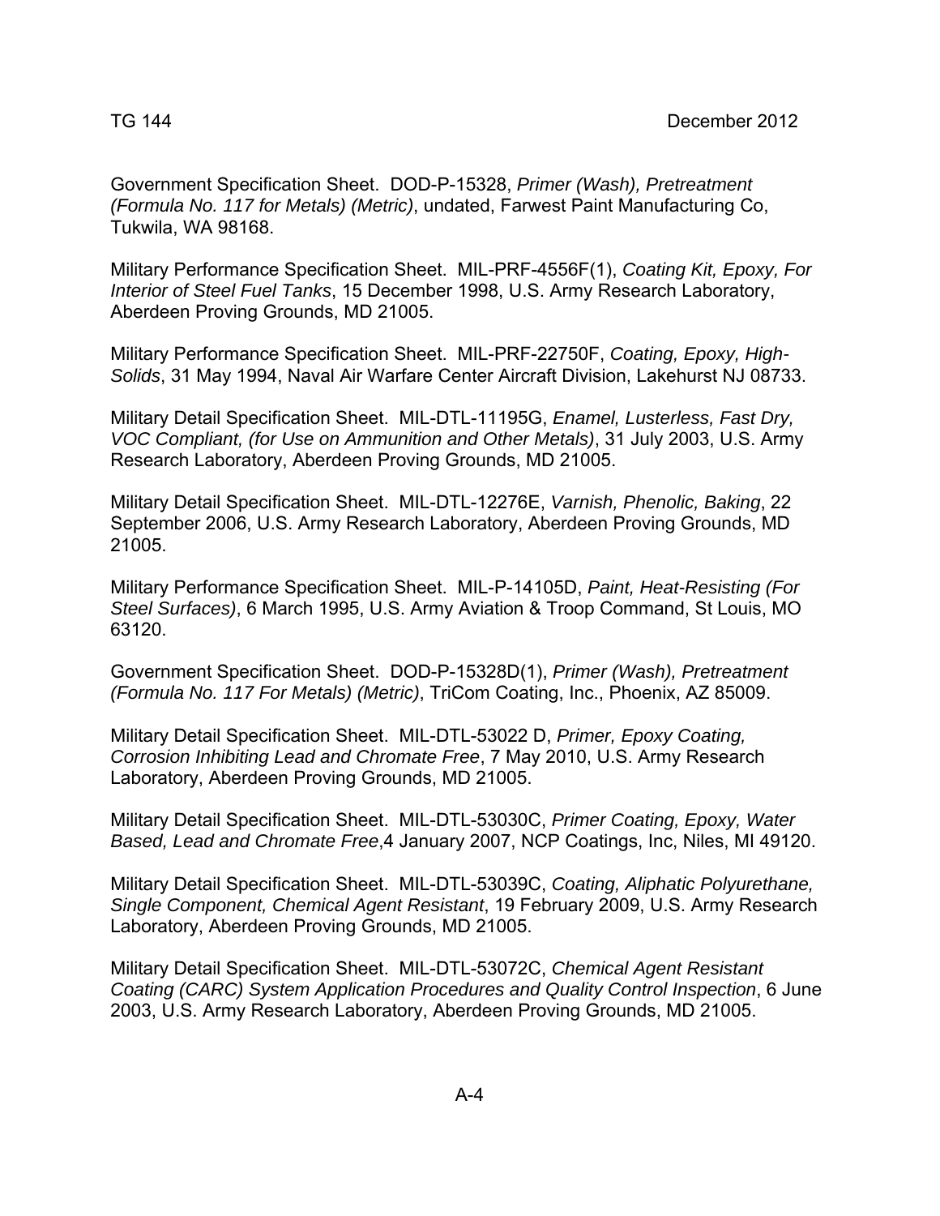Government Specification Sheet. DOD-P-15328, *Primer (Wash), Pretreatment (Formula No. 117 for Metals) (Metric)*, undated, Farwest Paint Manufacturing Co, Tukwila, WA 98168.

Military Performance Specification Sheet. MIL-PRF-4556F(1), *Coating Kit, Epoxy, For Interior of Steel Fuel Tanks*, 15 December 1998, U.S. Army Research Laboratory, Aberdeen Proving Grounds, MD 21005.

Military Performance Specification Sheet. MIL-PRF-22750F, *Coating, Epoxy, High-Solids*, 31 May 1994, Naval Air Warfare Center Aircraft Division, Lakehurst NJ 08733.

Military Detail Specification Sheet. MIL-DTL-11195G, *Enamel, Lusterless, Fast Dry, VOC Compliant, (for Use on Ammunition and Other Metals)*, 31 July 2003, U.S. Army Research Laboratory, Aberdeen Proving Grounds, MD 21005.

Military Detail Specification Sheet. MIL-DTL-12276E, *Varnish, Phenolic, Baking*, 22 September 2006, U.S. Army Research Laboratory, Aberdeen Proving Grounds, MD 21005.

Military Performance Specification Sheet. MIL-P-14105D, *Paint, Heat-Resisting (For Steel Surfaces)*, 6 March 1995, U.S. Army Aviation & Troop Command, St Louis, MO 63120.

Government Specification Sheet. DOD-P-15328D(1), *Primer (Wash), Pretreatment (Formula No. 117 For Metals) (Metric)*, TriCom Coating, Inc., Phoenix, AZ 85009.

Military Detail Specification Sheet. MIL-DTL-53022 D, *Primer, Epoxy Coating, Corrosion Inhibiting Lead and Chromate Free*, 7 May 2010, U.S. Army Research Laboratory, Aberdeen Proving Grounds, MD 21005.

Military Detail Specification Sheet. MIL-DTL-53030C, *Primer Coating, Epoxy, Water Based, Lead and Chromate Free*,4 January 2007, NCP Coatings, Inc, Niles, MI 49120.

Military Detail Specification Sheet. MIL-DTL-53039C, *Coating, Aliphatic Polyurethane, Single Component, Chemical Agent Resistant*, 19 February 2009, U.S. Army Research Laboratory, Aberdeen Proving Grounds, MD 21005.

Military Detail Specification Sheet. MIL-DTL-53072C, *Chemical Agent Resistant Coating (CARC) System Application Procedures and Quality Control Inspection*, 6 June 2003, U.S. Army Research Laboratory, Aberdeen Proving Grounds, MD 21005.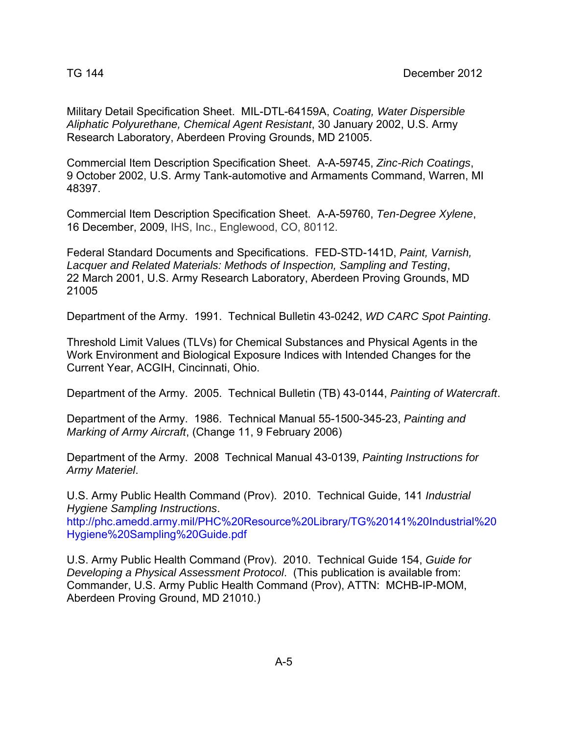Military Detail Specification Sheet. MIL-DTL-64159A, *Coating, Water Dispersible Aliphatic Polyurethane, Chemical Agent Resistant*, 30 January 2002, U.S. Army Research Laboratory, Aberdeen Proving Grounds, MD 21005.

Commercial Item Description Specification Sheet. A-A-59745, *Zinc-Rich Coatings*, 9 October 2002, U.S. Army Tank-automotive and Armaments Command, Warren, MI 48397.

Commercial Item Description Specification Sheet. A-A-59760, *Ten-Degree Xylene*, 16 December, 2009, IHS, Inc., Englewood, CO, 80112.

Federal Standard Documents and Specifications. FED-STD-141D, *Paint, Varnish, Lacquer and Related Materials: Methods of Inspection, Sampling and Testing*, 22 March 2001, U.S. Army Research Laboratory, Aberdeen Proving Grounds, MD 21005

Department of the Army. 1991. Technical Bulletin 43-0242, *WD CARC Spot Painting*.

Threshold Limit Values (TLVs) for Chemical Substances and Physical Agents in the Work Environment and Biological Exposure Indices with Intended Changes for the Current Year, ACGIH, Cincinnati, Ohio.

Department of the Army. 2005. Technical Bulletin (TB) 43-0144, *Painting of Watercraft*.

Department of the Army. 1986. Technical Manual 55-1500-345-23, *Painting and Marking of Army Aircraft*, (Change 11, 9 February 2006)

Department of the Army. 2008 Technical Manual 43-0139, *Painting Instructions for Army Materiel*.

U.S. Army Public Health Command (Prov). 2010. Technical Guide, 141 *Industrial Hygiene Sampling Instructions*.
http://phc.amedd.army.mil/PHC%20Resource%20Library/TG%20141%20Industrial%20Hygiene%20Sampling%20Guide.pdf

U.S. Army Public Health Command (Prov). 2010. Technical Guide 154, *Guide for Developing a Physical Assessment Protocol*. (This publication is available from: Commander, U.S. Army Public Health Command (Prov), ATTN: MCHB-IP-MOM, Aberdeen Proving Ground, MD 21010.)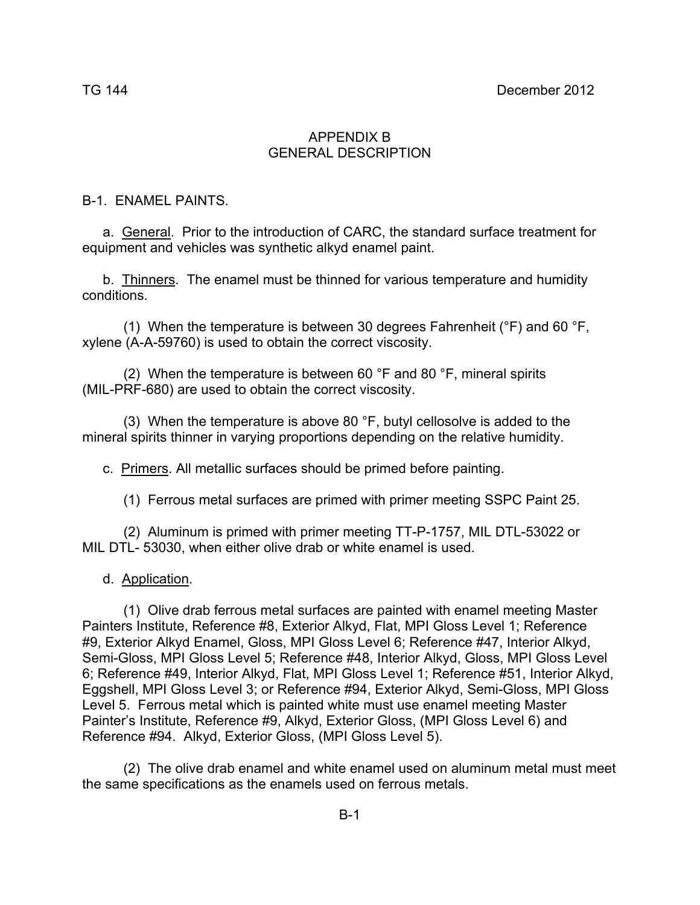# APPENDIX B
# GENERAL DESCRIPTION

B-1. ENAMEL PAINTS.

a. General. Prior to the introduction of CARC, the standard surface treatment for equipment and vehicles was synthetic alkyd enamel paint.

b. Thinners. The enamel must be thinned for various temperature and humidity conditions.

(1) When the temperature is between 30 degrees Fahrenheit (°F) and 60 °F, xylene (A-A-59760) is used to obtain the correct viscosity.

(2) When the temperature is between 60 °F and 80 °F, mineral spirits (MIL-PRF-680) are used to obtain the correct viscosity.

(3) When the temperature is above 80 °F, butyl cellosolve is added to the mineral spirits thinner in varying proportions depending on the relative humidity.

c. Primers. All metallic surfaces should be primed before painting.

(1) Ferrous metal surfaces are primed with primer meeting SSPC Paint 25.

(2) Aluminum is primed with primer meeting TT-P-1757, MIL DTL-53022 or MIL DTL- 53030, when either olive drab or white enamel is used.

d. Application.

(1) Olive drab ferrous metal surfaces are painted with enamel meeting Master Painters Institute, Reference #8, Exterior Alkyd, Flat, MPI Gloss Level 1; Reference #9, Exterior Alkyd Enamel, Gloss, MPI Gloss Level 6; Reference #47, Interior Alkyd, Semi-Gloss, MPI Gloss Level 5; Reference #48, Interior Alkyd, Gloss, MPI Gloss Level 6; Reference #49, Interior Alkyd, Flat, MPI Gloss Level 1; Reference #51, Interior Alkyd, Eggshell, MPI Gloss Level 3; or Reference #94, Exterior Alkyd, Semi-Gloss, MPI Gloss Level 5. Ferrous metal which is painted white must use enamel meeting Master Painter's Institute, Reference #9, Alkyd, Exterior Gloss, (MPI Gloss Level 6) and Reference #94. Alkyd, Exterior Gloss, (MPI Gloss Level 5).

(2) The olive drab enamel and white enamel used on aluminum metal must meet the same specifications as the enamels used on ferrous metals.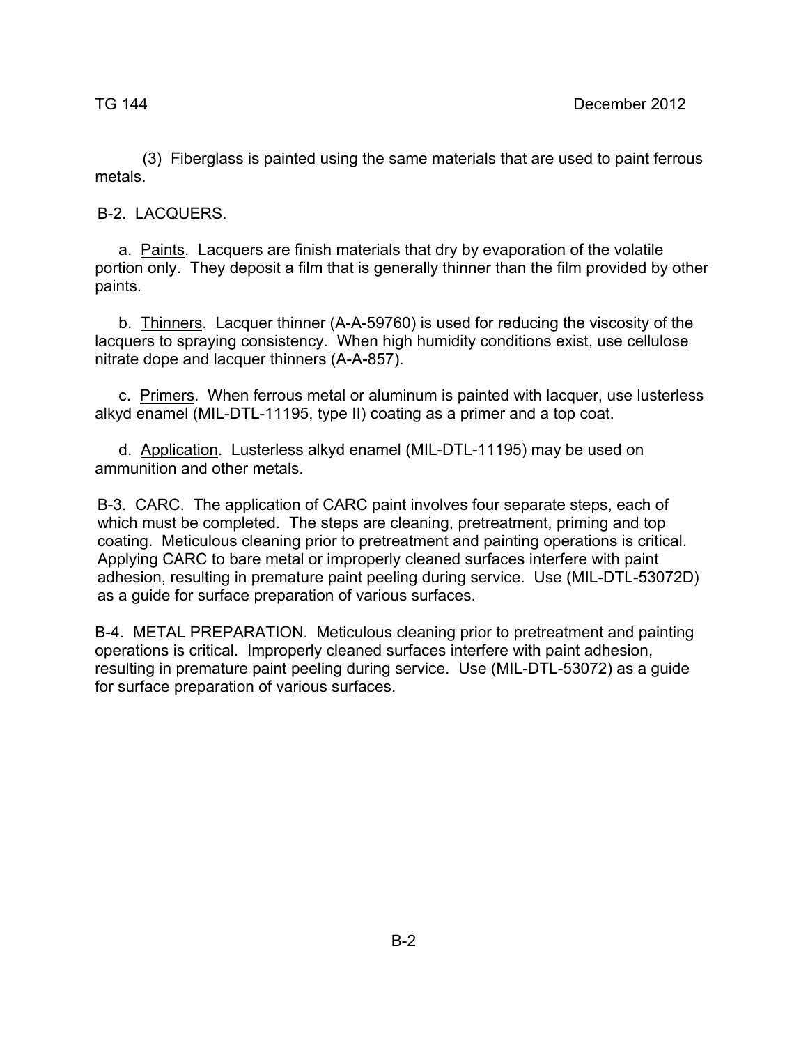(3) Fiberglass is painted using the same materials that are used to paint ferrous metals.

## B-2. LACQUERS.

a. Paints. Lacquers are finish materials that dry by evaporation of the volatile portion only. They deposit a film that is generally thinner than the film provided by other paints.

b. Thinners. Lacquer thinner (A-A-59760) is used for reducing the viscosity of the lacquers to spraying consistency. When high humidity conditions exist, use cellulose nitrate dope and lacquer thinners (A-A-857).

c. Primers. When ferrous metal or aluminum is painted with lacquer, use lusterless alkyd enamel (MIL-DTL-11195, type II) coating as a primer and a top coat.

d. Application. Lusterless alkyd enamel (MIL-DTL-11195) may be used on ammunition and other metals.

B-3. CARC. The application of CARC paint involves four separate steps, each of which must be completed. The steps are cleaning, pretreatment, priming and top coating. Meticulous cleaning prior to pretreatment and painting operations is critical. Applying CARC to bare metal or improperly cleaned surfaces interfere with paint adhesion, resulting in premature paint peeling during service. Use (MIL-DTL-53072D) as a guide for surface preparation of various surfaces.

B-4. METAL PREPARATION. Meticulous cleaning prior to pretreatment and painting operations is critical. Improperly cleaned surfaces interfere with paint adhesion, resulting in premature paint peeling during service. Use (MIL-DTL-53072) as a guide for surface preparation of various surfaces.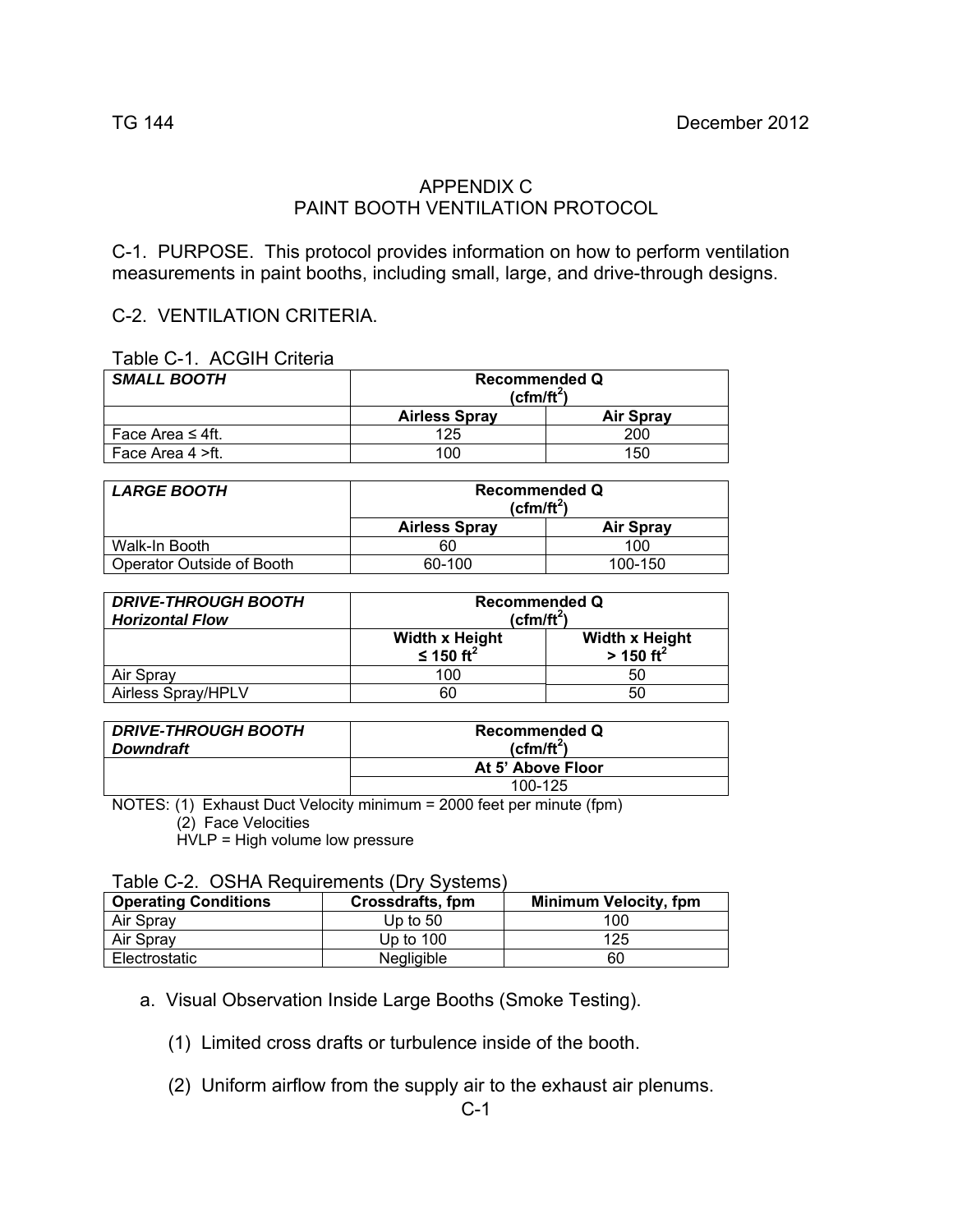# APPENDIX C
# PAINT BOOTH VENTILATION PROTOCOL

C-1. PURPOSE. This protocol provides information on how to perform ventilation measurements in paint booths, including small, large, and drive-through designs.

C-2. VENTILATION CRITERIA.

Table C-1. ACGIH Criteria

| ***SMALL BOOTH*** | **Recommended Q ($cfm/ft^2$)** | |
|---|---|---|
| | **Airless Spray** | **Air Spray** |
| Face Area ≤ 4ft. | 125 | 200 |
| Face Area 4 >ft. | 100 | 150 |

| ***LARGE BOOTH*** | **Recommended Q ($cfm/ft^2$)** | |
|---|---|---|
| | **Airless Spray** | **Air Spray** |
| Walk-In Booth | 60 | 100 |
| Operator Outside of Booth | 60-100 | 100-150 |

| ***DRIVE-THROUGH BOOTH Horizontal Flow*** | **Recommended Q ($cfm/ft^2$)** | |
|---|---|---|
| | **Width x Height ≤ 150 $ft^2$** | **Width x Height > 150 $ft^2$** |
| Air Spray | 100 | 50 |
| Airless Spray/HPLV | 60 | 50 |

| ***DRIVE-THROUGH BOOTH Downdraft*** | **Recommended Q ($cfm/ft^2$)** |
|---|---|
| | **At 5' Above Floor** |
| | 100-125 |

NOTES: (1) Exhaust Duct Velocity minimum = 2000 feet per minute (fpm)
(2) Face Velocities
HVLP = High volume low pressure

Table C-2. OSHA Requirements (Dry Systems)

| Operating Conditions | Crossdrafts, fpm | Minimum Velocity, fpm |
|---|---|---|
| Air Spray | Up to 50 | 100 |
| Air Spray | Up to 100 | 125 |
| Electrostatic | Negligible | 60 |

a. Visual Observation Inside Large Booths (Smoke Testing).

(1) Limited cross drafts or turbulence inside of the booth.

(2) Uniform airflow from the supply air to the exhaust air plenums.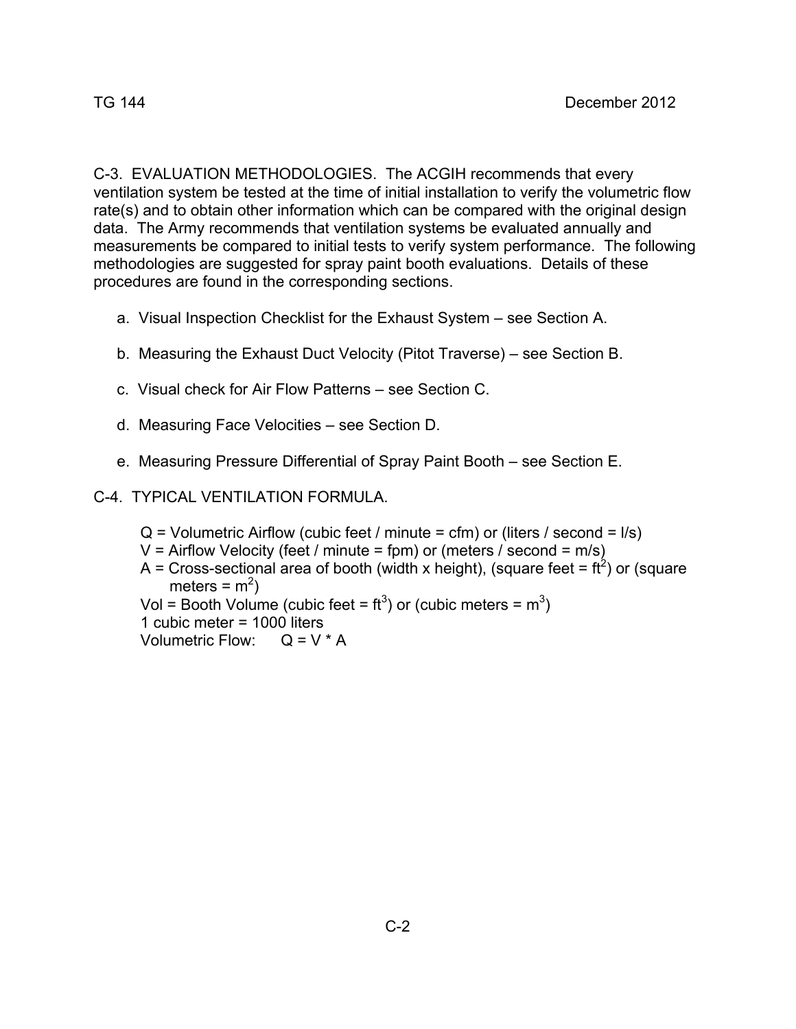C-3. EVALUATION METHODOLOGIES. The ACGIH recommends that every ventilation system be tested at the time of initial installation to verify the volumetric flow rate(s) and to obtain other information which can be compared with the original design data. The Army recommends that ventilation systems be evaluated annually and measurements be compared to initial tests to verify system performance. The following methodologies are suggested for spray paint booth evaluations. Details of these procedures are found in the corresponding sections.

a. Visual Inspection Checklist for the Exhaust System – see Section A.

b. Measuring the Exhaust Duct Velocity (Pitot Traverse) – see Section B.

c. Visual check for Air Flow Patterns – see Section C.

d. Measuring Face Velocities – see Section D.

e. Measuring Pressure Differential of Spray Paint Booth – see Section E.

C-4. TYPICAL VENTILATION FORMULA.

Q = Volumetric Airflow (cubic feet / minute = cfm) or (liters / second = l/s)
V = Airflow Velocity (feet / minute = fpm) or (meters / second = m/s)
A = Cross-sectional area of booth (width x height), (square feet = $ft^2$) or (square meters = $m^2$)
Vol = Booth Volume (cubic feet = $ft^3$) or (cubic meters = $m^3$)
1 cubic meter = 1000 liters
Volumetric Flow: $Q = V * A$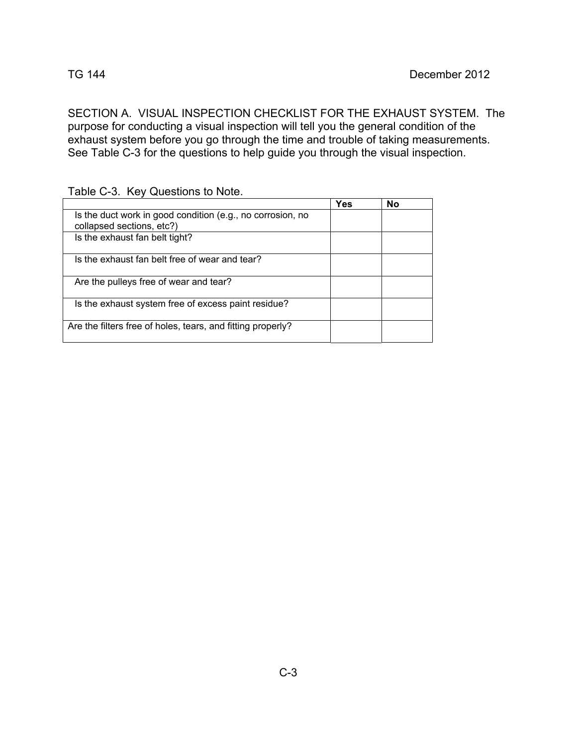SECTION A. VISUAL INSPECTION CHECKLIST FOR THE EXHAUST SYSTEM. The purpose for conducting a visual inspection will tell you the general condition of the exhaust system before you go through the time and trouble of taking measurements. See Table C-3 for the questions to help guide you through the visual inspection.

Table C-3. Key Questions to Note.

| | Yes | No |
|---|---|---|
| Is the duct work in good condition (e.g., no corrosion, no collapsed sections, etc?) | | |
| Is the exhaust fan belt tight? | | |
| Is the exhaust fan belt free of wear and tear? | | |
| Are the pulleys free of wear and tear? | | |
| Is the exhaust system free of excess paint residue? | | |
| Are the filters free of holes, tears, and fitting properly? | | |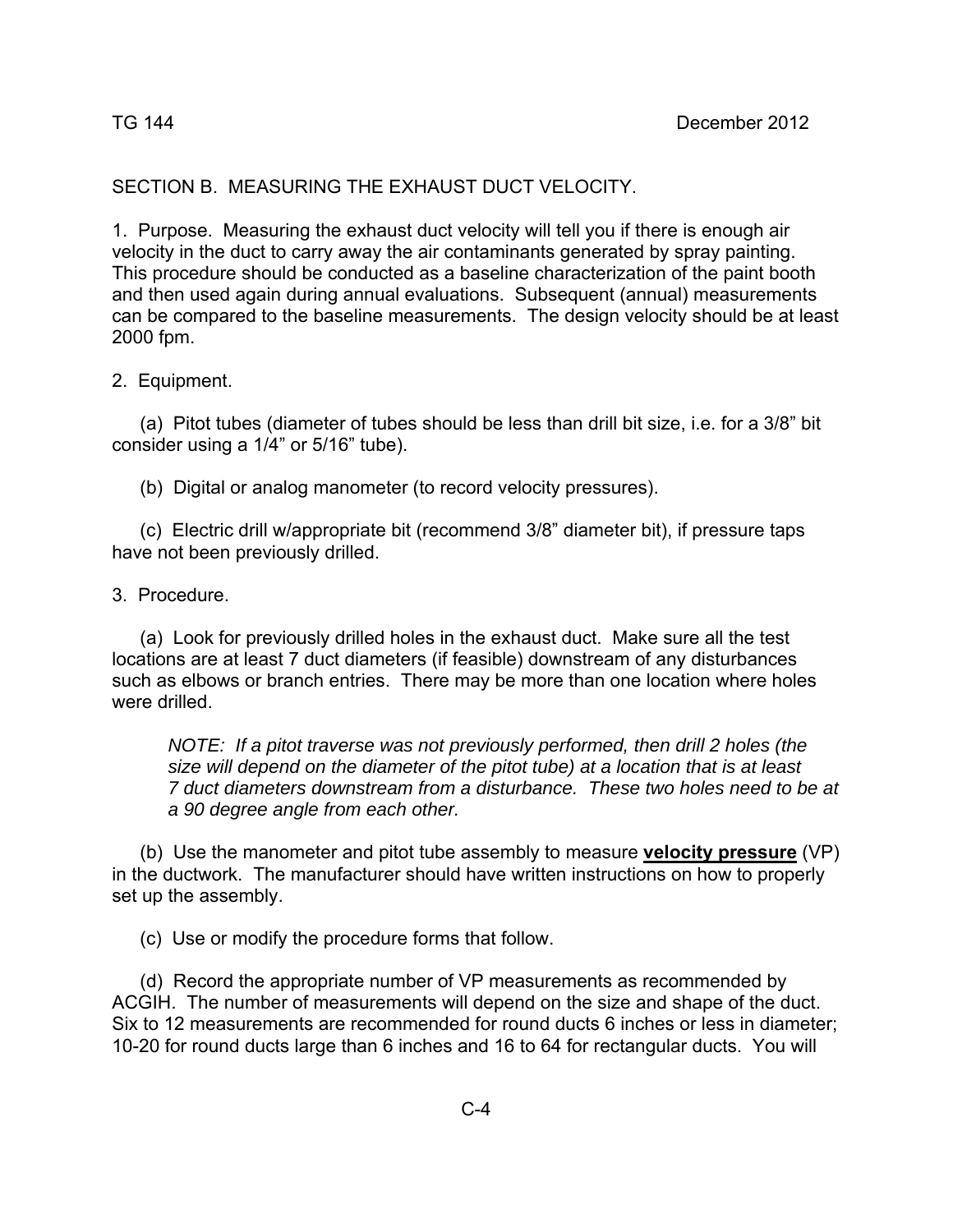SECTION B. MEASURING THE EXHAUST DUCT VELOCITY.

1. Purpose. Measuring the exhaust duct velocity will tell you if there is enough air velocity in the duct to carry away the air contaminants generated by spray painting. This procedure should be conducted as a baseline characterization of the paint booth and then used again during annual evaluations. Subsequent (annual) measurements can be compared to the baseline measurements. The design velocity should be at least 2000 fpm.

2. Equipment.

(a) Pitot tubes (diameter of tubes should be less than drill bit size, i.e. for a 3/8" bit consider using a 1/4" or 5/16" tube).

(b) Digital or analog manometer (to record velocity pressures).

(c) Electric drill w/appropriate bit (recommend 3/8" diameter bit), if pressure taps have not been previously drilled.

3. Procedure.

(a) Look for previously drilled holes in the exhaust duct. Make sure all the test locations are at least 7 duct diameters (if feasible) downstream of any disturbances such as elbows or branch entries. There may be more than one location where holes were drilled.

> *NOTE: If a pitot traverse was not previously performed, then drill 2 holes (the size will depend on the diameter of the pitot tube) at a location that is at least 7 duct diameters downstream from a disturbance. These two holes need to be at a 90 degree angle from each other.*

(b) Use the manometer and pitot tube assembly to measure **velocity pressure** (VP) in the ductwork. The manufacturer should have written instructions on how to properly set up the assembly.

(c) Use or modify the procedure forms that follow.

(d) Record the appropriate number of VP measurements as recommended by ACGIH. The number of measurements will depend on the size and shape of the duct. Six to 12 measurements are recommended for round ducts 6 inches or less in diameter; 10-20 for round ducts large than 6 inches and 16 to 64 for rectangular ducts. You will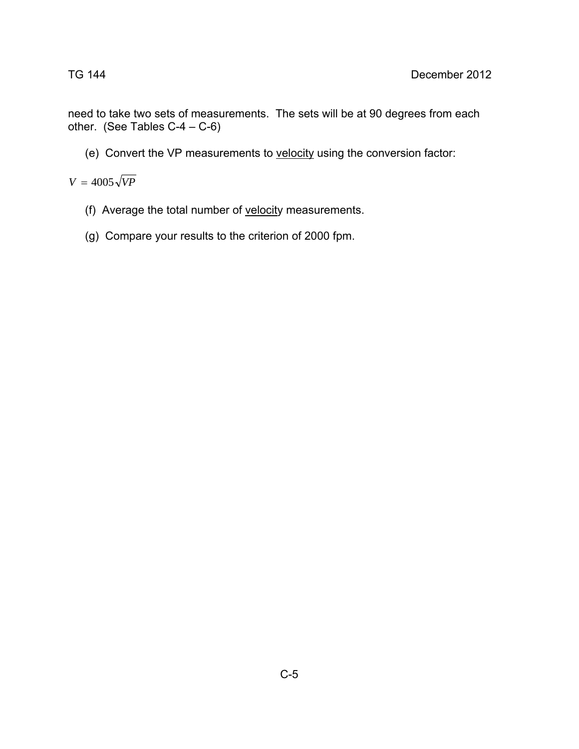need to take two sets of measurements.  The sets will be at 90 degrees from each other.  (See Tables C-4 – C-6)

(e)  Convert the VP measurements to velocity using the conversion factor:

$$V = 4005\sqrt{VP}$$

(f)  Average the total number of velocity measurements.

(g)  Compare your results to the criterion of 2000 fpm.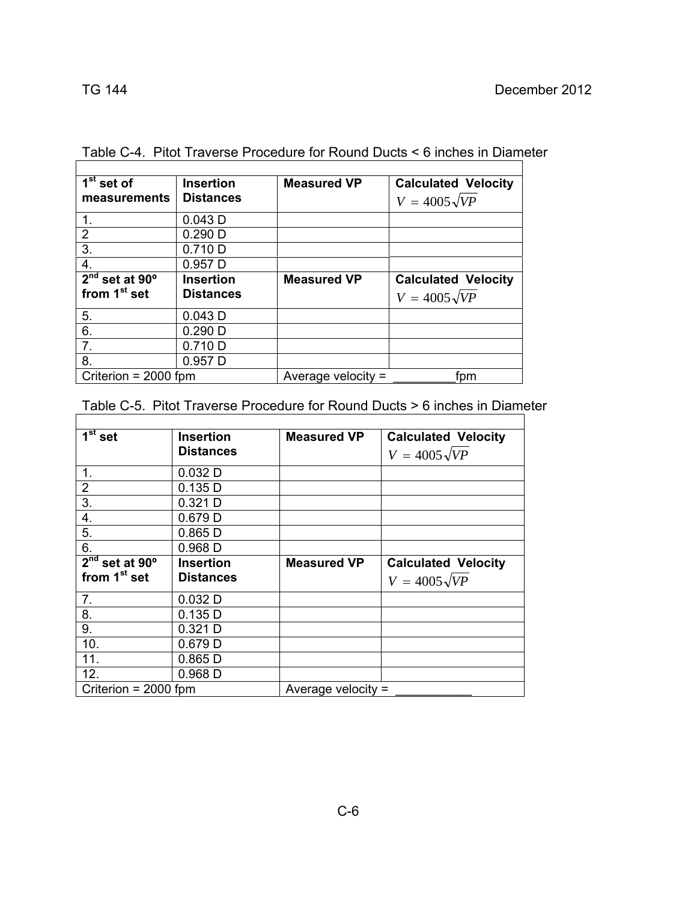Table C-4. Pitot Traverse Procedure for Round Ducts < 6 inches in Diameter

| 1st set of measurements | Insertion Distances | Measured VP | Calculated Velocity $V = 4005\sqrt{VP}$ |
|---|---|---|---|
| 1. | 0.043 D | | |
| 2 | 0.290 D | | |
| 3. | 0.710 D | | |
| 4. | 0.957 D | | |
| **2nd set at 90º from 1st set** | **Insertion Distances** | **Measured VP** | **Calculated Velocity** $V = 4005\sqrt{VP}$ |
| 5. | 0.043 D | | |
| 6. | 0.290 D | | |
| 7. | 0.710 D | | |
| 8. | 0.957 D | | |
| Criterion = 2000 fpm | | Average velocity = _________fpm | |

Table C-5. Pitot Traverse Procedure for Round Ducts > 6 inches in Diameter

| 1st set | Insertion Distances | Measured VP | Calculated Velocity $V = 4005\sqrt{VP}$ |
|---|---|---|---|
| 1. | 0.032 D | | |
| 2 | 0.135 D | | |
| 3. | 0.321 D | | |
| 4. | 0.679 D | | |
| 5. | 0.865 D | | |
| 6. | 0.968 D | | |
| **2nd set at 90º from 1st set** | **Insertion Distances** | **Measured VP** | **Calculated Velocity** $V = 4005\sqrt{VP}$ |
| 7. | 0.032 D | | |
| 8. | 0.135 D | | |
| 9. | 0.321 D | | |
| 10. | 0.679 D | | |
| 11. | 0.865 D | | |
| 12. | 0.968 D | | |
| Criterion = 2000 fpm | | Average velocity = ___________ | |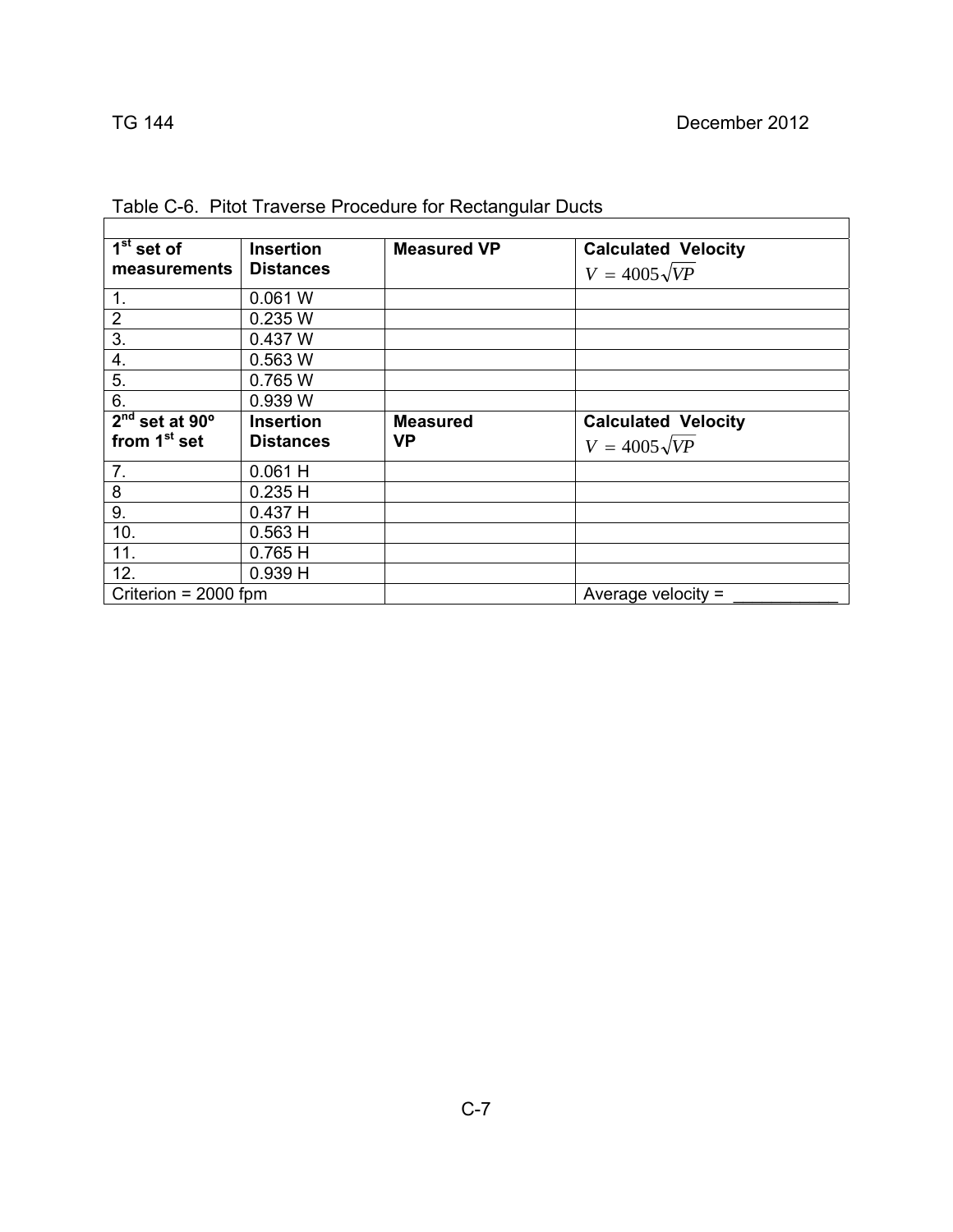Table C-6. Pitot Traverse Procedure for Rectangular Ducts

| | | | |
|---|---|---|---|
| **1st set of measurements** | **Insertion Distances** | **Measured VP** | **Calculated Velocity** $V = 4005\sqrt{VP}$ |
| 1. | 0.061 W | | |
| 2 | 0.235 W | | |
| 3. | 0.437 W | | |
| 4. | 0.563 W | | |
| 5. | 0.765 W | | |
| 6. | 0.939 W | | |
| **2nd set at 90º from 1st set** | **Insertion Distances** | **Measured VP** | **Calculated Velocity** $V = 4005\sqrt{VP}$ |
| 7. | 0.061 H | | |
| 8 | 0.235 H | | |
| 9. | 0.437 H | | |
| 10. | 0.563 H | | |
| 11. | 0.765 H | | |
| 12. | 0.939 H | | |
| Criterion = 2000 fpm | | | Average velocity = ___________ |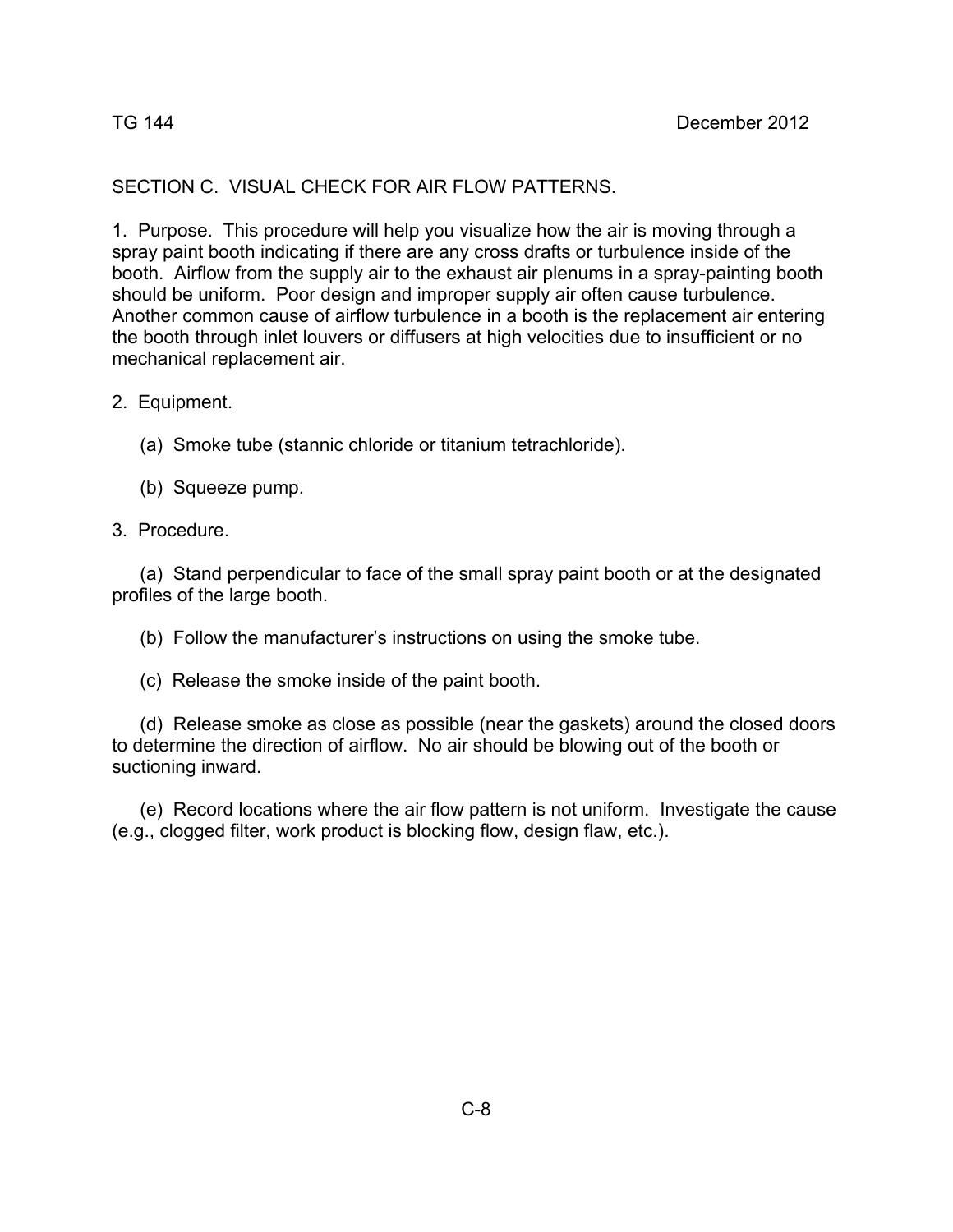SECTION C. VISUAL CHECK FOR AIR FLOW PATTERNS.

1. Purpose. This procedure will help you visualize how the air is moving through a spray paint booth indicating if there are any cross drafts or turbulence inside of the booth. Airflow from the supply air to the exhaust air plenums in a spray-painting booth should be uniform. Poor design and improper supply air often cause turbulence. Another common cause of airflow turbulence in a booth is the replacement air entering the booth through inlet louvers or diffusers at high velocities due to insufficient or no mechanical replacement air.

2. Equipment.

(a) Smoke tube (stannic chloride or titanium tetrachloride).

(b) Squeeze pump.

3. Procedure.

(a) Stand perpendicular to face of the small spray paint booth or at the designated profiles of the large booth.

(b) Follow the manufacturer's instructions on using the smoke tube.

(c) Release the smoke inside of the paint booth.

(d) Release smoke as close as possible (near the gaskets) around the closed doors to determine the direction of airflow. No air should be blowing out of the booth or suctioning inward.

(e) Record locations where the air flow pattern is not uniform. Investigate the cause (e.g., clogged filter, work product is blocking flow, design flaw, etc.).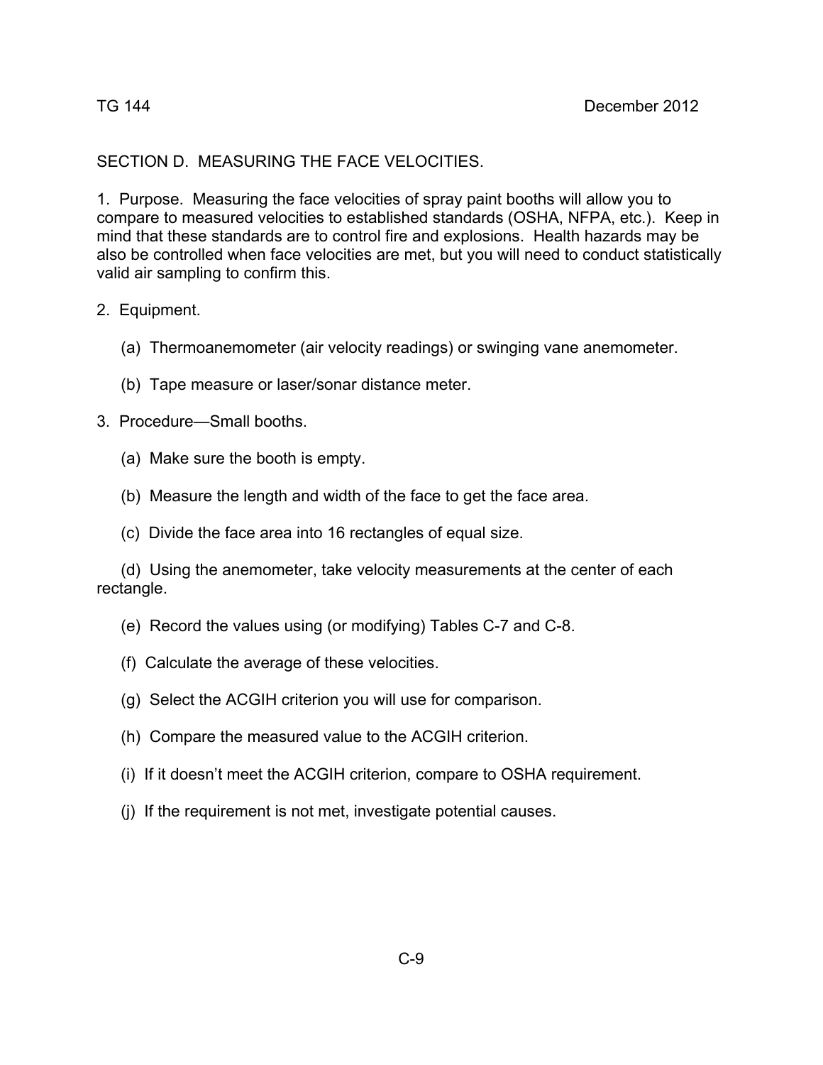## SECTION D. MEASURING THE FACE VELOCITIES.

1. Purpose. Measuring the face velocities of spray paint booths will allow you to compare to measured velocities to established standards (OSHA, NFPA, etc.). Keep in mind that these standards are to control fire and explosions. Health hazards may be also be controlled when face velocities are met, but you will need to conduct statistically valid air sampling to confirm this.

2. Equipment.

   (a) Thermoanemometer (air velocity readings) or swinging vane anemometer.

   (b) Tape measure or laser/sonar distance meter.

3. Procedure—Small booths.

   (a) Make sure the booth is empty.

   (b) Measure the length and width of the face to get the face area.

   (c) Divide the face area into 16 rectangles of equal size.

   (d) Using the anemometer, take velocity measurements at the center of each rectangle.

   (e) Record the values using (or modifying) Tables C-7 and C-8.

   (f) Calculate the average of these velocities.

   (g) Select the ACGIH criterion you will use for comparison.

   (h) Compare the measured value to the ACGIH criterion.

   (i) If it doesn't meet the ACGIH criterion, compare to OSHA requirement.

   (j) If the requirement is not met, investigate potential causes.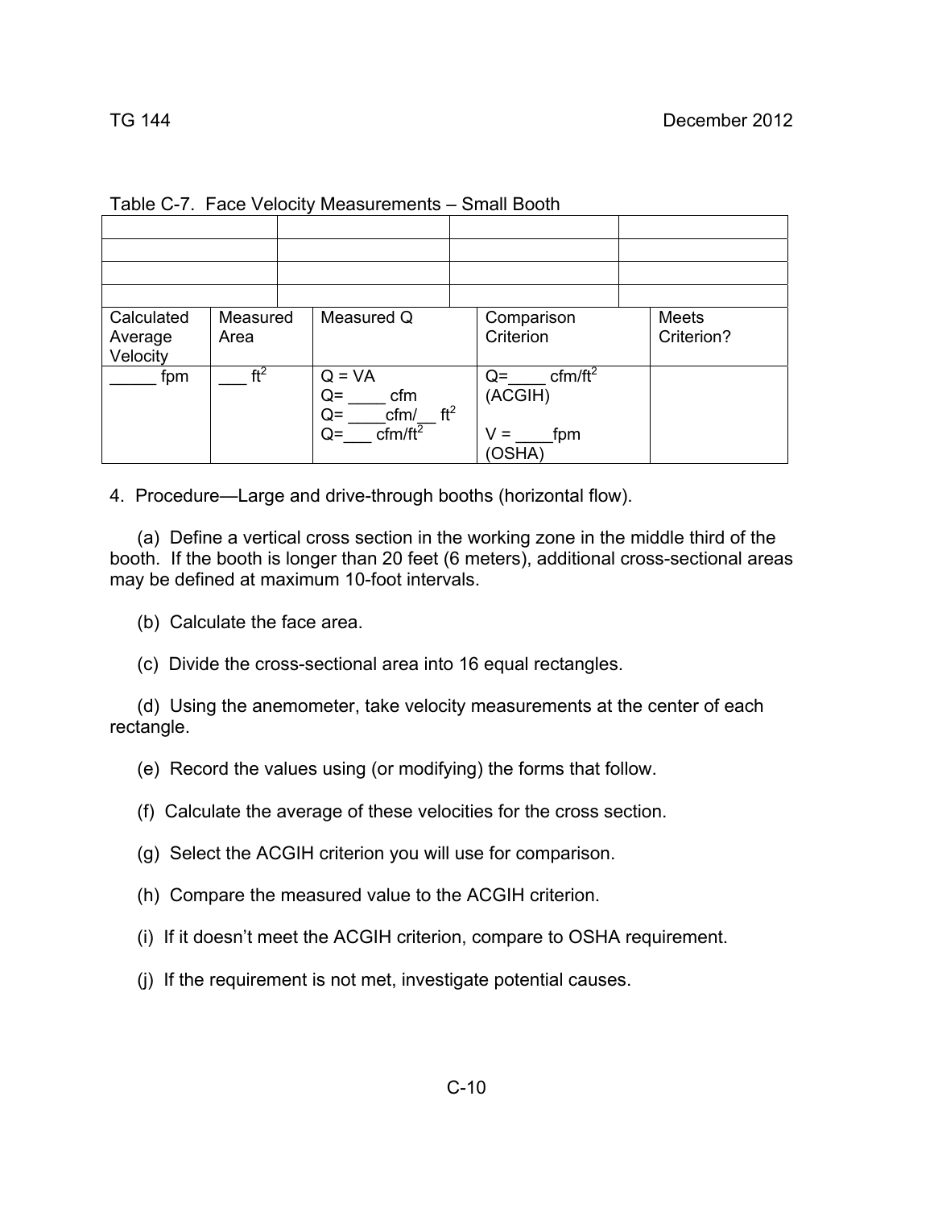Table C-7. Face Velocity Measurements – Small Booth

| | | | |
|---|---|---|---|
| | | | |
| | | | |
| | | | |
| | | | |

| Calculated Average Velocity | Measured Area | Measured Q | Comparison Criterion | Meets Criterion? |
|---|---|---|---|---|
| _____ fpm | ___ $ft^2$ | Q = VA<br>Q= ____ cfm<br>Q= ____cfm/__ $ft^2$<br>Q=___ cfm/$ft^2$ | Q=____ cfm/$ft^2$ (ACGIH)<br><br>V = ____fpm (OSHA) | |

4. Procedure—Large and drive-through booths (horizontal flow).

(a) Define a vertical cross section in the working zone in the middle third of the booth. If the booth is longer than 20 feet (6 meters), additional cross-sectional areas may be defined at maximum 10-foot intervals.

(b) Calculate the face area.

(c) Divide the cross-sectional area into 16 equal rectangles.

(d) Using the anemometer, take velocity measurements at the center of each rectangle.

(e) Record the values using (or modifying) the forms that follow.

(f) Calculate the average of these velocities for the cross section.

(g) Select the ACGIH criterion you will use for comparison.

(h) Compare the measured value to the ACGIH criterion.

(i) If it doesn't meet the ACGIH criterion, compare to OSHA requirement.

(j) If the requirement is not met, investigate potential causes.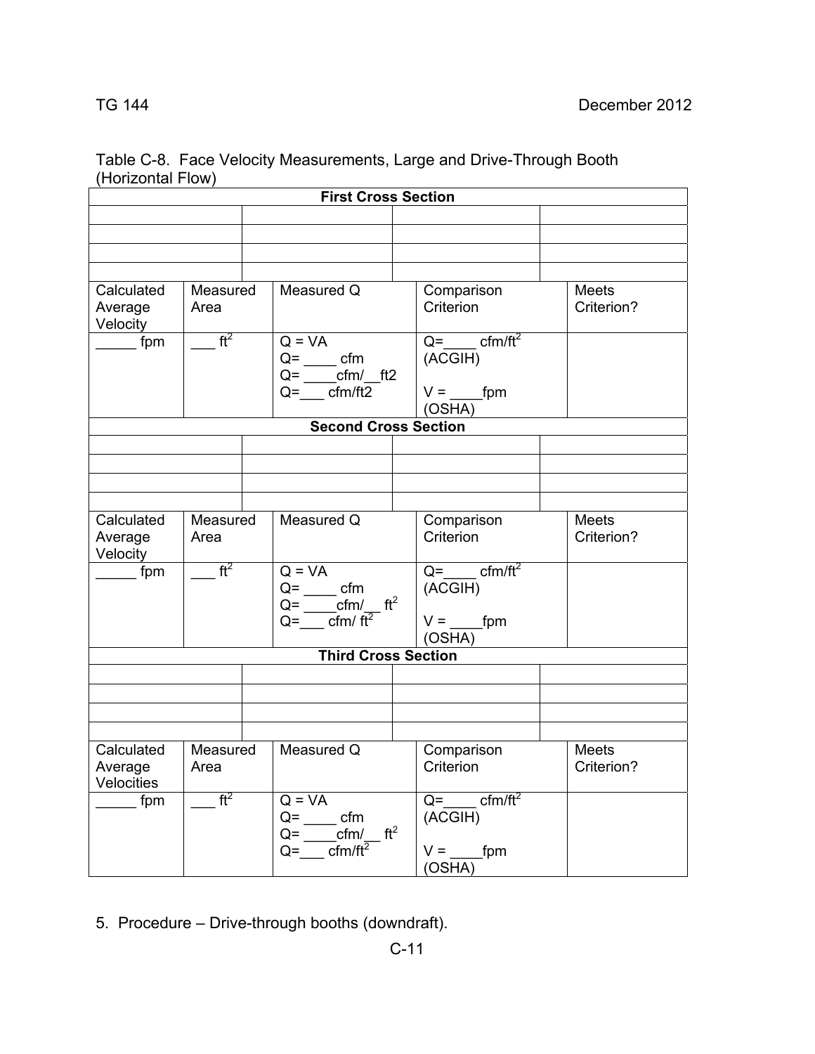Table C-8. Face Velocity Measurements, Large and Drive-Through Booth (Horizontal Flow)

| First Cross Section | | | | |
|---|---|---|---|---|
| | | | | |
| | | | | |
| | | | | |
| | | | | |
| Calculated Average Velocity | Measured Area | Measured Q | Comparison Criterion | Meets Criterion? |
| _____ fpm | ___ $ft^2$ | Q = VA<br>Q= ____ cfm<br>Q= ____cfm/__ft2<br>Q=___ cfm/ft2 | Q=____ cfm/$ft^2$<br>(ACGIH)<br><br>V = ____fpm<br>(OSHA) | |

| Second Cross Section | | | | |
|---|---|---|---|---|
| | | | | |
| | | | | |
| | | | | |
| | | | | |
| Calculated Average Velocity | Measured Area | Measured Q | Comparison Criterion | Meets Criterion? |
| _____ fpm | ___ $ft^2$ | Q = VA<br>Q= ____ cfm<br>Q= ____cfm/__ $ft^2$<br>Q=___ cfm/ $ft^2$ | Q=____ cfm/$ft^2$<br>(ACGIH)<br><br>V = ____fpm<br>(OSHA) | |

| Third Cross Section | | | | |
|---|---|---|---|---|
| | | | | |
| | | | | |
| | | | | |
| | | | | |
| Calculated Average Velocities | Measured Area | Measured Q | Comparison Criterion | Meets Criterion? |
| _____ fpm | ___ $ft^2$ | Q = VA<br>Q= ____ cfm<br>Q= ____cfm/__ $ft^2$<br>Q=___ cfm/$ft^2$ | Q=____ cfm/$ft^2$<br>(ACGIH)<br><br>V = ____fpm<br>(OSHA) | |

5. Procedure – Drive-through booths (downdraft).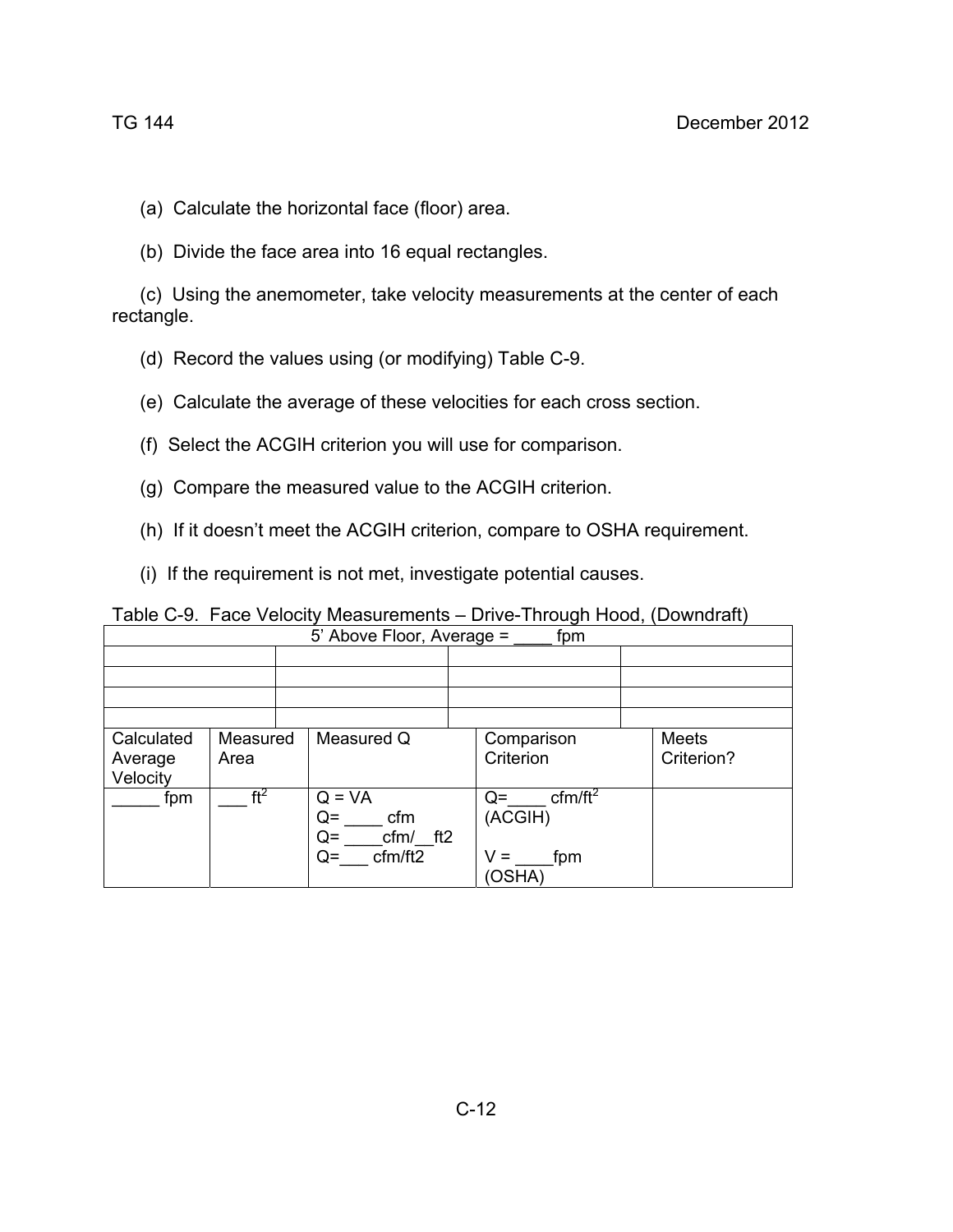(a) Calculate the horizontal face (floor) area.

(b) Divide the face area into 16 equal rectangles.

(c) Using the anemometer, take velocity measurements at the center of each rectangle.

(d) Record the values using (or modifying) Table C-9.

(e) Calculate the average of these velocities for each cross section.

(f) Select the ACGIH criterion you will use for comparison.

(g) Compare the measured value to the ACGIH criterion.

(h) If it doesn't meet the ACGIH criterion, compare to OSHA requirement.

(i) If the requirement is not met, investigate potential causes.

Table C-9. Face Velocity Measurements – Drive-Through Hood, (Downdraft)

| 5' Above Floor, Average = ____ fpm | | | |
|---|---|---|---|
| | | | |
| | | | |
| | | | |
| | | | |

| Calculated Average Velocity | Measured Area | Measured Q | Comparison Criterion | Meets Criterion? |
|---|---|---|---|---|
| _____ fpm | ___ $ft^2$ | Q = VA<br>Q= ____ cfm<br>Q= ____cfm/__ft2<br>Q=___ cfm/ft2 | Q=____ cfm/$ft^2$ (ACGIH)<br><br>V = ____fpm (OSHA) | |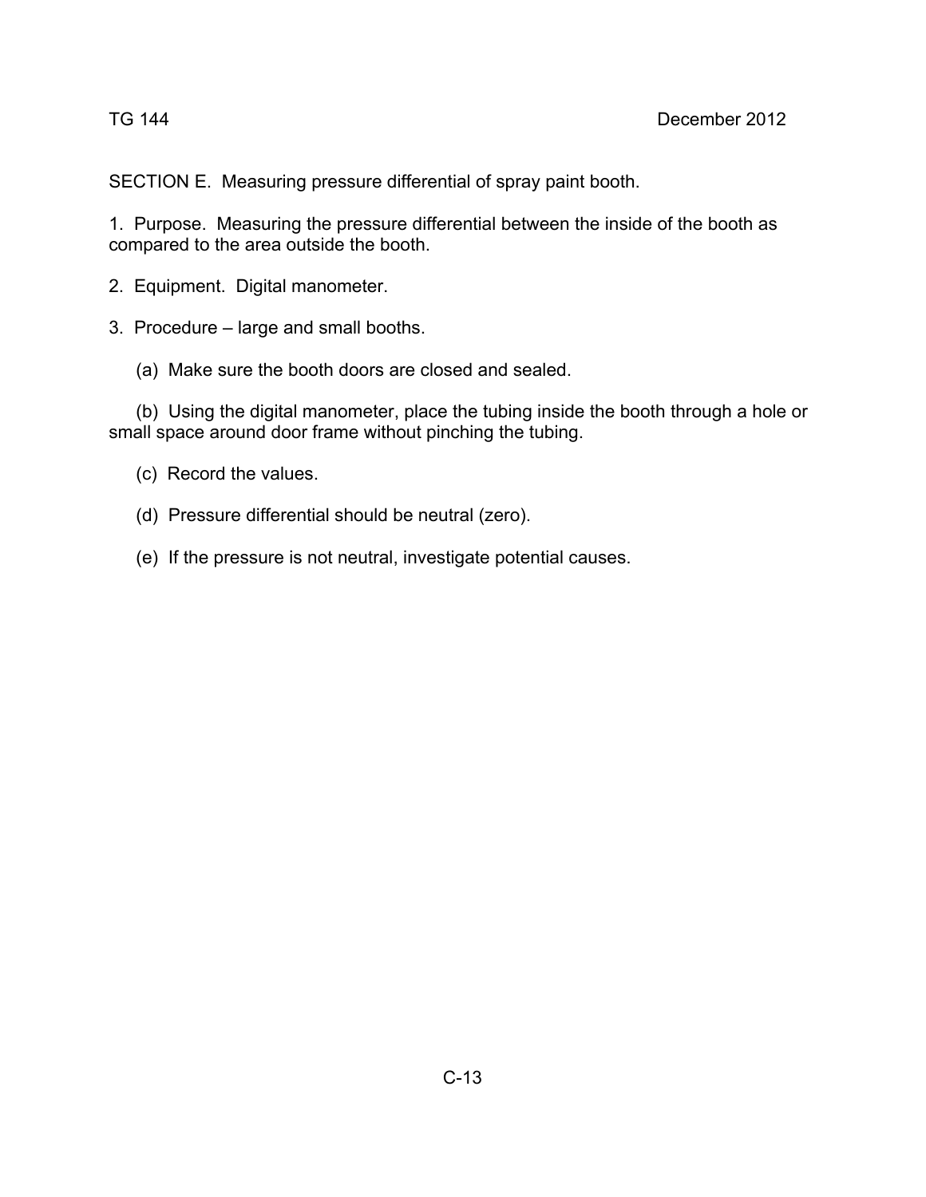SECTION E. Measuring pressure differential of spray paint booth.

1. Purpose. Measuring the pressure differential between the inside of the booth as compared to the area outside the booth.

2. Equipment. Digital manometer.

3. Procedure – large and small booths.

(a) Make sure the booth doors are closed and sealed.

(b) Using the digital manometer, place the tubing inside the booth through a hole or small space around door frame without pinching the tubing.

(c) Record the values.

(d) Pressure differential should be neutral (zero).

(e) If the pressure is not neutral, investigate potential causes.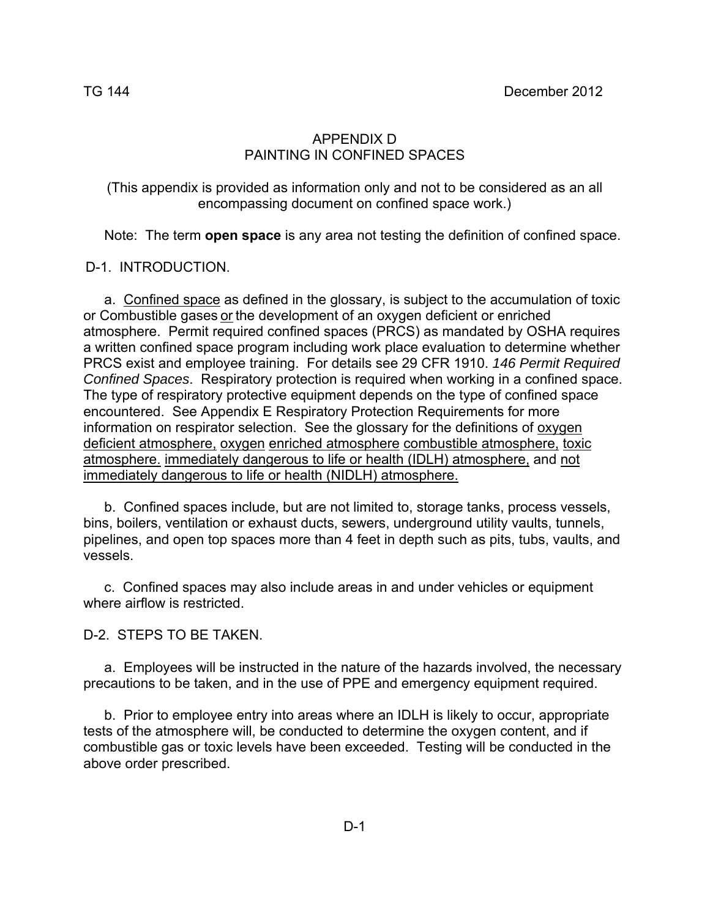# APPENDIX D
# PAINTING IN CONFINED SPACES

(This appendix is provided as information only and not to be considered as an all encompassing document on confined space work.)

Note: The term **open space** is any area not testing the definition of confined space.

## D-1. INTRODUCTION.

a. Confined space as defined in the glossary, is subject to the accumulation of toxic or Combustible gases or the development of an oxygen deficient or enriched atmosphere. Permit required confined spaces (PRCS) as mandated by OSHA requires a written confined space program including work place evaluation to determine whether PRCS exist and employee training. For details see 29 CFR 1910. *146 Permit Required Confined Spaces*. Respiratory protection is required when working in a confined space. The type of respiratory protective equipment depends on the type of confined space encountered. See Appendix E Respiratory Protection Requirements for more information on respirator selection. See the glossary for the definitions of oxygen deficient atmosphere, oxygen enriched atmosphere combustible atmosphere, toxic atmosphere. immediately dangerous to life or health (IDLH) atmosphere, and not immediately dangerous to life or health (NIDLH) atmosphere.

b. Confined spaces include, but are not limited to, storage tanks, process vessels, bins, boilers, ventilation or exhaust ducts, sewers, underground utility vaults, tunnels, pipelines, and open top spaces more than 4 feet in depth such as pits, tubs, vaults, and vessels.

c. Confined spaces may also include areas in and under vehicles or equipment where airflow is restricted.

## D-2. STEPS TO BE TAKEN.

a. Employees will be instructed in the nature of the hazards involved, the necessary precautions to be taken, and in the use of PPE and emergency equipment required.

b. Prior to employee entry into areas where an IDLH is likely to occur, appropriate tests of the atmosphere will, be conducted to determine the oxygen content, and if combustible gas or toxic levels have been exceeded. Testing will be conducted in the above order prescribed.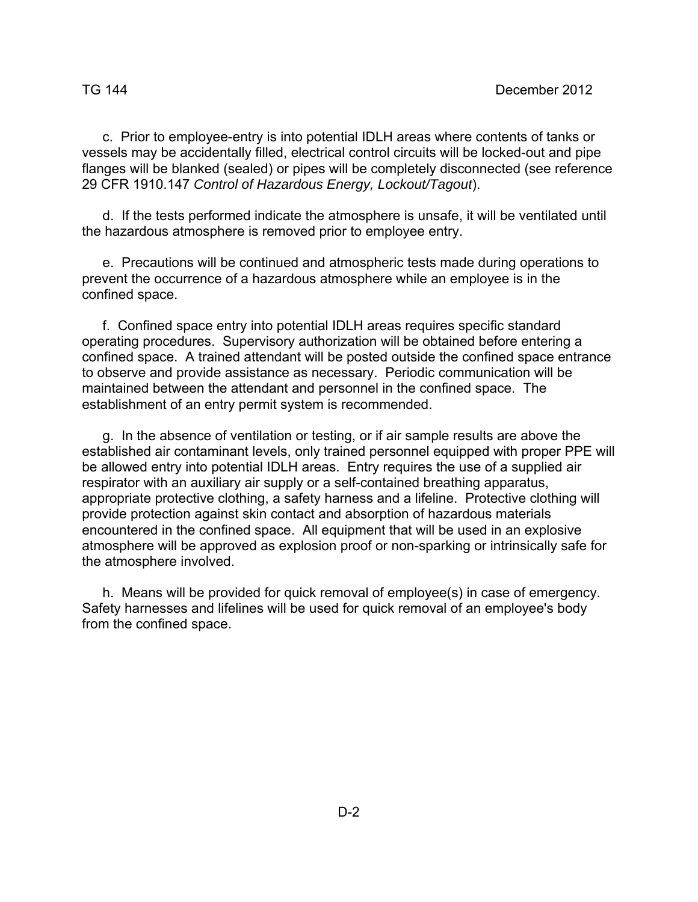c. Prior to employee-entry is into potential IDLH areas where contents of tanks or vessels may be accidentally filled, electrical control circuits will be locked-out and pipe flanges will be blanked (sealed) or pipes will be completely disconnected (see reference 29 CFR 1910.147 *Control of Hazardous Energy, Lockout/Tagout*).

d. If the tests performed indicate the atmosphere is unsafe, it will be ventilated until the hazardous atmosphere is removed prior to employee entry.

e. Precautions will be continued and atmospheric tests made during operations to prevent the occurrence of a hazardous atmosphere while an employee is in the confined space.

f. Confined space entry into potential IDLH areas requires specific standard operating procedures. Supervisory authorization will be obtained before entering a confined space. A trained attendant will be posted outside the confined space entrance to observe and provide assistance as necessary. Periodic communication will be maintained between the attendant and personnel in the confined space. The establishment of an entry permit system is recommended.

g. In the absence of ventilation or testing, or if air sample results are above the established air contaminant levels, only trained personnel equipped with proper PPE will be allowed entry into potential IDLH areas. Entry requires the use of a supplied air respirator with an auxiliary air supply or a self-contained breathing apparatus, appropriate protective clothing, a safety harness and a lifeline. Protective clothing will provide protection against skin contact and absorption of hazardous materials encountered in the confined space. All equipment that will be used in an explosive atmosphere will be approved as explosion proof or non-sparking or intrinsically safe for the atmosphere involved.

h. Means will be provided for quick removal of employee(s) in case of emergency. Safety harnesses and lifelines will be used for quick removal of an employee's body from the confined space.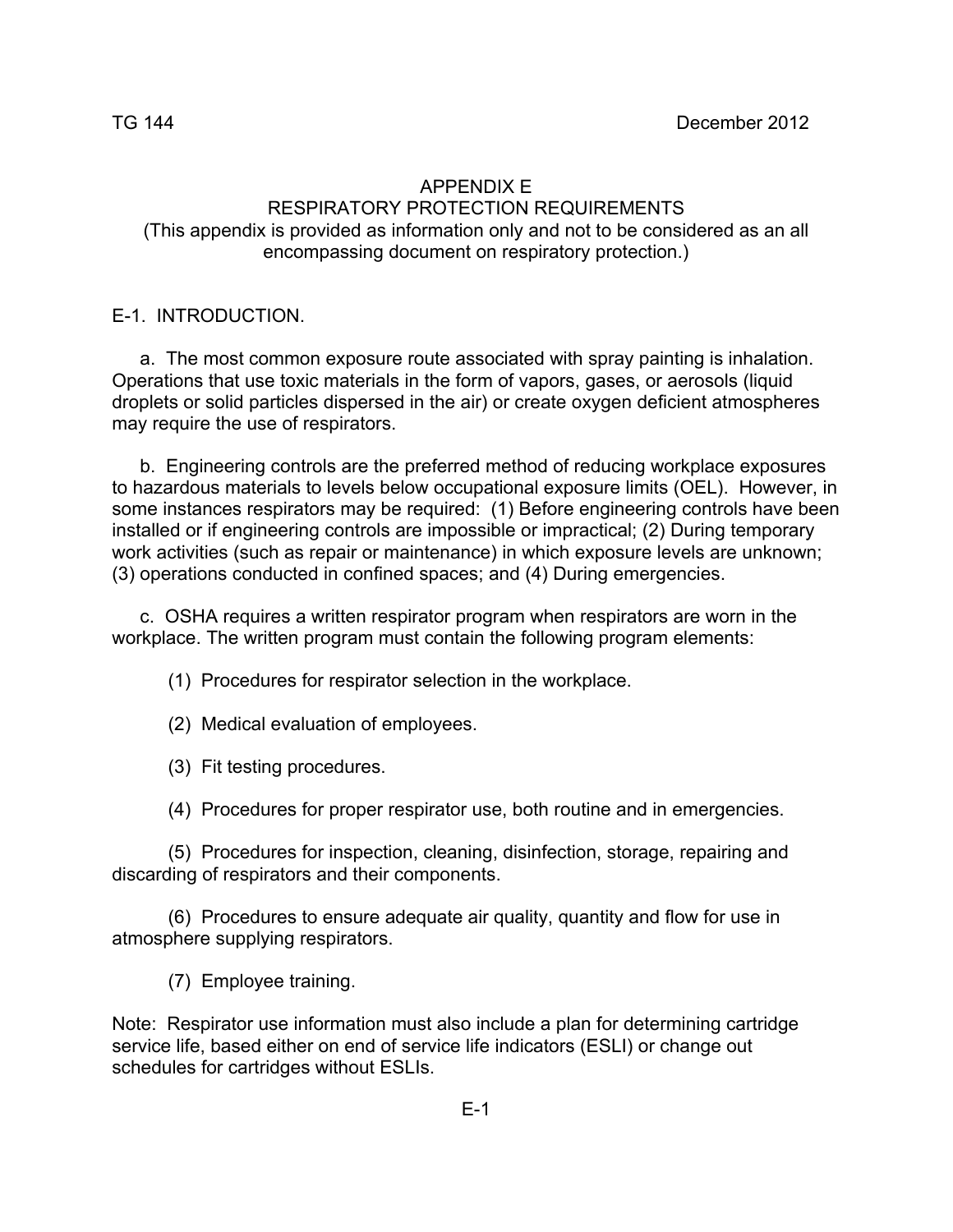# APPENDIX E
# RESPIRATORY PROTECTION REQUIREMENTS

(This appendix is provided as information only and not to be considered as an all encompassing document on respiratory protection.)

## E-1. INTRODUCTION.

a. The most common exposure route associated with spray painting is inhalation. Operations that use toxic materials in the form of vapors, gases, or aerosols (liquid droplets or solid particles dispersed in the air) or create oxygen deficient atmospheres may require the use of respirators.

b. Engineering controls are the preferred method of reducing workplace exposures to hazardous materials to levels below occupational exposure limits (OEL). However, in some instances respirators may be required: (1) Before engineering controls have been installed or if engineering controls are impossible or impractical; (2) During temporary work activities (such as repair or maintenance) in which exposure levels are unknown; (3) operations conducted in confined spaces; and (4) During emergencies.

c. OSHA requires a written respirator program when respirators are worn in the workplace. The written program must contain the following program elements:

(1) Procedures for respirator selection in the workplace.

(2) Medical evaluation of employees.

(3) Fit testing procedures.

(4) Procedures for proper respirator use, both routine and in emergencies.

(5) Procedures for inspection, cleaning, disinfection, storage, repairing and discarding of respirators and their components.

(6) Procedures to ensure adequate air quality, quantity and flow for use in atmosphere supplying respirators.

(7) Employee training.

Note: Respirator use information must also include a plan for determining cartridge service life, based either on end of service life indicators (ESLI) or change out schedules for cartridges without ESLIs.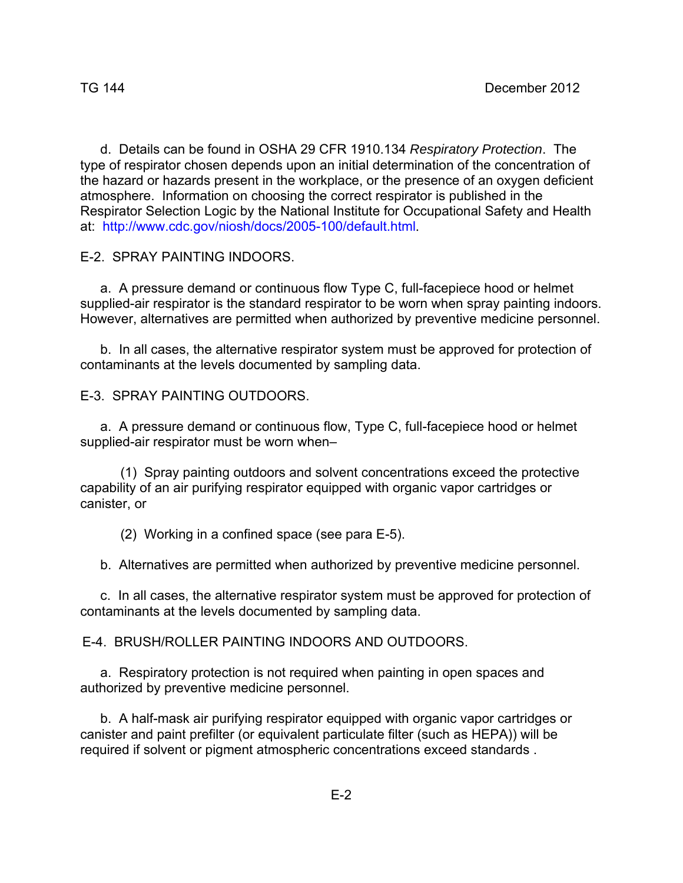d. Details can be found in OSHA 29 CFR 1910.134 *Respiratory Protection*. The type of respirator chosen depends upon an initial determination of the concentration of the hazard or hazards present in the workplace, or the presence of an oxygen deficient atmosphere. Information on choosing the correct respirator is published in the Respirator Selection Logic by the National Institute for Occupational Safety and Health at: http://www.cdc.gov/niosh/docs/2005-100/default.html.

## E-2. SPRAY PAINTING INDOORS.

a. A pressure demand or continuous flow Type C, full-facepiece hood or helmet supplied-air respirator is the standard respirator to be worn when spray painting indoors. However, alternatives are permitted when authorized by preventive medicine personnel.

b. In all cases, the alternative respirator system must be approved for protection of contaminants at the levels documented by sampling data.

## E-3. SPRAY PAINTING OUTDOORS.

a. A pressure demand or continuous flow, Type C, full-facepiece hood or helmet supplied-air respirator must be worn when–

(1) Spray painting outdoors and solvent concentrations exceed the protective capability of an air purifying respirator equipped with organic vapor cartridges or canister, or

(2) Working in a confined space (see para E-5).

b. Alternatives are permitted when authorized by preventive medicine personnel.

c. In all cases, the alternative respirator system must be approved for protection of contaminants at the levels documented by sampling data.

## E-4. BRUSH/ROLLER PAINTING INDOORS AND OUTDOORS.

a. Respiratory protection is not required when painting in open spaces and authorized by preventive medicine personnel.

b. A half-mask air purifying respirator equipped with organic vapor cartridges or canister and paint prefilter (or equivalent particulate filter (such as HEPA)) will be required if solvent or pigment atmospheric concentrations exceed standards .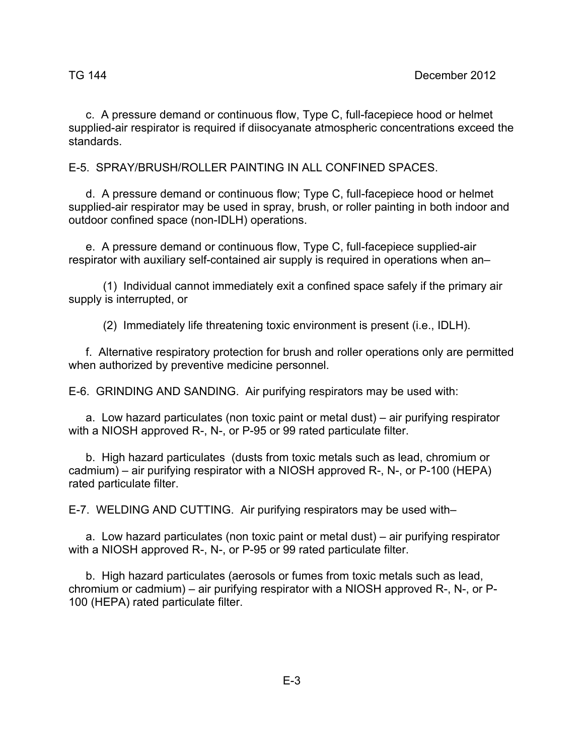c. A pressure demand or continuous flow, Type C, full-facepiece hood or helmet supplied-air respirator is required if diisocyanate atmospheric concentrations exceed the standards.

E-5. SPRAY/BRUSH/ROLLER PAINTING IN ALL CONFINED SPACES.

d. A pressure demand or continuous flow; Type C, full-facepiece hood or helmet supplied-air respirator may be used in spray, brush, or roller painting in both indoor and outdoor confined space (non-IDLH) operations.

e. A pressure demand or continuous flow, Type C, full-facepiece supplied-air respirator with auxiliary self-contained air supply is required in operations when an–

(1) Individual cannot immediately exit a confined space safely if the primary air supply is interrupted, or

(2) Immediately life threatening toxic environment is present (i.e., IDLH).

f. Alternative respiratory protection for brush and roller operations only are permitted when authorized by preventive medicine personnel.

E-6. GRINDING AND SANDING. Air purifying respirators may be used with:

a. Low hazard particulates (non toxic paint or metal dust) – air purifying respirator with a NIOSH approved R-, N-, or P-95 or 99 rated particulate filter.

b. High hazard particulates (dusts from toxic metals such as lead, chromium or cadmium) – air purifying respirator with a NIOSH approved R-, N-, or P-100 (HEPA) rated particulate filter.

E-7. WELDING AND CUTTING. Air purifying respirators may be used with–

a. Low hazard particulates (non toxic paint or metal dust) – air purifying respirator with a NIOSH approved R-, N-, or P-95 or 99 rated particulate filter.

b. High hazard particulates (aerosols or fumes from toxic metals such as lead, chromium or cadmium) – air purifying respirator with a NIOSH approved R-, N-, or P-100 (HEPA) rated particulate filter.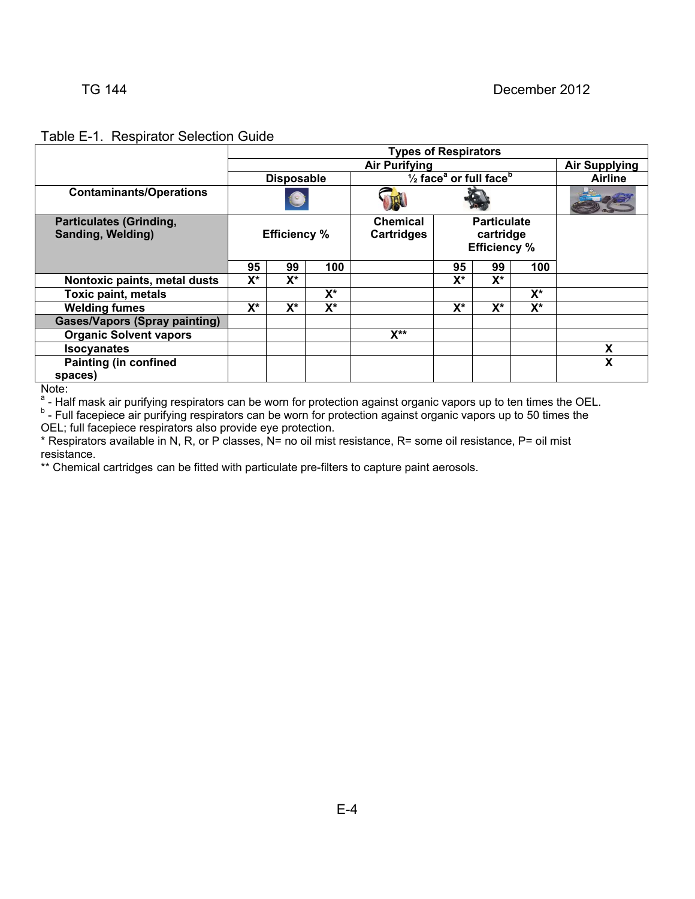Table E-1. Respirator Selection Guide

| Contaminants/Operations | Types of Respirators | | | | | | | |
|---|---|---|---|---|---|---|---|---|
| | Air Purifying | | | | | | | Air Supplying |
| | Disposable | | | ½ face[a] or full face[b] | | | | Airline |
| **Particulates (Grinding, Sanding, Welding)** | Efficiency % | | | Chemical Cartridges | Particulate cartridge Efficiency % | | | |
| | 95 | 99 | 100 | | 95 | 99 | 100 | |
| Nontoxic paints, metal dusts | X* | X* | | | X* | X* | | |
| Toxic paint, metals | | | X* | | | | X* | |
| Welding fumes | X* | X* | X* | | X* | X* | X* | |
| **Gases/Vapors (Spray painting)** | | | | | | | | |
| Organic Solvent vapors | | | | X** | | | | |
| Isocyanates | | | | | | | | X |
| Painting (in confined spaces) | | | | | | | | X |

Note:

[a] - Half mask air purifying respirators can be worn for protection against organic vapors up to ten times the OEL.

[b] - Full facepiece air purifying respirators can be worn for protection against organic vapors up to 50 times the OEL; full facepiece respirators also provide eye protection.

* Respirators available in N, R, or P classes, N= no oil mist resistance, R= some oil resistance, P= oil mist resistance.

** Chemical cartridges can be fitted with particulate pre-filters to capture paint aerosols.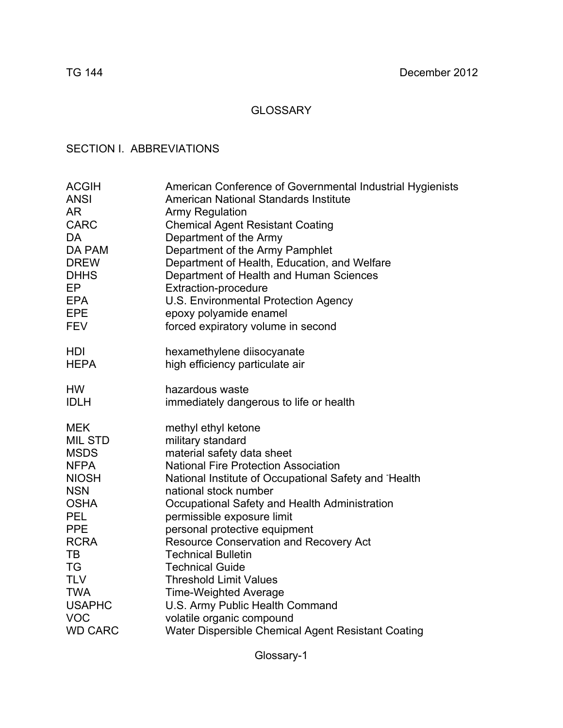# GLOSSARY

## SECTION I. ABBREVIATIONS

| | |
|---|---|
| ACGIH | American Conference of Governmental Industrial Hygienists |
| ANSI | American National Standards Institute |
| AR | Army Regulation |
| CARC | Chemical Agent Resistant Coating |
| DA | Department of the Army |
| DA PAM | Department of the Army Pamphlet |
| DREW | Department of Health, Education, and Welfare |
| DHHS | Department of Health and Human Sciences |
| EP | Extraction-procedure |
| EPA | U.S. Environmental Protection Agency |
| EPE | epoxy polyamide enamel |
| FEV | forced expiratory volume in second |
| HDI | hexamethylene diisocyanate |
| HEPA | high efficiency particulate air |
| HW | hazardous waste |
| IDLH | immediately dangerous to life or health |
| MEK | methyl ethyl ketone |
| MIL STD | military standard |
| MSDS | material safety data sheet |
| NFPA | National Fire Protection Association |
| NIOSH | National Institute of Occupational Safety and Health |
| NSN | national stock number |
| OSHA | Occupational Safety and Health Administration |
| PEL | permissible exposure limit |
| PPE | personal protective equipment |
| RCRA | Resource Conservation and Recovery Act |
| TB | Technical Bulletin |
| TG | Technical Guide |
| TLV | Threshold Limit Values |
| TWA | Time-Weighted Average |
| USAPHC | U.S. Army Public Health Command |
| VOC | volatile organic compound |
| WD CARC | Water Dispersible Chemical Agent Resistant Coating |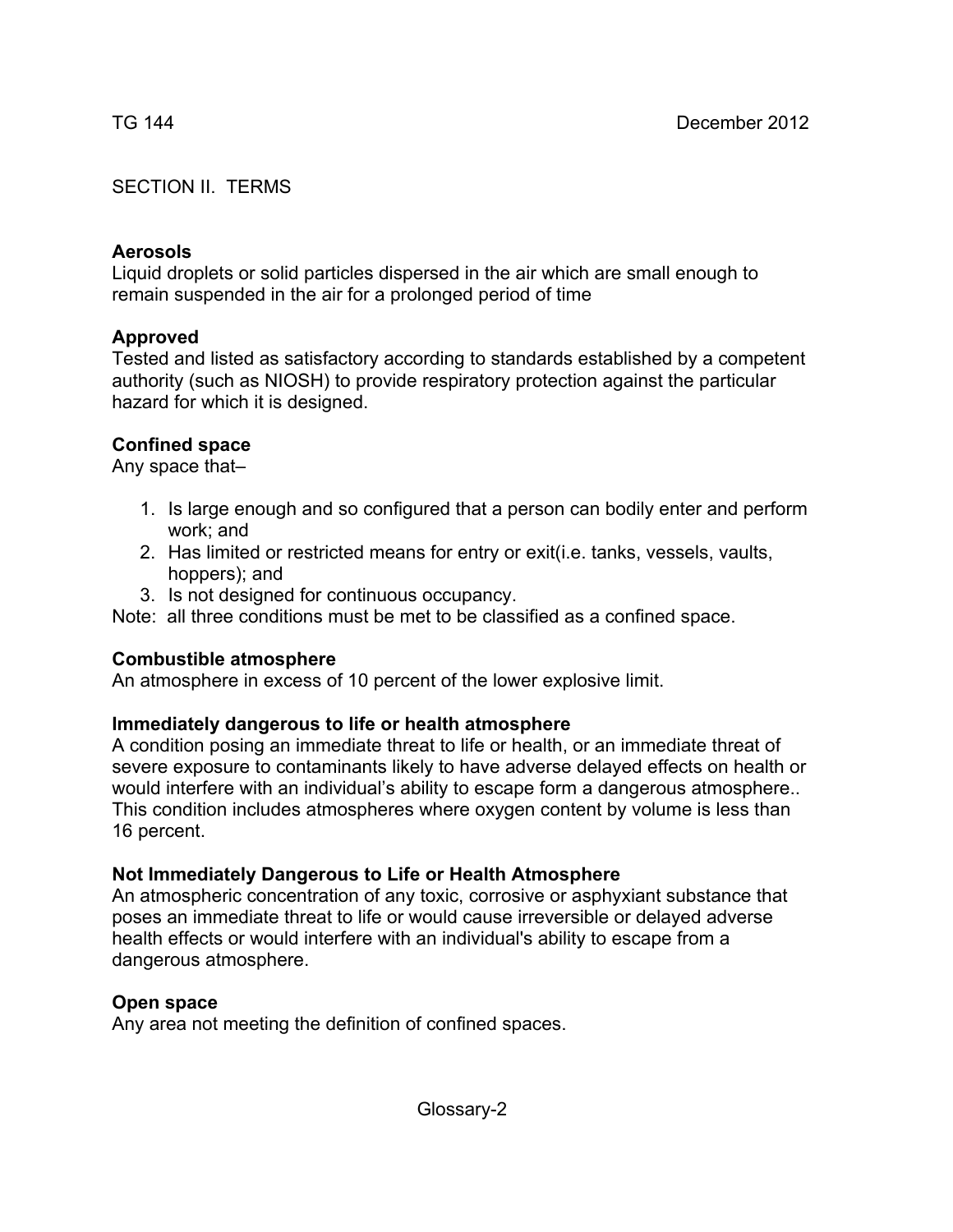## SECTION II. TERMS

**Aerosols**
Liquid droplets or solid particles dispersed in the air which are small enough to remain suspended in the air for a prolonged period of time

**Approved**
Tested and listed as satisfactory according to standards established by a competent authority (such as NIOSH) to provide respiratory protection against the particular hazard for which it is designed.

**Confined space**
Any space that–

1. Is large enough and so configured that a person can bodily enter and perform work; and
2. Has limited or restricted means for entry or exit(i.e. tanks, vessels, vaults, hoppers); and
3. Is not designed for continuous occupancy.

Note: all three conditions must be met to be classified as a confined space.

**Combustible atmosphere**
An atmosphere in excess of 10 percent of the lower explosive limit.

**Immediately dangerous to life or health atmosphere**
A condition posing an immediate threat to life or health, or an immediate threat of severe exposure to contaminants likely to have adverse delayed effects on health or would interfere with an individual's ability to escape form a dangerous atmosphere.. This condition includes atmospheres where oxygen content by volume is less than 16 percent.

**Not Immediately Dangerous to Life or Health Atmosphere**
An atmospheric concentration of any toxic, corrosive or asphyxiant substance that poses an immediate threat to life or would cause irreversible or delayed adverse health effects or would interfere with an individual's ability to escape from a dangerous atmosphere.

**Open space**
Any area not meeting the definition of confined spaces.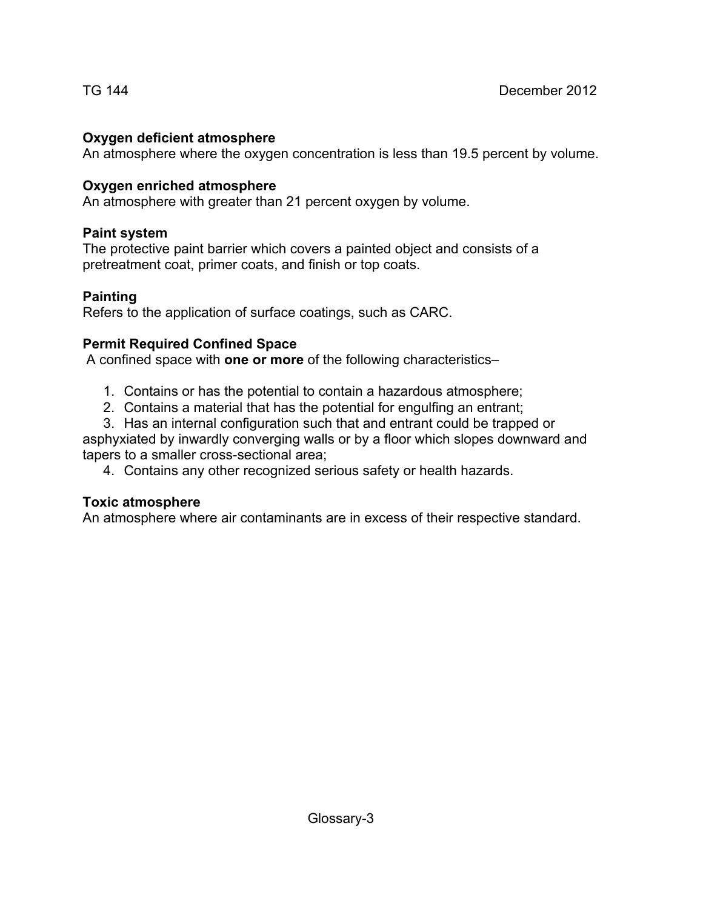**Oxygen deficient atmosphere**
An atmosphere where the oxygen concentration is less than 19.5 percent by volume.

**Oxygen enriched atmosphere**
An atmosphere with greater than 21 percent oxygen by volume.

**Paint system**
The protective paint barrier which covers a painted object and consists of a pretreatment coat, primer coats, and finish or top coats.

**Painting**
Refers to the application of surface coatings, such as CARC.

**Permit Required Confined Space**
A confined space with **one or more** of the following characteristics–

1. Contains or has the potential to contain a hazardous atmosphere;
2. Contains a material that has the potential for engulfing an entrant;
3. Has an internal configuration such that and entrant could be trapped or asphyxiated by inwardly converging walls or by a floor which slopes downward and tapers to a smaller cross-sectional area;
4. Contains any other recognized serious safety or health hazards.

**Toxic atmosphere**
An atmosphere where air contaminants are in excess of their respective standard.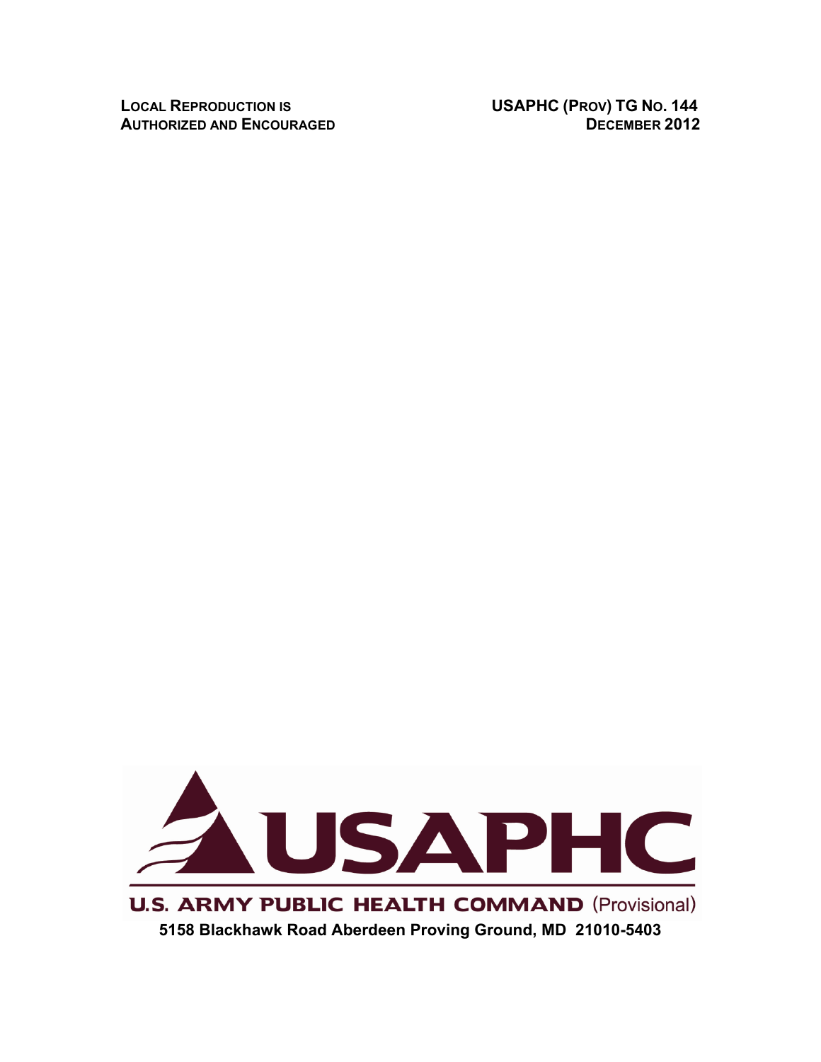LOCAL REPRODUCTION IS AUTHORIZED AND ENCOURAGED

USAPHC (PROV) TG NO. 144
DECEMBER 2012

USAPHC

U.S. ARMY PUBLIC HEALTH COMMAND (Provisional)

5158 Blackhawk Road Aberdeen Proving Ground, MD 21010-5403